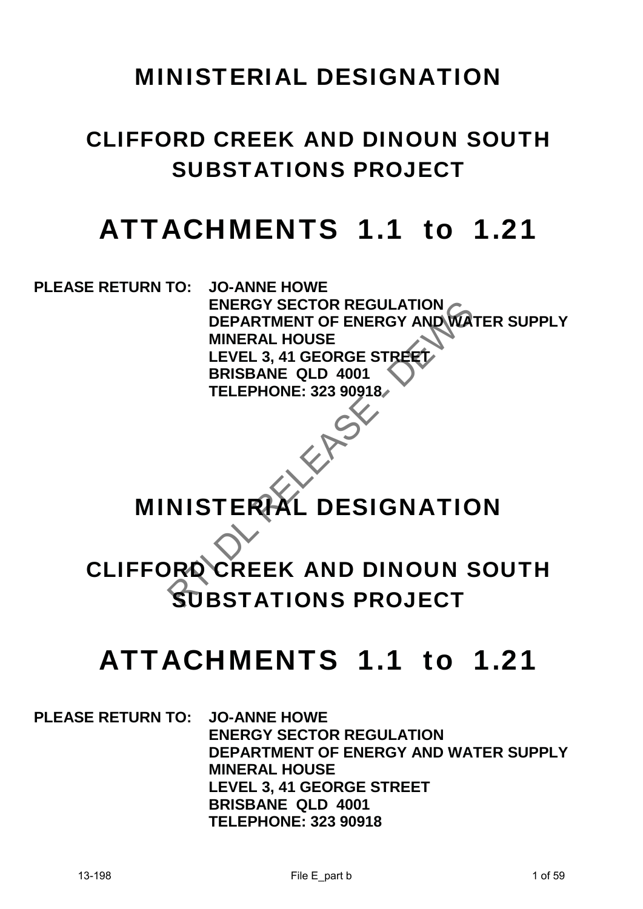# MINISTERIAL DESIGNATION

## CLIFFORD CREEK AND DINOUN SOUTH SUBSTATIONS PROJECT

# ATTACHMENTS 1.1 to 1.21

**PLEASE RETURN TO:** **JO-ANNE HOWE**
**ENERGY SECTOR REGULATION**
**DEPARTMENT OF ENERGY AND WATER SUPPLY**
**MINERAL HOUSE**
**LEVEL 3, 41 GEORGE STREET**
**BRISBANE QLD 4001**
**TELEPHONE: 323 90918**

RTI DL RELEASE - DEWS

# MINISTERIAL DESIGNATION

## CLIFFORD CREEK AND DINOUN SOUTH SUBSTATIONS PROJECT

# ATTACHMENTS 1.1 to 1.21

**PLEASE RETURN TO:** **JO-ANNE HOWE**
**ENERGY SECTOR REGULATION**
**DEPARTMENT OF ENERGY AND WATER SUPPLY**
**MINERAL HOUSE**
**LEVEL 3, 41 GEORGE STREET**
**BRISBANE QLD 4001**
**TELEPHONE: 323 90918**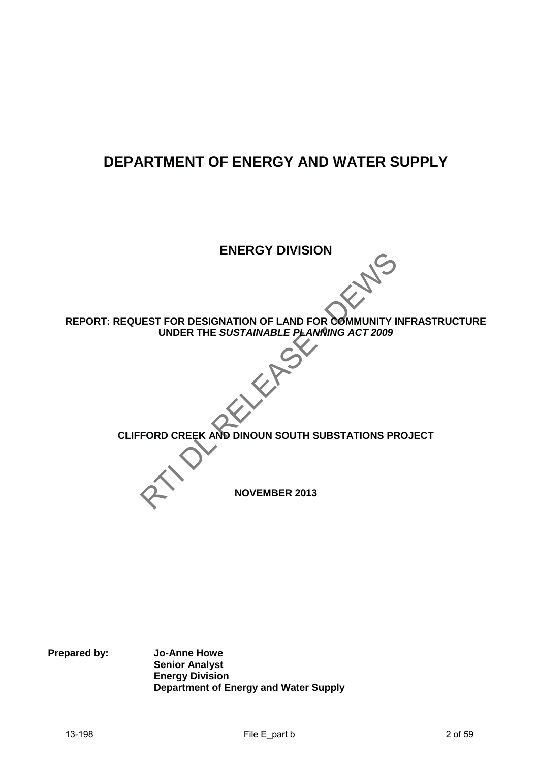# DEPARTMENT OF ENERGY AND WATER SUPPLY

## ENERGY DIVISION

**REPORT: REQUEST FOR DESIGNATION OF LAND FOR COMMUNITY INFRASTRUCTURE UNDER THE *SUSTAINABLE PLANNING ACT 2009***

**CLIFFORD CREEK AND DINOUN SOUTH SUBSTATIONS PROJECT**

**NOVEMBER 2013**

**Prepared by:** **Jo-Anne Howe**
**Senior Analyst**
**Energy Division**
**Department of Energy and Water Supply**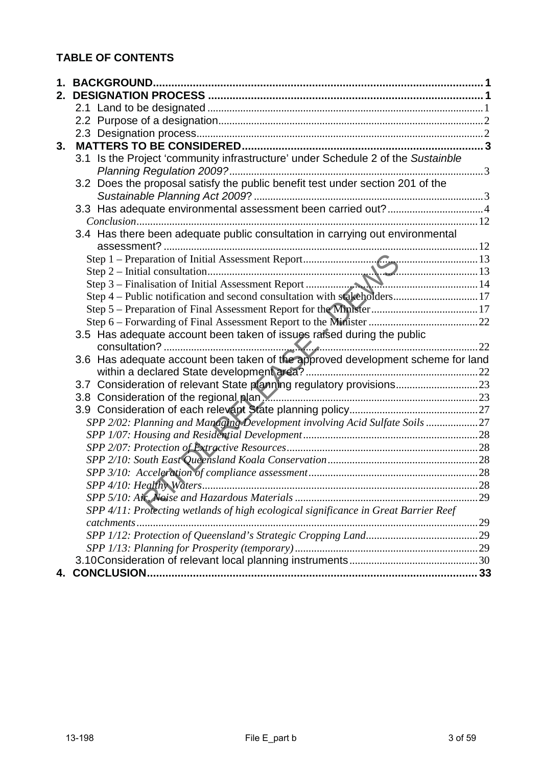**TABLE OF CONTENTS**

1. BACKGROUND ........................................................................................................ 1
2. DESIGNATION PROCESS ........................................................................................ 1
   - 2.1 Land to be designated ........................................................................................ 1
   - 2.2 Purpose of a designation ...................................................................................... 2
   - 2.3 Designation process ............................................................................................ 2
3. MATTERS TO BE CONSIDERED ................................................................................ 3
   - 3.1 Is the Project 'community infrastructure' under Schedule 2 of the *Sustainble Planning Regulation 2009?* ........................................................................................ 3
   - 3.2 Does the proposal satisfy the public benefit test under section 201 of the *Sustainable Planning Act 2009*? ........................................................................ 3
   - 3.3 Has adequate environmental assessment been carried out? ..................................... 4
     - *Conclusion* ........................................................................................................ 12
   - 3.4 Has there been adequate public consultation in carrying out environmental assessment? ........................................................................................................ 12
     - Step 1 – Preparation of Initial Assessment Report ................................................... 13
     - Step 2 – Initial consultation ..................................................................................... 13
     - Step 3 – Finalisation of Initial Assessment Report .................................................... 14
     - Step 4 – Public notification and second consultation with stakeholders ........................ 17
     - Step 5 – Preparation of Final Assessment Report for the Minister ................................ 17
     - Step 6 – Forwarding of Final Assessment Report to the Minister .................................. 22
   - 3.5 Has adequate account been taken of issues raised during the public consultation? ........................................................................................................ 22
   - 3.6 Has adequate account been taken of the approved development scheme for land within a declared State development area? ............................................................ 22
   - 3.7 Consideration of relevant State planning regulatory provisions .............................. 23
   - 3.8 Consideration of the regional plan ......................................................................... 23
   - 3.9 Consideration of each relevant State planning policy ............................................... 27
     - *SPP 2/02: Planning and Managing Development involving Acid Sulfate Soils* ............. 27
     - *SPP 1/07: Housing and Residential Development* ........................................................ 28
     - *SPP 2/07: Protection of Extractive Resources* ............................................................. 28
     - *SPP 2/10: South East Queensland Koala Conservation* ................................................ 28
     - *SPP 3/10: Acceleration of compliance assessment* ...................................................... 28
     - *SPP 4/10: Healthy Waters* ........................................................................................ 28
     - *SPP 5/10: Air, Noise and Hazardous Materials* ........................................................... 29
     - *SPP 4/11: Protecting wetlands of high ecological significance in Great Barrier Reef catchments* ........................................................................................................ 29
     - *SPP 1/12: Protection of Queensland's Strategic Cropping Land* .................................... 29
     - *SPP 1/13: Planning for Prosperity (temporary)* ............................................................ 29
   - 3.10 Consideration of relevant local planning instruments ............................................. 30
4. CONCLUSION ......................................................................................................... 33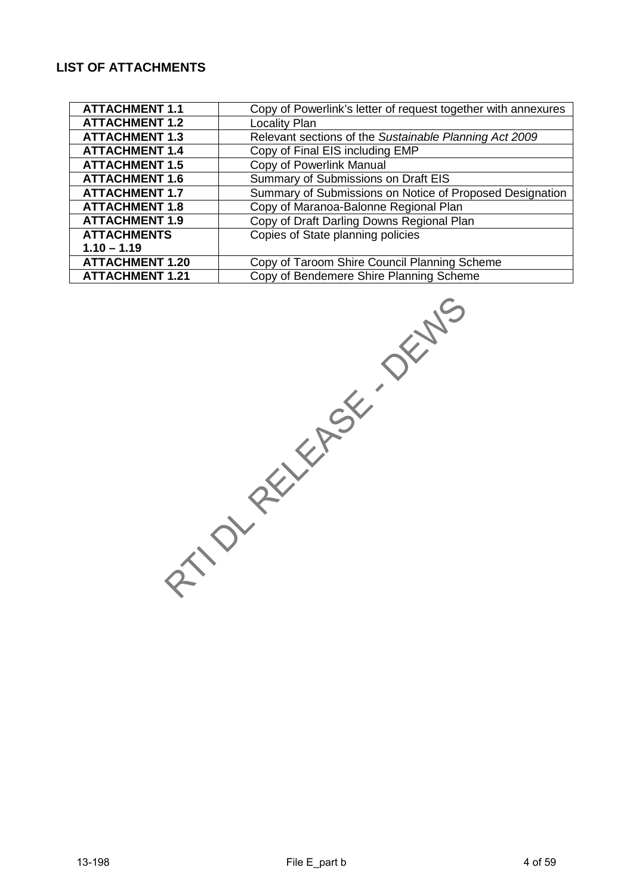## LIST OF ATTACHMENTS

| | |
|---|---|
| **ATTACHMENT 1.1** | Copy of Powerlink's letter of request together with annexures |
| **ATTACHMENT 1.2** | Locality Plan |
| **ATTACHMENT 1.3** | Relevant sections of the *Sustainable Planning Act 2009* |
| **ATTACHMENT 1.4** | Copy of Final EIS including EMP |
| **ATTACHMENT 1.5** | Copy of Powerlink Manual |
| **ATTACHMENT 1.6** | Summary of Submissions on Draft EIS |
| **ATTACHMENT 1.7** | Summary of Submissions on Notice of Proposed Designation |
| **ATTACHMENT 1.8** | Copy of Maranoa-Balonne Regional Plan |
| **ATTACHMENT 1.9** | Copy of Draft Darling Downs Regional Plan |
| **ATTACHMENTS 1.10 – 1.19** | Copies of State planning policies |
| **ATTACHMENT 1.20** | Copy of Taroom Shire Council Planning Scheme |
| **ATTACHMENT 1.21** | Copy of Bendemere Shire Planning Scheme |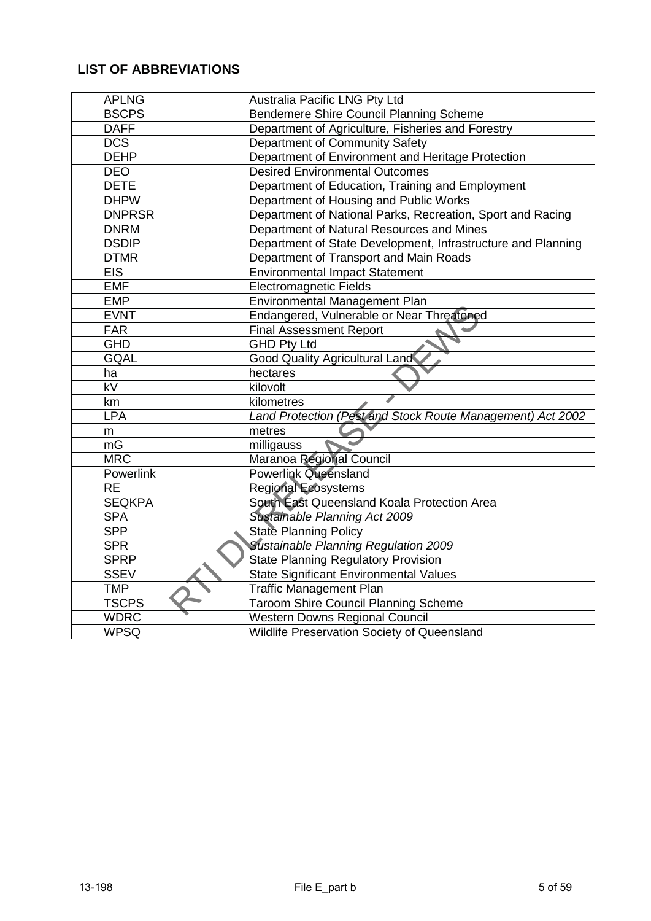## LIST OF ABBREVIATIONS

| | |
|---|---|
| APLNG | Australia Pacific LNG Pty Ltd |
| BSCPS | Bendemere Shire Council Planning Scheme |
| DAFF | Department of Agriculture, Fisheries and Forestry |
| DCS | Department of Community Safety |
| DEHP | Department of Environment and Heritage Protection |
| DEO | Desired Environmental Outcomes |
| DETE | Department of Education, Training and Employment |
| DHPW | Department of Housing and Public Works |
| DNPRSR | Department of National Parks, Recreation, Sport and Racing |
| DNRM | Department of Natural Resources and Mines |
| DSDIP | Department of State Development, Infrastructure and Planning |
| DTMR | Department of Transport and Main Roads |
| EIS | Environmental Impact Statement |
| EMF | Electromagnetic Fields |
| EMP | Environmental Management Plan |
| EVNT | Endangered, Vulnerable or Near Threatened |
| FAR | Final Assessment Report |
| GHD | GHD Pty Ltd |
| GQAL | Good Quality Agricultural Land |
| ha | hectares |
| kV | kilovolt |
| km | kilometres |
| LPA | *Land Protection (Pest and Stock Route Management) Act 2002* |
| m | metres |
| mG | milligauss |
| MRC | Maranoa Regional Council |
| Powerlink | Powerlink Queensland |
| RE | Regional Ecosystems |
| SEQKPA | South East Queensland Koala Protection Area |
| SPA | *Sustainable Planning Act 2009* |
| SPP | State Planning Policy |
| SPR | *Sustainable Planning Regulation 2009* |
| SPRP | State Planning Regulatory Provision |
| SSEV | State Significant Environmental Values |
| TMP | Traffic Management Plan |
| TSCPS | Taroom Shire Council Planning Scheme |
| WDRC | Western Downs Regional Council |
| WPSQ | Wildlife Preservation Society of Queensland |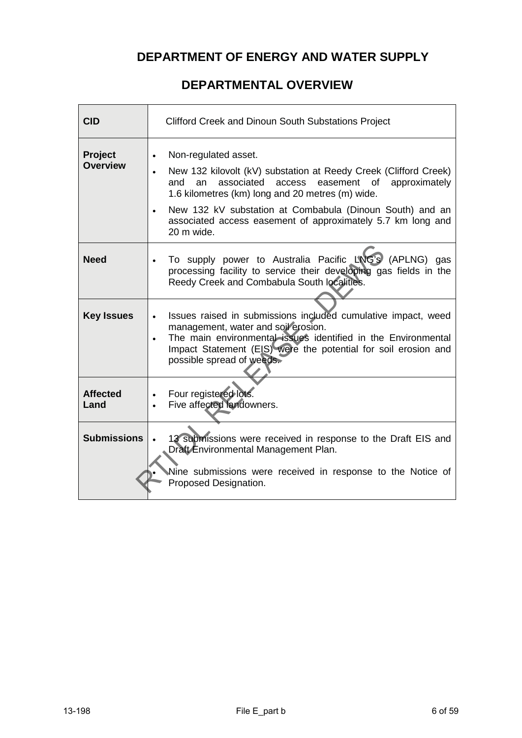# DEPARTMENT OF ENERGY AND WATER SUPPLY

## DEPARTMENTAL OVERVIEW

| **CID** | Clifford Creek and Dinoun South Substations Project |
|---|---|
| **Project Overview** | • Non-regulated asset.<br>• New 132 kilovolt (kV) substation at Reedy Creek (Clifford Creek) and an associated access easement of approximately 1.6 kilometres (km) long and 20 metres (m) wide.<br>• New 132 kV substation at Combabula (Dinoun South) and an associated access easement of approximately 5.7 km long and 20 m wide. |
| **Need** | • To supply power to Australia Pacific LNG's (APLNG) gas processing facility to service their developing gas fields in the Reedy Creek and Combabula South localities. |
| **Key Issues** | • Issues raised in submissions included cumulative impact, weed management, water and soil erosion.<br>• The main environmental issues identified in the Environmental Impact Statement (EIS) were the potential for soil erosion and possible spread of weeds. |
| **Affected Land** | • Four registered lots.<br>• Five affected landowners. |
| **Submissions** | • 13 submissions were received in response to the Draft EIS and Draft Environmental Management Plan.<br>• Nine submissions were received in response to the Notice of Proposed Designation. |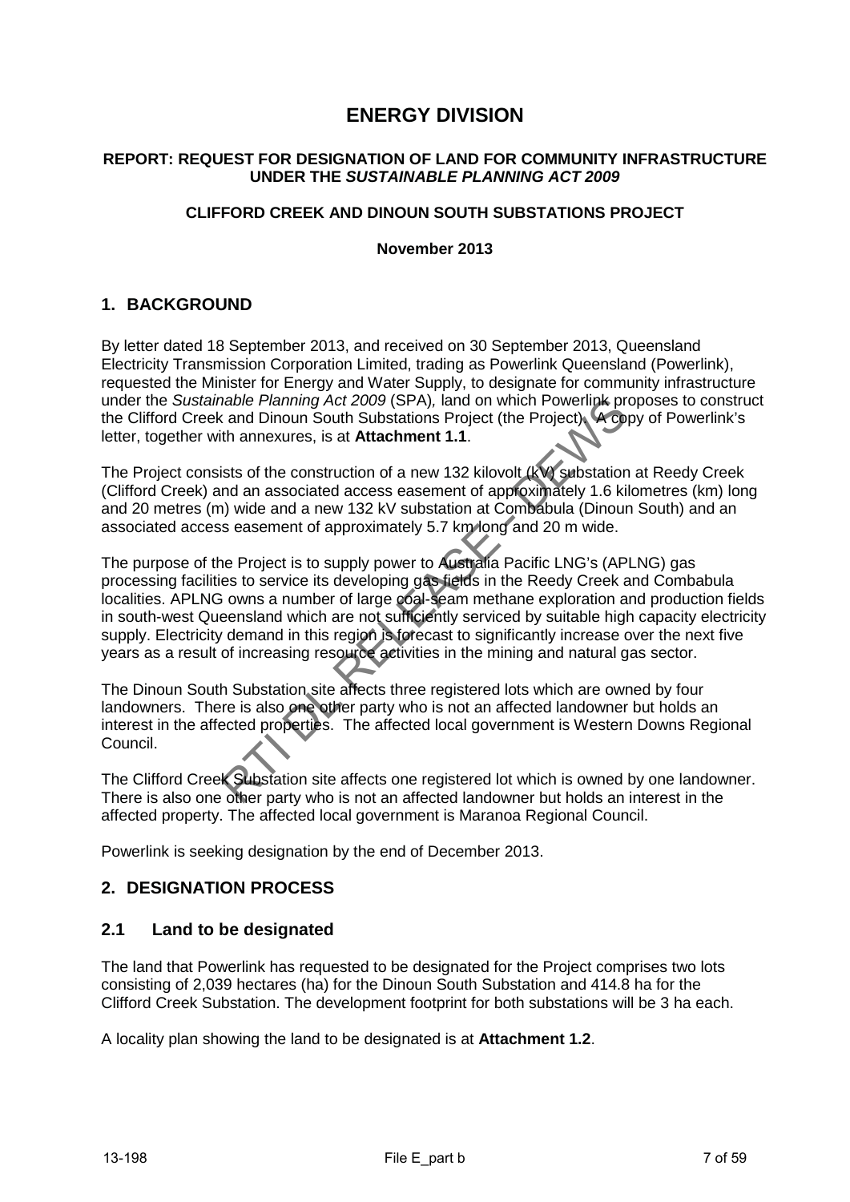# ENERGY DIVISION

**REPORT: REQUEST FOR DESIGNATION OF LAND FOR COMMUNITY INFRASTRUCTURE UNDER THE *SUSTAINABLE PLANNING ACT 2009***

**CLIFFORD CREEK AND DINOUN SOUTH SUBSTATIONS PROJECT**

**November 2013**

## 1. BACKGROUND

By letter dated 18 September 2013, and received on 30 September 2013, Queensland Electricity Transmission Corporation Limited, trading as Powerlink Queensland (Powerlink), requested the Minister for Energy and Water Supply, to designate for community infrastructure under the *Sustainable Planning Act 2009* (SPA)*,* land on which Powerlink proposes to construct the Clifford Creek and Dinoun South Substations Project (the Project). A copy of Powerlink's letter, together with annexures, is at **Attachment 1.1**.

The Project consists of the construction of a new 132 kilovolt (kV) substation at Reedy Creek (Clifford Creek) and an associated access easement of approximately 1.6 kilometres (km) long and 20 metres (m) wide and a new 132 kV substation at Combabula (Dinoun South) and an associated access easement of approximately 5.7 km long and 20 m wide.

The purpose of the Project is to supply power to Australia Pacific LNG's (APLNG) gas processing facilities to service its developing gas fields in the Reedy Creek and Combabula localities. APLNG owns a number of large coal-seam methane exploration and production fields in south-west Queensland which are not sufficiently serviced by suitable high capacity electricity supply. Electricity demand in this region is forecast to significantly increase over the next five years as a result of increasing resource activities in the mining and natural gas sector.

The Dinoun South Substation site affects three registered lots which are owned by four landowners. There is also one other party who is not an affected landowner but holds an interest in the affected properties. The affected local government is Western Downs Regional Council.

The Clifford Creek Substation site affects one registered lot which is owned by one landowner. There is also one other party who is not an affected landowner but holds an interest in the affected property. The affected local government is Maranoa Regional Council.

Powerlink is seeking designation by the end of December 2013.

## 2. DESIGNATION PROCESS

### 2.1 Land to be designated

The land that Powerlink has requested to be designated for the Project comprises two lots consisting of 2,039 hectares (ha) for the Dinoun South Substation and 414.8 ha for the Clifford Creek Substation. The development footprint for both substations will be 3 ha each.

A locality plan showing the land to be designated is at **Attachment 1.2**.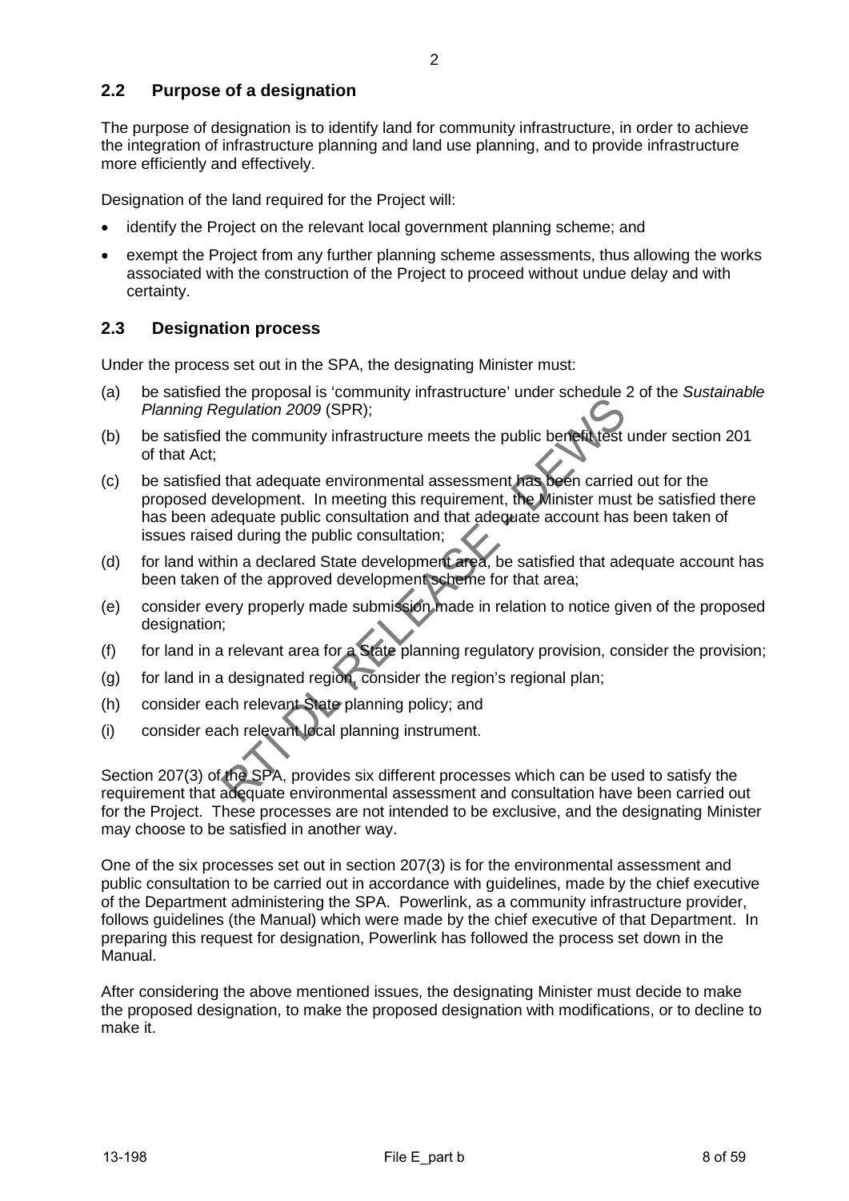## 2.2 Purpose of a designation

The purpose of designation is to identify land for community infrastructure, in order to achieve the integration of infrastructure planning and land use planning, and to provide infrastructure more efficiently and effectively.

Designation of the land required for the Project will:

- identify the Project on the relevant local government planning scheme; and
- exempt the Project from any further planning scheme assessments, thus allowing the works associated with the construction of the Project to proceed without undue delay and with certainty.

## 2.3 Designation process

Under the process set out in the SPA, the designating Minister must:

(a) be satisfied the proposal is 'community infrastructure' under schedule 2 of the *Sustainable Planning Regulation 2009* (SPR);

(b) be satisfied the community infrastructure meets the public benefit test under section 201 of that Act;

(c) be satisfied that adequate environmental assessment has been carried out for the proposed development. In meeting this requirement, the Minister must be satisfied there has been adequate public consultation and that adequate account has been taken of issues raised during the public consultation;

(d) for land within a declared State development area, be satisfied that adequate account has been taken of the approved development scheme for that area;

(e) consider every properly made submission made in relation to notice given of the proposed designation;

(f) for land in a relevant area for a State planning regulatory provision, consider the provision;

(g) for land in a designated region, consider the region's regional plan;

(h) consider each relevant State planning policy; and

(i) consider each relevant local planning instrument.

Section 207(3) of the SPA, provides six different processes which can be used to satisfy the requirement that adequate environmental assessment and consultation have been carried out for the Project. These processes are not intended to be exclusive, and the designating Minister may choose to be satisfied in another way.

One of the six processes set out in section 207(3) is for the environmental assessment and public consultation to be carried out in accordance with guidelines, made by the chief executive of the Department administering the SPA. Powerlink, as a community infrastructure provider, follows guidelines (the Manual) which were made by the chief executive of that Department. In preparing this request for designation, Powerlink has followed the process set down in the Manual.

After considering the above mentioned issues, the designating Minister must decide to make the proposed designation, to make the proposed designation with modifications, or to decline to make it.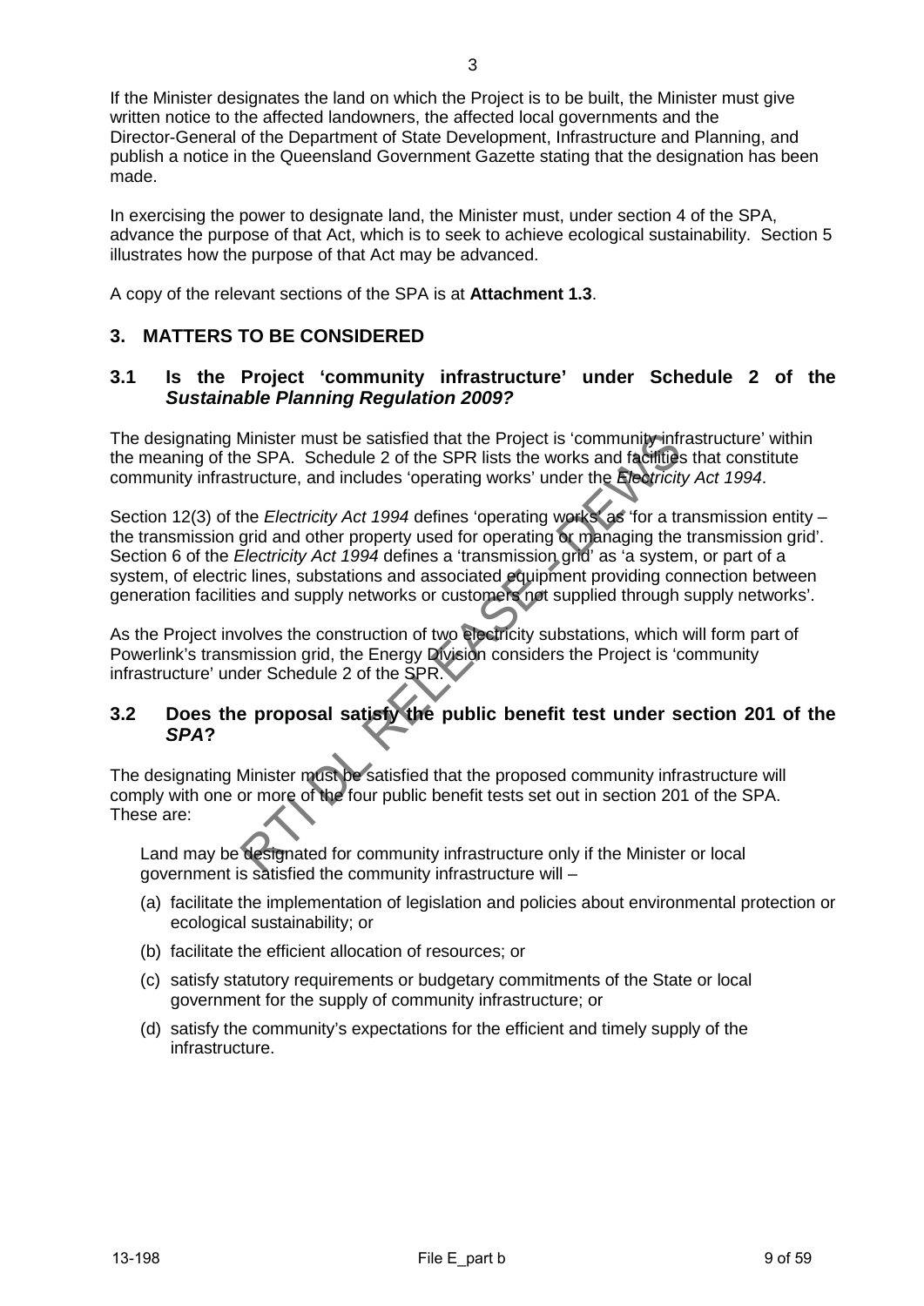If the Minister designates the land on which the Project is to be built, the Minister must give written notice to the affected landowners, the affected local governments and the Director-General of the Department of State Development, Infrastructure and Planning, and publish a notice in the Queensland Government Gazette stating that the designation has been made.

In exercising the power to designate land, the Minister must, under section 4 of the SPA, advance the purpose of that Act, which is to seek to achieve ecological sustainability. Section 5 illustrates how the purpose of that Act may be advanced.

A copy of the relevant sections of the SPA is at **Attachment 1.3**.

## 3. MATTERS TO BE CONSIDERED

### 3.1 Is the Project 'community infrastructure' under Schedule 2 of the *Sustainable Planning Regulation 2009?*

The designating Minister must be satisfied that the Project is 'community infrastructure' within the meaning of the SPA. Schedule 2 of the SPR lists the works and facilities that constitute community infrastructure, and includes 'operating works' under the *Electricity Act 1994*.

Section 12(3) of the *Electricity Act 1994* defines 'operating works' as 'for a transmission entity – the transmission grid and other property used for operating or managing the transmission grid'. Section 6 of the *Electricity Act 1994* defines a 'transmission grid' as 'a system, or part of a system, of electric lines, substations and associated equipment providing connection between generation facilities and supply networks or customers not supplied through supply networks'.

As the Project involves the construction of two electricity substations, which will form part of Powerlink's transmission grid, the Energy Division considers the Project is 'community infrastructure' under Schedule 2 of the SPR.

### 3.2 Does the proposal satisfy the public benefit test under section 201 of the *SPA*?

The designating Minister must be satisfied that the proposed community infrastructure will comply with one or more of the four public benefit tests set out in section 201 of the SPA. These are:

> Land may be designated for community infrastructure only if the Minister or local government is satisfied the community infrastructure will –
>
> (a) facilitate the implementation of legislation and policies about environmental protection or ecological sustainability; or
>
> (b) facilitate the efficient allocation of resources; or
>
> (c) satisfy statutory requirements or budgetary commitments of the State or local government for the supply of community infrastructure; or
>
> (d) satisfy the community's expectations for the efficient and timely supply of the infrastructure.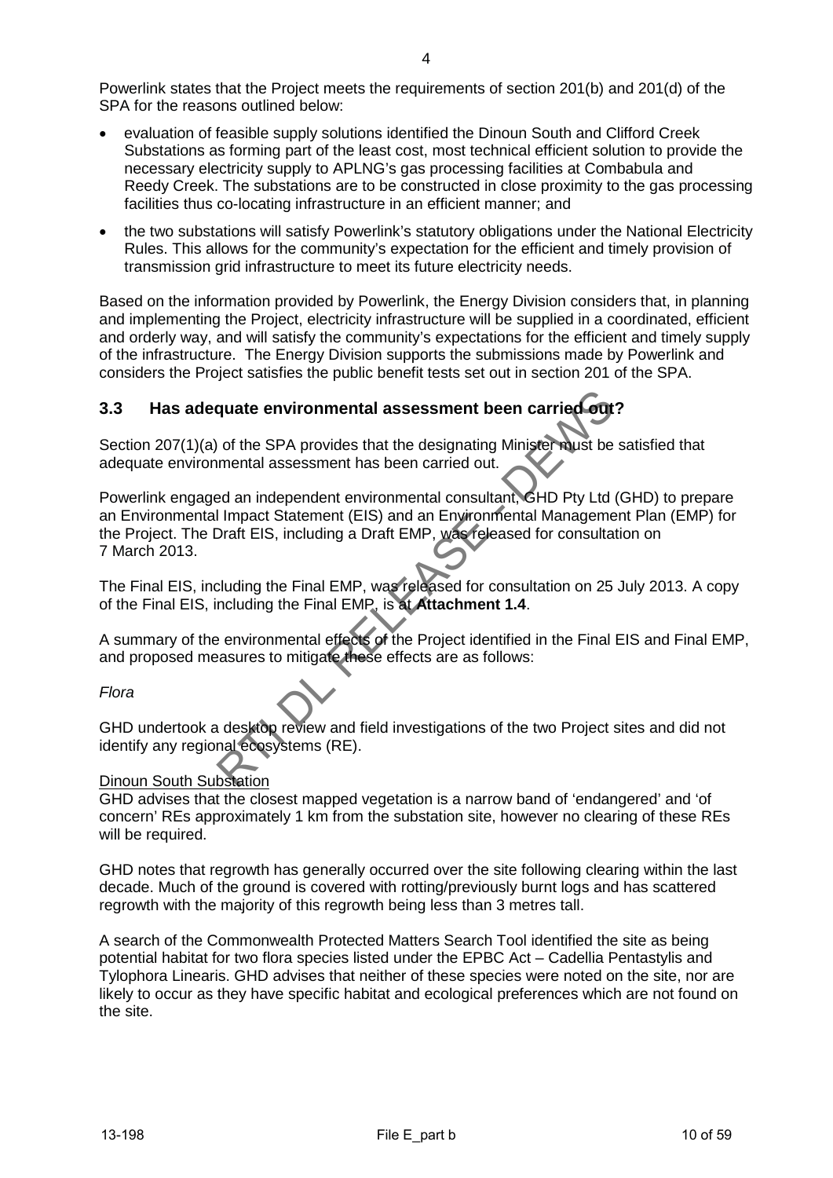Powerlink states that the Project meets the requirements of section 201(b) and 201(d) of the SPA for the reasons outlined below:

- evaluation of feasible supply solutions identified the Dinoun South and Clifford Creek Substations as forming part of the least cost, most technical efficient solution to provide the necessary electricity supply to APLNG's gas processing facilities at Combabula and Reedy Creek. The substations are to be constructed in close proximity to the gas processing facilities thus co-locating infrastructure in an efficient manner; and
- the two substations will satisfy Powerlink's statutory obligations under the National Electricity Rules. This allows for the community's expectation for the efficient and timely provision of transmission grid infrastructure to meet its future electricity needs.

Based on the information provided by Powerlink, the Energy Division considers that, in planning and implementing the Project, electricity infrastructure will be supplied in a coordinated, efficient and orderly way, and will satisfy the community's expectations for the efficient and timely supply of the infrastructure. The Energy Division supports the submissions made by Powerlink and considers the Project satisfies the public benefit tests set out in section 201 of the SPA.

## 3.3 Has adequate environmental assessment been carried out?

Section 207(1)(a) of the SPA provides that the designating Minister must be satisfied that adequate environmental assessment has been carried out.

Powerlink engaged an independent environmental consultant, GHD Pty Ltd (GHD) to prepare an Environmental Impact Statement (EIS) and an Environmental Management Plan (EMP) for the Project. The Draft EIS, including a Draft EMP, was released for consultation on 7 March 2013.

The Final EIS, including the Final EMP, was released for consultation on 25 July 2013. A copy of the Final EIS, including the Final EMP, is at **Attachment 1.4**.

A summary of the environmental effects of the Project identified in the Final EIS and Final EMP, and proposed measures to mitigate these effects are as follows:

*Flora*

GHD undertook a desktop review and field investigations of the two Project sites and did not identify any regional ecosystems (RE).

<u>Dinoun South Substation</u>
GHD advises that the closest mapped vegetation is a narrow band of 'endangered' and 'of concern' REs approximately 1 km from the substation site, however no clearing of these REs will be required.

GHD notes that regrowth has generally occurred over the site following clearing within the last decade. Much of the ground is covered with rotting/previously burnt logs and has scattered regrowth with the majority of this regrowth being less than 3 metres tall.

A search of the Commonwealth Protected Matters Search Tool identified the site as being potential habitat for two flora species listed under the EPBC Act – Cadellia Pentastylis and Tylophora Linearis. GHD advises that neither of these species were noted on the site, nor are likely to occur as they have specific habitat and ecological preferences which are not found on the site.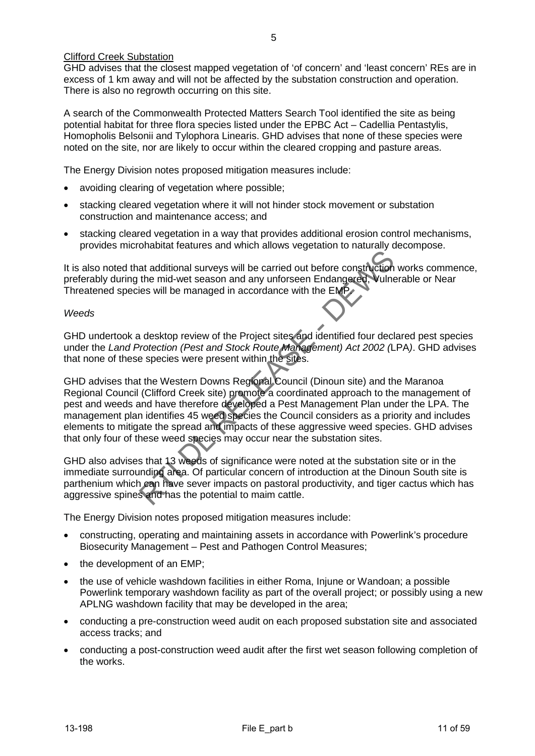Clifford Creek Substation

GHD advises that the closest mapped vegetation of 'of concern' and 'least concern' REs are in excess of 1 km away and will not be affected by the substation construction and operation. There is also no regrowth occurring on this site.

A search of the Commonwealth Protected Matters Search Tool identified the site as being potential habitat for three flora species listed under the EPBC Act – Cadellia Pentastylis, Homopholis Belsonii and Tylophora Linearis. GHD advises that none of these species were noted on the site, nor are likely to occur within the cleared cropping and pasture areas.

The Energy Division notes proposed mitigation measures include:

- avoiding clearing of vegetation where possible;
- stacking cleared vegetation where it will not hinder stock movement or substation construction and maintenance access; and
- stacking cleared vegetation in a way that provides additional erosion control mechanisms, provides microhabitat features and which allows vegetation to naturally decompose.

It is also noted that additional surveys will be carried out before construction works commence, preferably during the mid-wet season and any unforseen Endangered, Vulnerable or Near Threatened species will be managed in accordance with the EMP.

*Weeds*

GHD undertook a desktop review of the Project sites and identified four declared pest species under the *Land Protection (Pest and Stock Route Management) Act 2002 (*LPA*)*. GHD advises that none of these species were present within the sites.

GHD advises that the Western Downs Regional Council (Dinoun site) and the Maranoa Regional Council (Clifford Creek site) promote a coordinated approach to the management of pest and weeds and have therefore developed a Pest Management Plan under the LPA. The management plan identifies 45 weed species the Council considers as a priority and includes elements to mitigate the spread and impacts of these aggressive weed species. GHD advises that only four of these weed species may occur near the substation sites.

GHD also advises that 13 weeds of significance were noted at the substation site or in the immediate surrounding area. Of particular concern of introduction at the Dinoun South site is parthenium which can have sever impacts on pastoral productivity, and tiger cactus which has aggressive spines and has the potential to maim cattle.

The Energy Division notes proposed mitigation measures include:

- constructing, operating and maintaining assets in accordance with Powerlink's procedure Biosecurity Management – Pest and Pathogen Control Measures;
- the development of an EMP;
- the use of vehicle washdown facilities in either Roma, Injune or Wandoan; a possible Powerlink temporary washdown facility as part of the overall project; or possibly using a new APLNG washdown facility that may be developed in the area;
- conducting a pre-construction weed audit on each proposed substation site and associated access tracks; and
- conducting a post-construction weed audit after the first wet season following completion of the works.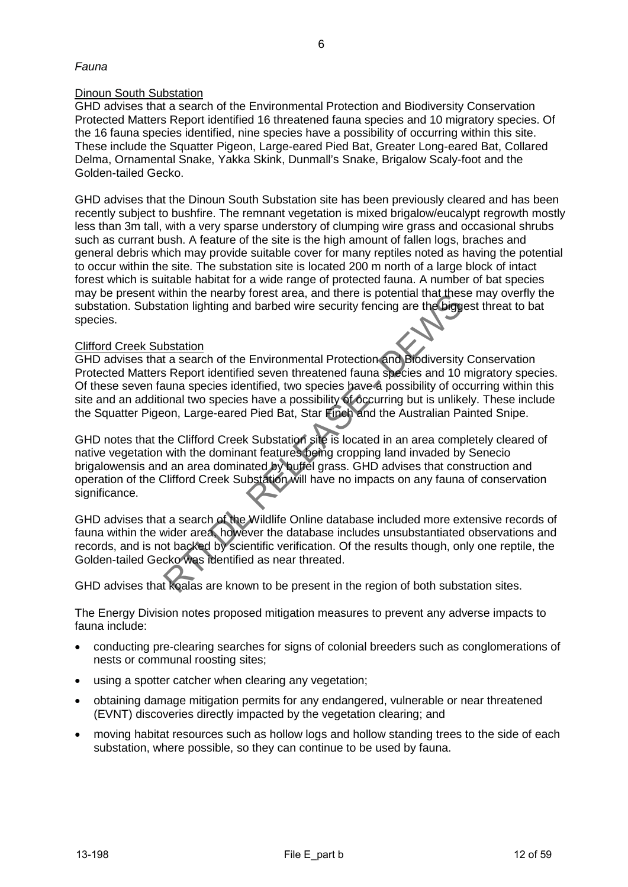*Fauna*

Dinoun South Substation

GHD advises that a search of the Environmental Protection and Biodiversity Conservation Protected Matters Report identified 16 threatened fauna species and 10 migratory species. Of the 16 fauna species identified, nine species have a possibility of occurring within this site. These include the Squatter Pigeon, Large-eared Pied Bat, Greater Long-eared Bat, Collared Delma, Ornamental Snake, Yakka Skink, Dunmall's Snake, Brigalow Scaly-foot and the Golden-tailed Gecko.

GHD advises that the Dinoun South Substation site has been previously cleared and has been recently subject to bushfire. The remnant vegetation is mixed brigalow/eucalypt regrowth mostly less than 3m tall, with a very sparse understory of clumping wire grass and occasional shrubs such as currant bush. A feature of the site is the high amount of fallen logs, braches and general debris which may provide suitable cover for many reptiles noted as having the potential to occur within the site. The substation site is located 200 m north of a large block of intact forest which is suitable habitat for a wide range of protected fauna. A number of bat species may be present within the nearby forest area, and there is potential that these may overfly the substation. Substation lighting and barbed wire security fencing are the biggest threat to bat species.

Clifford Creek Substation

GHD advises that a search of the Environmental Protection and Biodiversity Conservation Protected Matters Report identified seven threatened fauna species and 10 migratory species. Of these seven fauna species identified, two species have a possibility of occurring within this site and an additional two species have a possibility of occurring but is unlikely. These include the Squatter Pigeon, Large-eared Pied Bat, Star Finch and the Australian Painted Snipe.

GHD notes that the Clifford Creek Substation site is located in an area completely cleared of native vegetation with the dominant features being cropping land invaded by Senecio brigalowensis and an area dominated by buffel grass. GHD advises that construction and operation of the Clifford Creek Substation will have no impacts on any fauna of conservation significance.

GHD advises that a search of the Wildlife Online database included more extensive records of fauna within the wider area, however the database includes unsubstantiated observations and records, and is not backed by scientific verification. Of the results though, only one reptile, the Golden-tailed Gecko was identified as near threatened.

GHD advises that koalas are known to be present in the region of both substation sites.

The Energy Division notes proposed mitigation measures to prevent any adverse impacts to fauna include:

- conducting pre-clearing searches for signs of colonial breeders such as conglomerations of nests or communal roosting sites;
- using a spotter catcher when clearing any vegetation;
- obtaining damage mitigation permits for any endangered, vulnerable or near threatened (EVNT) discoveries directly impacted by the vegetation clearing; and
- moving habitat resources such as hollow logs and hollow standing trees to the side of each substation, where possible, so they can continue to be used by fauna.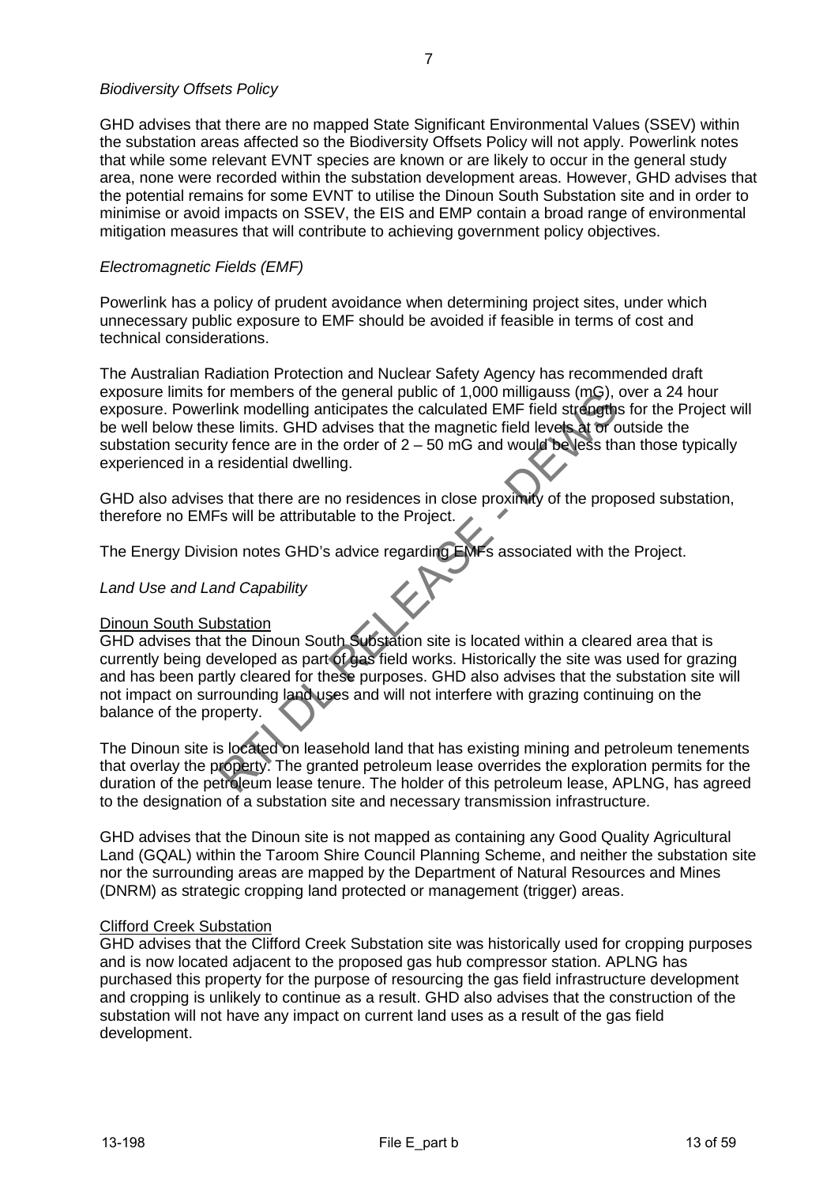*Biodiversity Offsets Policy*

GHD advises that there are no mapped State Significant Environmental Values (SSEV) within the substation areas affected so the Biodiversity Offsets Policy will not apply. Powerlink notes that while some relevant EVNT species are known or are likely to occur in the general study area, none were recorded within the substation development areas. However, GHD advises that the potential remains for some EVNT to utilise the Dinoun South Substation site and in order to minimise or avoid impacts on SSEV, the EIS and EMP contain a broad range of environmental mitigation measures that will contribute to achieving government policy objectives.

*Electromagnetic Fields (EMF)*

Powerlink has a policy of prudent avoidance when determining project sites, under which unnecessary public exposure to EMF should be avoided if feasible in terms of cost and technical considerations.

The Australian Radiation Protection and Nuclear Safety Agency has recommended draft exposure limits for members of the general public of 1,000 milligauss (mG), over a 24 hour exposure. Powerlink modelling anticipates the calculated EMF field strengths for the Project will be well below these limits. GHD advises that the magnetic field levels at or outside the substation security fence are in the order of 2 – 50 mG and would be less than those typically experienced in a residential dwelling.

GHD also advises that there are no residences in close proximity of the proposed substation, therefore no EMFs will be attributable to the Project.

The Energy Division notes GHD's advice regarding EMFs associated with the Project.

*Land Use and Land Capability*

Dinoun South Substation
GHD advises that the Dinoun South Substation site is located within a cleared area that is currently being developed as part of gas field works. Historically the site was used for grazing and has been partly cleared for these purposes. GHD also advises that the substation site will not impact on surrounding land uses and will not interfere with grazing continuing on the balance of the property.

The Dinoun site is located on leasehold land that has existing mining and petroleum tenements that overlay the property. The granted petroleum lease overrides the exploration permits for the duration of the petroleum lease tenure. The holder of this petroleum lease, APLNG, has agreed to the designation of a substation site and necessary transmission infrastructure.

GHD advises that the Dinoun site is not mapped as containing any Good Quality Agricultural Land (GQAL) within the Taroom Shire Council Planning Scheme, and neither the substation site nor the surrounding areas are mapped by the Department of Natural Resources and Mines (DNRM) as strategic cropping land protected or management (trigger) areas.

Clifford Creek Substation
GHD advises that the Clifford Creek Substation site was historically used for cropping purposes and is now located adjacent to the proposed gas hub compressor station. APLNG has purchased this property for the purpose of resourcing the gas field infrastructure development and cropping is unlikely to continue as a result. GHD also advises that the construction of the substation will not have any impact on current land uses as a result of the gas field development.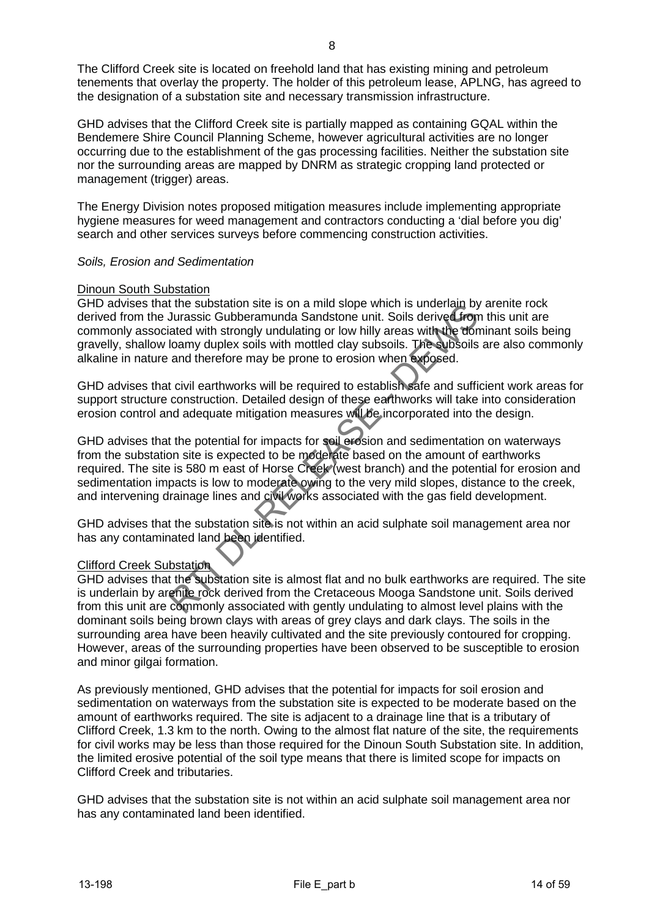The Clifford Creek site is located on freehold land that has existing mining and petroleum tenements that overlay the property. The holder of this petroleum lease, APLNG, has agreed to the designation of a substation site and necessary transmission infrastructure.

GHD advises that the Clifford Creek site is partially mapped as containing GQAL within the Bendemere Shire Council Planning Scheme, however agricultural activities are no longer occurring due to the establishment of the gas processing facilities. Neither the substation site nor the surrounding areas are mapped by DNRM as strategic cropping land protected or management (trigger) areas.

The Energy Division notes proposed mitigation measures include implementing appropriate hygiene measures for weed management and contractors conducting a 'dial before you dig' search and other services surveys before commencing construction activities.

*Soils, Erosion and Sedimentation*

Dinoun South Substation

GHD advises that the substation site is on a mild slope which is underlain by arenite rock derived from the Jurassic Gubberamunda Sandstone unit. Soils derived from this unit are commonly associated with strongly undulating or low hilly areas with the dominant soils being gravelly, shallow loamy duplex soils with mottled clay subsoils. The subsoils are also commonly alkaline in nature and therefore may be prone to erosion when exposed.

GHD advises that civil earthworks will be required to establish safe and sufficient work areas for support structure construction. Detailed design of these earthworks will take into consideration erosion control and adequate mitigation measures will be incorporated into the design.

GHD advises that the potential for impacts for soil erosion and sedimentation on waterways from the substation site is expected to be moderate based on the amount of earthworks required. The site is 580 m east of Horse Creek (west branch) and the potential for erosion and sedimentation impacts is low to moderate owing to the very mild slopes, distance to the creek, and intervening drainage lines and civil works associated with the gas field development.

GHD advises that the substation site is not within an acid sulphate soil management area nor has any contaminated land been identified.

Clifford Creek Substation

GHD advises that the substation site is almost flat and no bulk earthworks are required. The site is underlain by arenite rock derived from the Cretaceous Mooga Sandstone unit. Soils derived from this unit are commonly associated with gently undulating to almost level plains with the dominant soils being brown clays with areas of grey clays and dark clays. The soils in the surrounding area have been heavily cultivated and the site previously contoured for cropping. However, areas of the surrounding properties have been observed to be susceptible to erosion and minor gilgai formation.

As previously mentioned, GHD advises that the potential for impacts for soil erosion and sedimentation on waterways from the substation site is expected to be moderate based on the amount of earthworks required. The site is adjacent to a drainage line that is a tributary of Clifford Creek, 1.3 km to the north. Owing to the almost flat nature of the site, the requirements for civil works may be less than those required for the Dinoun South Substation site. In addition, the limited erosive potential of the soil type means that there is limited scope for impacts on Clifford Creek and tributaries.

GHD advises that the substation site is not within an acid sulphate soil management area nor has any contaminated land been identified.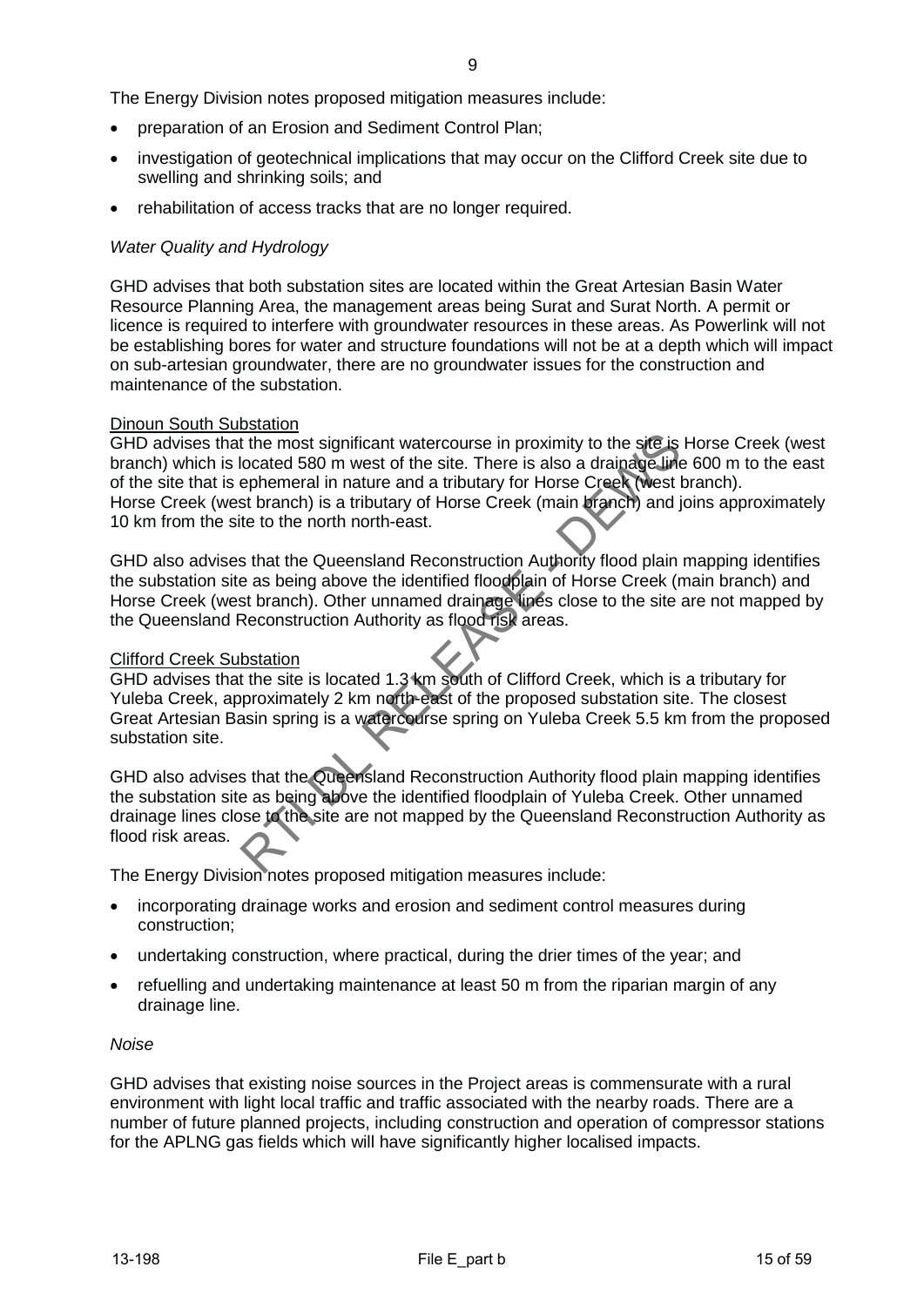The Energy Division notes proposed mitigation measures include:

- preparation of an Erosion and Sediment Control Plan;
- investigation of geotechnical implications that may occur on the Clifford Creek site due to swelling and shrinking soils; and
- rehabilitation of access tracks that are no longer required.

*Water Quality and Hydrology*

GHD advises that both substation sites are located within the Great Artesian Basin Water Resource Planning Area, the management areas being Surat and Surat North. A permit or licence is required to interfere with groundwater resources in these areas. As Powerlink will not be establishing bores for water and structure foundations will not be at a depth which will impact on sub-artesian groundwater, there are no groundwater issues for the construction and maintenance of the substation.

<u>Dinoun South Substation</u>
GHD advises that the most significant watercourse in proximity to the site is Horse Creek (west branch) which is located 580 m west of the site. There is also a drainage line 600 m to the east of the site that is ephemeral in nature and a tributary for Horse Creek (west branch). Horse Creek (west branch) is a tributary of Horse Creek (main branch) and joins approximately 10 km from the site to the north north-east.

GHD also advises that the Queensland Reconstruction Authority flood plain mapping identifies the substation site as being above the identified floodplain of Horse Creek (main branch) and Horse Creek (west branch). Other unnamed drainage lines close to the site are not mapped by the Queensland Reconstruction Authority as flood risk areas.

<u>Clifford Creek Substation</u>
GHD advises that the site is located 1.3 km south of Clifford Creek, which is a tributary for Yuleba Creek, approximately 2 km north-east of the proposed substation site. The closest Great Artesian Basin spring is a watercourse spring on Yuleba Creek 5.5 km from the proposed substation site.

GHD also advises that the Queensland Reconstruction Authority flood plain mapping identifies the substation site as being above the identified floodplain of Yuleba Creek. Other unnamed drainage lines close to the site are not mapped by the Queensland Reconstruction Authority as flood risk areas.

The Energy Division notes proposed mitigation measures include:

- incorporating drainage works and erosion and sediment control measures during construction;
- undertaking construction, where practical, during the drier times of the year; and
- refuelling and undertaking maintenance at least 50 m from the riparian margin of any drainage line.

*Noise*

GHD advises that existing noise sources in the Project areas is commensurate with a rural environment with light local traffic and traffic associated with the nearby roads. There are a number of future planned projects, including construction and operation of compressor stations for the APLNG gas fields which will have significantly higher localised impacts.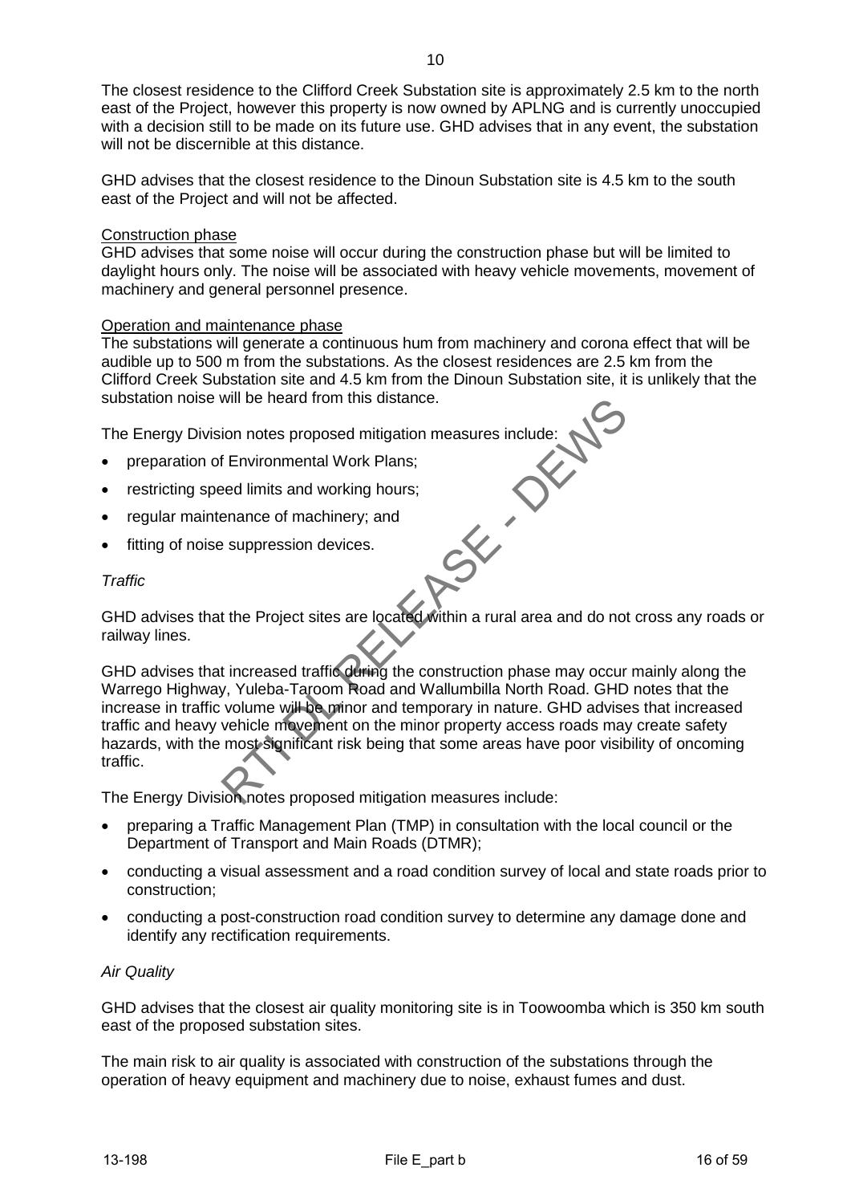The closest residence to the Clifford Creek Substation site is approximately 2.5 km to the north east of the Project, however this property is now owned by APLNG and is currently unoccupied with a decision still to be made on its future use. GHD advises that in any event, the substation will not be discernible at this distance.

GHD advises that the closest residence to the Dinoun Substation site is 4.5 km to the south east of the Project and will not be affected.

Construction phase

GHD advises that some noise will occur during the construction phase but will be limited to daylight hours only. The noise will be associated with heavy vehicle movements, movement of machinery and general personnel presence.

Operation and maintenance phase

The substations will generate a continuous hum from machinery and corona effect that will be audible up to 500 m from the substations. As the closest residences are 2.5 km from the Clifford Creek Substation site and 4.5 km from the Dinoun Substation site, it is unlikely that the substation noise will be heard from this distance.

The Energy Division notes proposed mitigation measures include:

- preparation of Environmental Work Plans;
- restricting speed limits and working hours;
- regular maintenance of machinery; and
- fitting of noise suppression devices.

*Traffic*

GHD advises that the Project sites are located within a rural area and do not cross any roads or railway lines.

GHD advises that increased traffic during the construction phase may occur mainly along the Warrego Highway, Yuleba-Taroom Road and Wallumbilla North Road. GHD notes that the increase in traffic volume will be minor and temporary in nature. GHD advises that increased traffic and heavy vehicle movement on the minor property access roads may create safety hazards, with the most significant risk being that some areas have poor visibility of oncoming traffic.

The Energy Division notes proposed mitigation measures include:

- preparing a Traffic Management Plan (TMP) in consultation with the local council or the Department of Transport and Main Roads (DTMR);
- conducting a visual assessment and a road condition survey of local and state roads prior to construction;
- conducting a post-construction road condition survey to determine any damage done and identify any rectification requirements.

*Air Quality*

GHD advises that the closest air quality monitoring site is in Toowoomba which is 350 km south east of the proposed substation sites.

The main risk to air quality is associated with construction of the substations through the operation of heavy equipment and machinery due to noise, exhaust fumes and dust.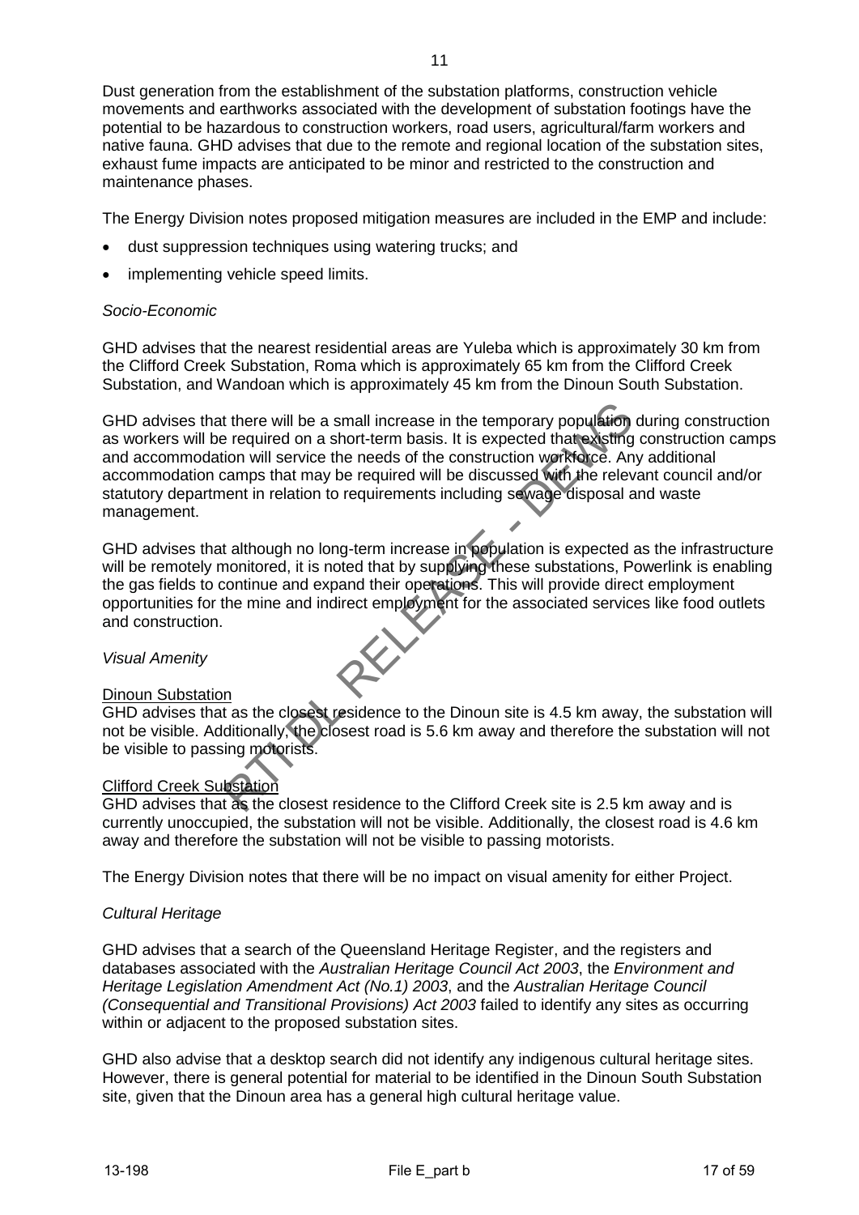Dust generation from the establishment of the substation platforms, construction vehicle movements and earthworks associated with the development of substation footings have the potential to be hazardous to construction workers, road users, agricultural/farm workers and native fauna. GHD advises that due to the remote and regional location of the substation sites, exhaust fume impacts are anticipated to be minor and restricted to the construction and maintenance phases.

The Energy Division notes proposed mitigation measures are included in the EMP and include:

- dust suppression techniques using watering trucks; and
- implementing vehicle speed limits.

*Socio-Economic*

GHD advises that the nearest residential areas are Yuleba which is approximately 30 km from the Clifford Creek Substation, Roma which is approximately 65 km from the Clifford Creek Substation, and Wandoan which is approximately 45 km from the Dinoun South Substation.

GHD advises that there will be a small increase in the temporary population during construction as workers will be required on a short-term basis. It is expected that existing construction camps and accommodation will service the needs of the construction workforce. Any additional accommodation camps that may be required will be discussed with the relevant council and/or statutory department in relation to requirements including sewage disposal and waste management.

GHD advises that although no long-term increase in population is expected as the infrastructure will be remotely monitored, it is noted that by supplying these substations, Powerlink is enabling the gas fields to continue and expand their operations. This will provide direct employment opportunities for the mine and indirect employment for the associated services like food outlets and construction.

*Visual Amenity*

<u>Dinoun Substation</u>

GHD advises that as the closest residence to the Dinoun site is 4.5 km away, the substation will not be visible. Additionally, the closest road is 5.6 km away and therefore the substation will not be visible to passing motorists.

<u>Clifford Creek Substation</u>

GHD advises that as the closest residence to the Clifford Creek site is 2.5 km away and is currently unoccupied, the substation will not be visible. Additionally, the closest road is 4.6 km away and therefore the substation will not be visible to passing motorists.

The Energy Division notes that there will be no impact on visual amenity for either Project.

*Cultural Heritage*

GHD advises that a search of the Queensland Heritage Register, and the registers and databases associated with the *Australian Heritage Council Act 2003*, the *Environment and Heritage Legislation Amendment Act (No.1) 2003*, and the *Australian Heritage Council (Consequential and Transitional Provisions) Act 2003* failed to identify any sites as occurring within or adjacent to the proposed substation sites.

GHD also advise that a desktop search did not identify any indigenous cultural heritage sites. However, there is general potential for material to be identified in the Dinoun South Substation site, given that the Dinoun area has a general high cultural heritage value.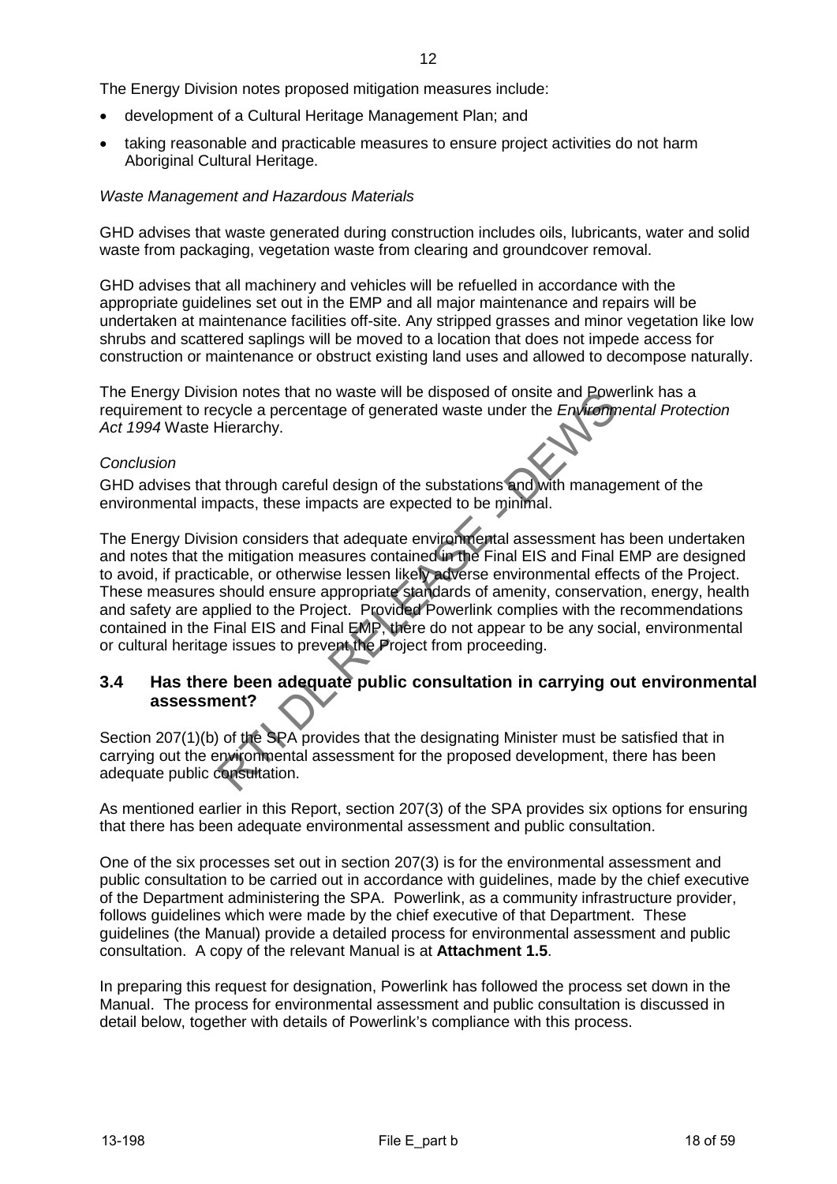The Energy Division notes proposed mitigation measures include:

- development of a Cultural Heritage Management Plan; and
- taking reasonable and practicable measures to ensure project activities do not harm Aboriginal Cultural Heritage.

*Waste Management and Hazardous Materials*

GHD advises that waste generated during construction includes oils, lubricants, water and solid waste from packaging, vegetation waste from clearing and groundcover removal.

GHD advises that all machinery and vehicles will be refuelled in accordance with the appropriate guidelines set out in the EMP and all major maintenance and repairs will be undertaken at maintenance facilities off-site. Any stripped grasses and minor vegetation like low shrubs and scattered saplings will be moved to a location that does not impede access for construction or maintenance or obstruct existing land uses and allowed to decompose naturally.

The Energy Division notes that no waste will be disposed of onsite and Powerlink has a requirement to recycle a percentage of generated waste under the *Environmental Protection Act 1994* Waste Hierarchy.

*Conclusion*

GHD advises that through careful design of the substations and with management of the environmental impacts, these impacts are expected to be minimal.

The Energy Division considers that adequate environmental assessment has been undertaken and notes that the mitigation measures contained in the Final EIS and Final EMP are designed to avoid, if practicable, or otherwise lessen likely adverse environmental effects of the Project. These measures should ensure appropriate standards of amenity, conservation, energy, health and safety are applied to the Project. Provided Powerlink complies with the recommendations contained in the Final EIS and Final EMP, there do not appear to be any social, environmental or cultural heritage issues to prevent the Project from proceeding.

### 3.4 Has there been adequate public consultation in carrying out environmental assessment?

Section 207(1)(b) of the SPA provides that the designating Minister must be satisfied that in carrying out the environmental assessment for the proposed development, there has been adequate public consultation.

As mentioned earlier in this Report, section 207(3) of the SPA provides six options for ensuring that there has been adequate environmental assessment and public consultation.

One of the six processes set out in section 207(3) is for the environmental assessment and public consultation to be carried out in accordance with guidelines, made by the chief executive of the Department administering the SPA. Powerlink, as a community infrastructure provider, follows guidelines which were made by the chief executive of that Department. These guidelines (the Manual) provide a detailed process for environmental assessment and public consultation. A copy of the relevant Manual is at **Attachment 1.5**.

In preparing this request for designation, Powerlink has followed the process set down in the Manual. The process for environmental assessment and public consultation is discussed in detail below, together with details of Powerlink's compliance with this process.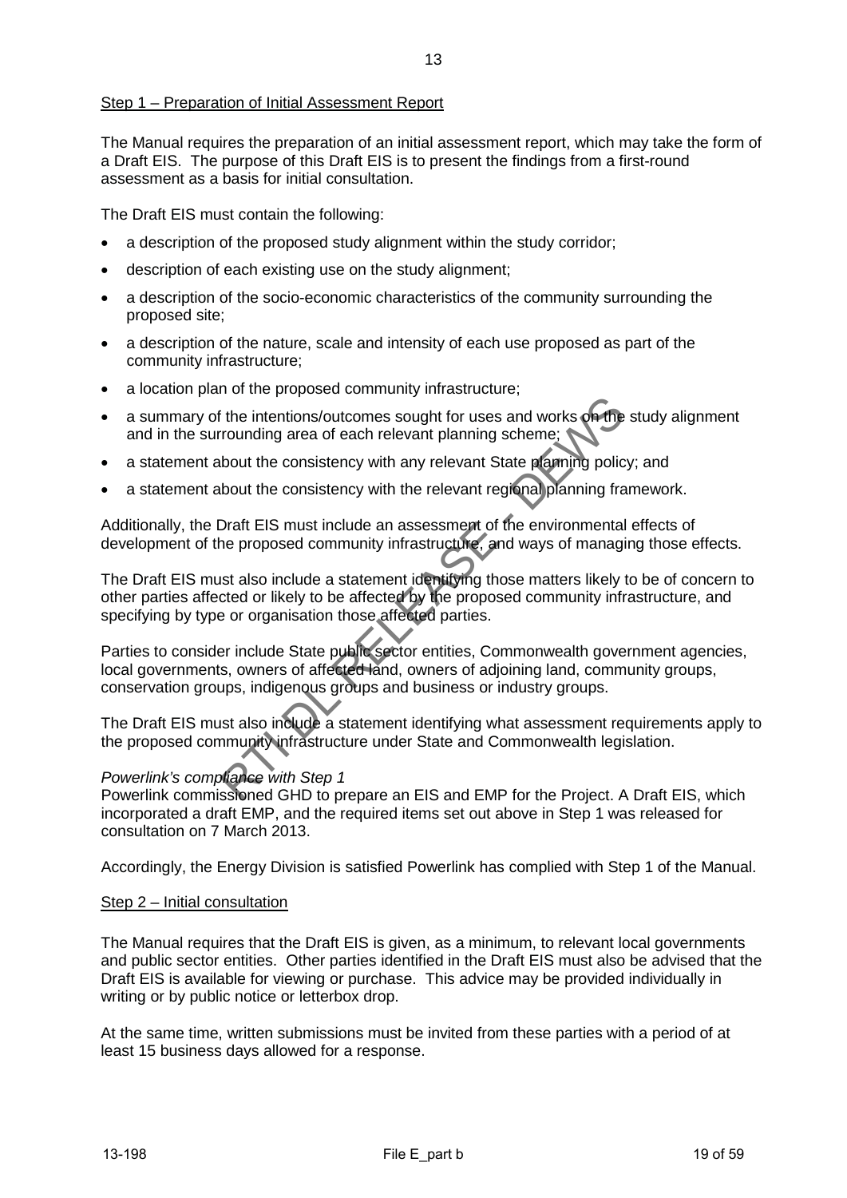Step 1 – Preparation of Initial Assessment Report

The Manual requires the preparation of an initial assessment report, which may take the form of a Draft EIS. The purpose of this Draft EIS is to present the findings from a first-round assessment as a basis for initial consultation.

The Draft EIS must contain the following:

- a description of the proposed study alignment within the study corridor;
- description of each existing use on the study alignment;
- a description of the socio-economic characteristics of the community surrounding the proposed site;
- a description of the nature, scale and intensity of each use proposed as part of the community infrastructure;
- a location plan of the proposed community infrastructure;
- a summary of the intentions/outcomes sought for uses and works on the study alignment and in the surrounding area of each relevant planning scheme;
- a statement about the consistency with any relevant State planning policy; and
- a statement about the consistency with the relevant regional planning framework.

Additionally, the Draft EIS must include an assessment of the environmental effects of development of the proposed community infrastructure, and ways of managing those effects.

The Draft EIS must also include a statement identifying those matters likely to be of concern to other parties affected or likely to be affected by the proposed community infrastructure, and specifying by type or organisation those affected parties.

Parties to consider include State public sector entities, Commonwealth government agencies, local governments, owners of affected land, owners of adjoining land, community groups, conservation groups, indigenous groups and business or industry groups.

The Draft EIS must also include a statement identifying what assessment requirements apply to the proposed community infrastructure under State and Commonwealth legislation.

*Powerlink's compliance with Step 1*
Powerlink commissioned GHD to prepare an EIS and EMP for the Project. A Draft EIS, which incorporated a draft EMP, and the required items set out above in Step 1 was released for consultation on 7 March 2013.

Accordingly, the Energy Division is satisfied Powerlink has complied with Step 1 of the Manual.

Step 2 – Initial consultation

The Manual requires that the Draft EIS is given, as a minimum, to relevant local governments and public sector entities. Other parties identified in the Draft EIS must also be advised that the Draft EIS is available for viewing or purchase. This advice may be provided individually in writing or by public notice or letterbox drop.

At the same time, written submissions must be invited from these parties with a period of at least 15 business days allowed for a response.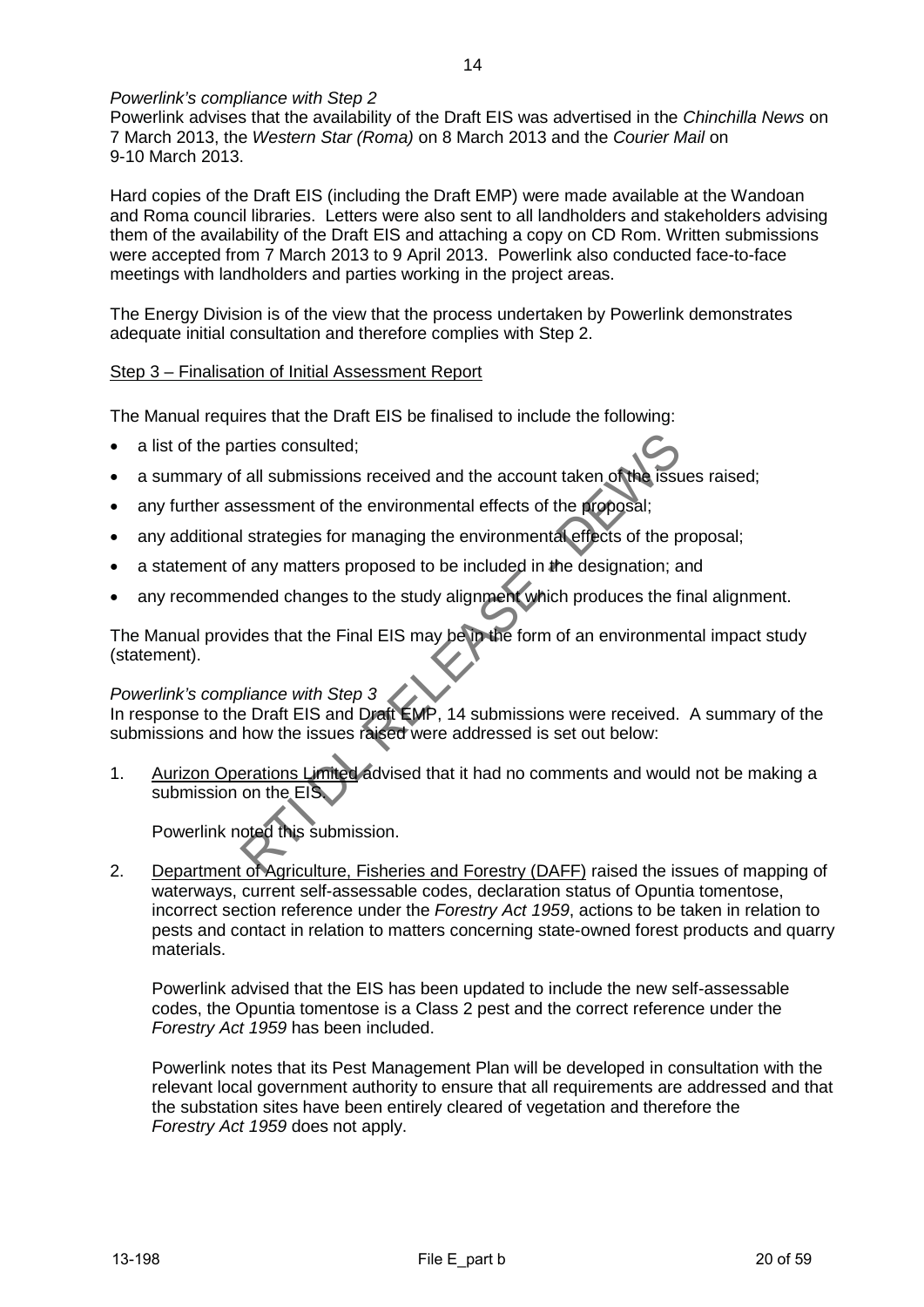*Powerlink's compliance with Step 2*

Powerlink advises that the availability of the Draft EIS was advertised in the *Chinchilla News* on 7 March 2013, the *Western Star (Roma)* on 8 March 2013 and the *Courier Mail* on 9-10 March 2013.

Hard copies of the Draft EIS (including the Draft EMP) were made available at the Wandoan and Roma council libraries. Letters were also sent to all landholders and stakeholders advising them of the availability of the Draft EIS and attaching a copy on CD Rom. Written submissions were accepted from 7 March 2013 to 9 April 2013. Powerlink also conducted face-to-face meetings with landholders and parties working in the project areas.

The Energy Division is of the view that the process undertaken by Powerlink demonstrates adequate initial consultation and therefore complies with Step 2.

Step 3 – Finalisation of Initial Assessment Report

The Manual requires that the Draft EIS be finalised to include the following:

- a list of the parties consulted;
- a summary of all submissions received and the account taken of the issues raised;
- any further assessment of the environmental effects of the proposal;
- any additional strategies for managing the environmental effects of the proposal;
- a statement of any matters proposed to be included in the designation; and
- any recommended changes to the study alignment which produces the final alignment.

The Manual provides that the Final EIS may be in the form of an environmental impact study (statement).

*Powerlink's compliance with Step 3*

In response to the Draft EIS and Draft EMP, 14 submissions were received. A summary of the submissions and how the issues raised were addressed is set out below:

1. Aurizon Operations Limited advised that it had no comments and would not be making a submission on the EIS.

   Powerlink noted this submission.

2. Department of Agriculture, Fisheries and Forestry (DAFF) raised the issues of mapping of waterways, current self-assessable codes, declaration status of Opuntia tomentose, incorrect section reference under the *Forestry Act 1959*, actions to be taken in relation to pests and contact in relation to matters concerning state-owned forest products and quarry materials.

   Powerlink advised that the EIS has been updated to include the new self-assessable codes, the Opuntia tomentose is a Class 2 pest and the correct reference under the *Forestry Act 1959* has been included.

   Powerlink notes that its Pest Management Plan will be developed in consultation with the relevant local government authority to ensure that all requirements are addressed and that the substation sites have been entirely cleared of vegetation and therefore the *Forestry Act 1959* does not apply.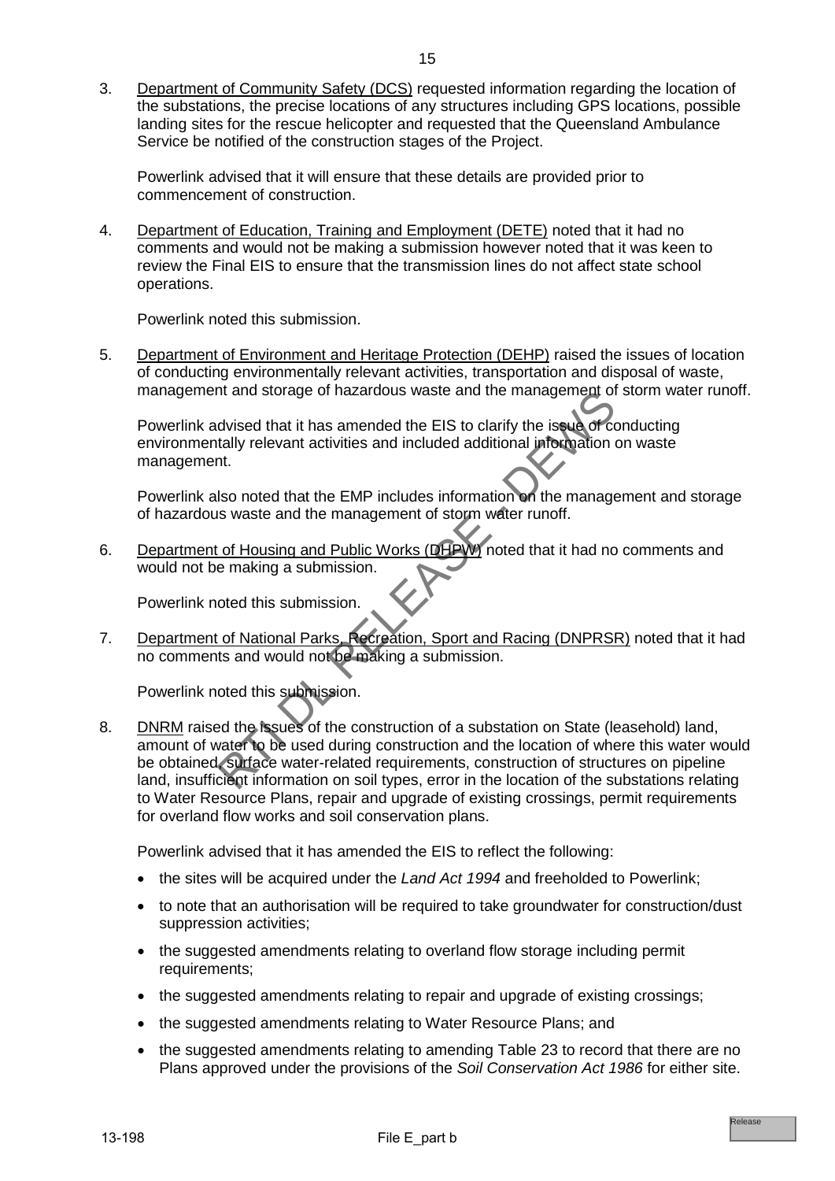3. Department of Community Safety (DCS) requested information regarding the location of the substations, the precise locations of any structures including GPS locations, possible landing sites for the rescue helicopter and requested that the Queensland Ambulance Service be notified of the construction stages of the Project.

   Powerlink advised that it will ensure that these details are provided prior to commencement of construction.

4. Department of Education, Training and Employment (DETE) noted that it had no comments and would not be making a submission however noted that it was keen to review the Final EIS to ensure that the transmission lines do not affect state school operations.

   Powerlink noted this submission.

5. Department of Environment and Heritage Protection (DEHP) raised the issues of location of conducting environmentally relevant activities, transportation and disposal of waste, management and storage of hazardous waste and the management of storm water runoff.

   Powerlink advised that it has amended the EIS to clarify the issue of conducting environmentally relevant activities and included additional information on waste management.

   Powerlink also noted that the EMP includes information on the management and storage of hazardous waste and the management of storm water runoff.

6. Department of Housing and Public Works (DHPW) noted that it had no comments and would not be making a submission.

   Powerlink noted this submission.

7. Department of National Parks, Recreation, Sport and Racing (DNPRSR) noted that it had no comments and would not be making a submission.

   Powerlink noted this submission.

8. DNRM raised the issues of the construction of a substation on State (leasehold) land, amount of water to be used during construction and the location of where this water would be obtained, surface water-related requirements, construction of structures on pipeline land, insufficient information on soil types, error in the location of the substations relating to Water Resource Plans, repair and upgrade of existing crossings, permit requirements for overland flow works and soil conservation plans.

   Powerlink advised that it has amended the EIS to reflect the following:

   - the sites will be acquired under the *Land Act 1994* and freeholded to Powerlink;
   - to note that an authorisation will be required to take groundwater for construction/dust suppression activities;
   - the suggested amendments relating to overland flow storage including permit requirements;
   - the suggested amendments relating to repair and upgrade of existing crossings;
   - the suggested amendments relating to Water Resource Plans; and
   - the suggested amendments relating to amending Table 23 to record that there are no Plans approved under the provisions of the *Soil Conservation Act 1986* for either site.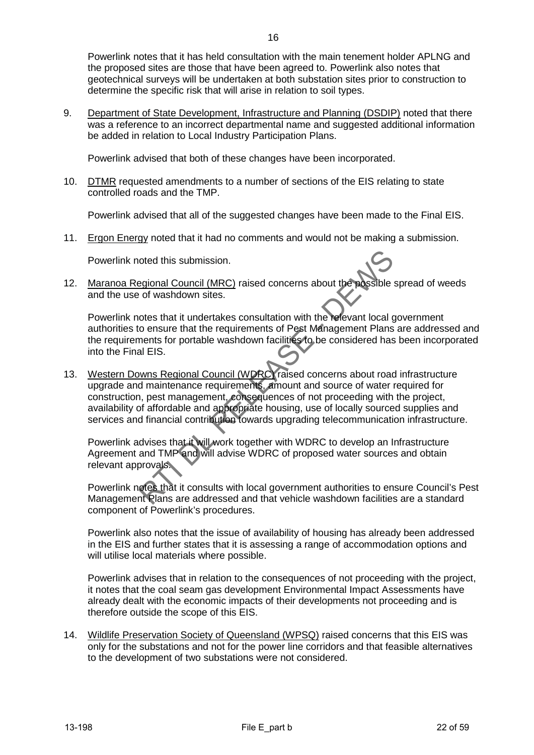Powerlink notes that it has held consultation with the main tenement holder APLNG and the proposed sites are those that have been agreed to. Powerlink also notes that geotechnical surveys will be undertaken at both substation sites prior to construction to determine the specific risk that will arise in relation to soil types.

9. Department of State Development, Infrastructure and Planning (DSDIP) noted that there was a reference to an incorrect departmental name and suggested additional information be added in relation to Local Industry Participation Plans.

   Powerlink advised that both of these changes have been incorporated.

10. DTMR requested amendments to a number of sections of the EIS relating to state controlled roads and the TMP.

    Powerlink advised that all of the suggested changes have been made to the Final EIS.

11. Ergon Energy noted that it had no comments and would not be making a submission.

    Powerlink noted this submission.

12. Maranoa Regional Council (MRC) raised concerns about the possible spread of weeds and the use of washdown sites.

    Powerlink notes that it undertakes consultation with the relevant local government authorities to ensure that the requirements of Pest Management Plans are addressed and the requirements for portable washdown facilities to be considered has been incorporated into the Final EIS.

13. Western Downs Regional Council (WDRC) raised concerns about road infrastructure upgrade and maintenance requirements, amount and source of water required for construction, pest management, consequences of not proceeding with the project, availability of affordable and appropriate housing, use of locally sourced supplies and services and financial contribution towards upgrading telecommunication infrastructure.

    Powerlink advises that it will work together with WDRC to develop an Infrastructure Agreement and TMP and will advise WDRC of proposed water sources and obtain relevant approvals.

    Powerlink notes that it consults with local government authorities to ensure Council's Pest Management Plans are addressed and that vehicle washdown facilities are a standard component of Powerlink's procedures.

    Powerlink also notes that the issue of availability of housing has already been addressed in the EIS and further states that it is assessing a range of accommodation options and will utilise local materials where possible.

    Powerlink advises that in relation to the consequences of not proceeding with the project, it notes that the coal seam gas development Environmental Impact Assessments have already dealt with the economic impacts of their developments not proceeding and is therefore outside the scope of this EIS.

14. Wildlife Preservation Society of Queensland (WPSQ) raised concerns that this EIS was only for the substations and not for the power line corridors and that feasible alternatives to the development of two substations were not considered.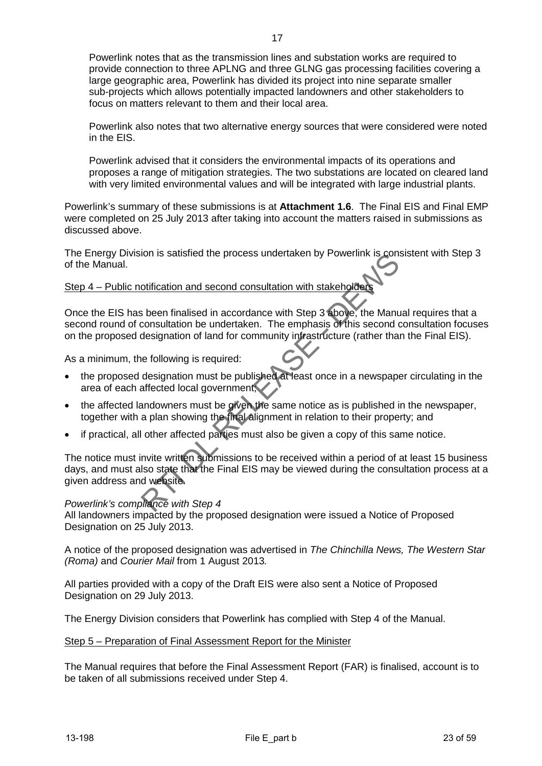Powerlink notes that as the transmission lines and substation works are required to provide connection to three APLNG and three GLNG gas processing facilities covering a large geographic area, Powerlink has divided its project into nine separate smaller sub-projects which allows potentially impacted landowners and other stakeholders to focus on matters relevant to them and their local area.

Powerlink also notes that two alternative energy sources that were considered were noted in the EIS.

Powerlink advised that it considers the environmental impacts of its operations and proposes a range of mitigation strategies. The two substations are located on cleared land with very limited environmental values and will be integrated with large industrial plants.

Powerlink's summary of these submissions is at **Attachment 1.6**. The Final EIS and Final EMP were completed on 25 July 2013 after taking into account the matters raised in submissions as discussed above.

The Energy Division is satisfied the process undertaken by Powerlink is consistent with Step 3 of the Manual.

Step 4 – Public notification and second consultation with stakeholders

Once the EIS has been finalised in accordance with Step 3 above, the Manual requires that a second round of consultation be undertaken. The emphasis of this second consultation focuses on the proposed designation of land for community infrastructure (rather than the Final EIS).

As a minimum, the following is required:

- the proposed designation must be published at least once in a newspaper circulating in the area of each affected local government;
- the affected landowners must be given the same notice as is published in the newspaper, together with a plan showing the final alignment in relation to their property; and
- if practical, all other affected parties must also be given a copy of this same notice.

The notice must invite written submissions to be received within a period of at least 15 business days, and must also state that the Final EIS may be viewed during the consultation process at a given address and website.

*Powerlink's compliance with Step 4*
All landowners impacted by the proposed designation were issued a Notice of Proposed Designation on 25 July 2013.

A notice of the proposed designation was advertised in *The Chinchilla News, The Western Star (Roma)* and *Courier Mail* from 1 August 2013*.*

All parties provided with a copy of the Draft EIS were also sent a Notice of Proposed Designation on 29 July 2013.

The Energy Division considers that Powerlink has complied with Step 4 of the Manual.

Step 5 – Preparation of Final Assessment Report for the Minister

The Manual requires that before the Final Assessment Report (FAR) is finalised, account is to be taken of all submissions received under Step 4.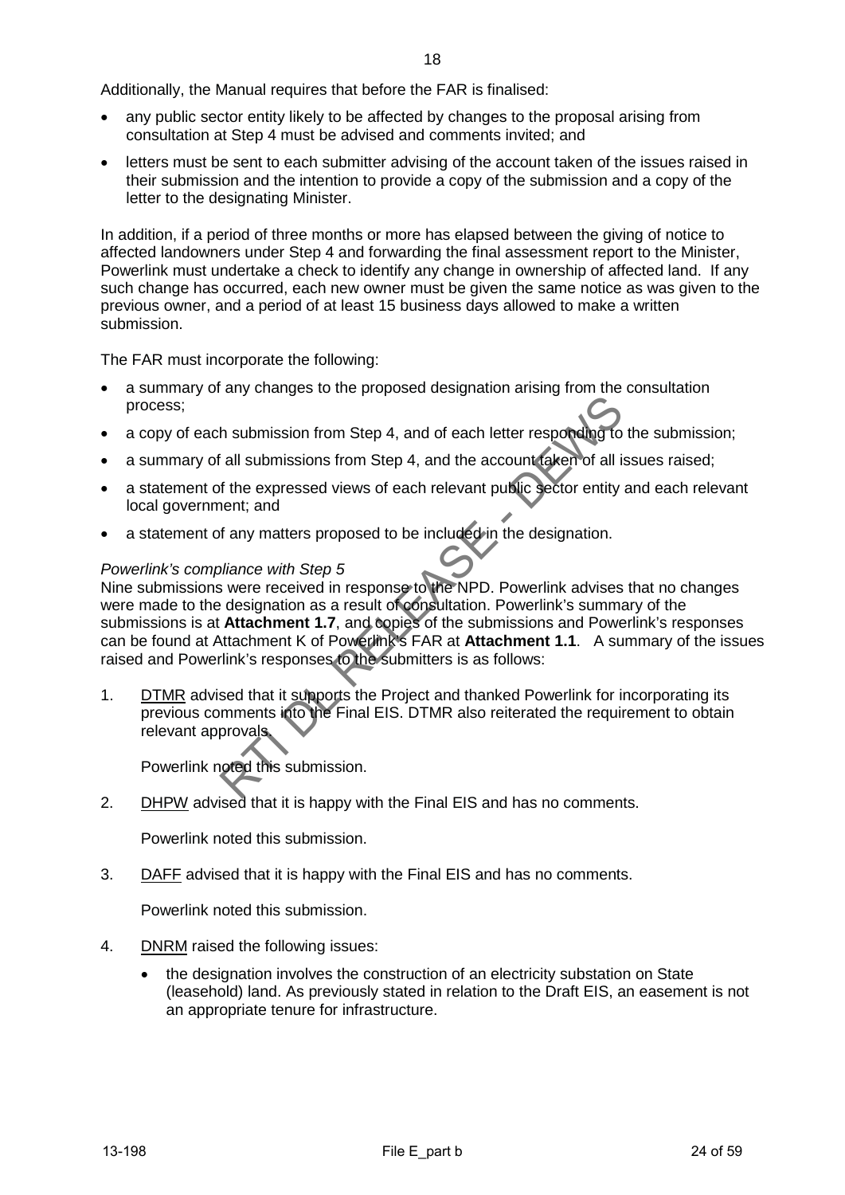Additionally, the Manual requires that before the FAR is finalised:

- any public sector entity likely to be affected by changes to the proposal arising from consultation at Step 4 must be advised and comments invited; and
- letters must be sent to each submitter advising of the account taken of the issues raised in their submission and the intention to provide a copy of the submission and a copy of the letter to the designating Minister.

In addition, if a period of three months or more has elapsed between the giving of notice to affected landowners under Step 4 and forwarding the final assessment report to the Minister, Powerlink must undertake a check to identify any change in ownership of affected land. If any such change has occurred, each new owner must be given the same notice as was given to the previous owner, and a period of at least 15 business days allowed to make a written submission.

The FAR must incorporate the following:

- a summary of any changes to the proposed designation arising from the consultation process;
- a copy of each submission from Step 4, and of each letter responding to the submission;
- a summary of all submissions from Step 4, and the account taken of all issues raised;
- a statement of the expressed views of each relevant public sector entity and each relevant local government; and
- a statement of any matters proposed to be included in the designation.

*Powerlink's compliance with Step 5*

Nine submissions were received in response to the NPD. Powerlink advises that no changes were made to the designation as a result of consultation. Powerlink's summary of the submissions is at **Attachment 1.7**, and copies of the submissions and Powerlink's responses can be found at Attachment K of Powerlink's FAR at **Attachment 1.1**. A summary of the issues raised and Powerlink's responses to the submitters is as follows:

1. DTMR advised that it supports the Project and thanked Powerlink for incorporating its previous comments into the Final EIS. DTMR also reiterated the requirement to obtain relevant approvals.

   Powerlink noted this submission.

2. DHPW advised that it is happy with the Final EIS and has no comments.

   Powerlink noted this submission.

3. DAFF advised that it is happy with the Final EIS and has no comments.

   Powerlink noted this submission.

4. DNRM raised the following issues:

   - the designation involves the construction of an electricity substation on State (leasehold) land. As previously stated in relation to the Draft EIS, an easement is not an appropriate tenure for infrastructure.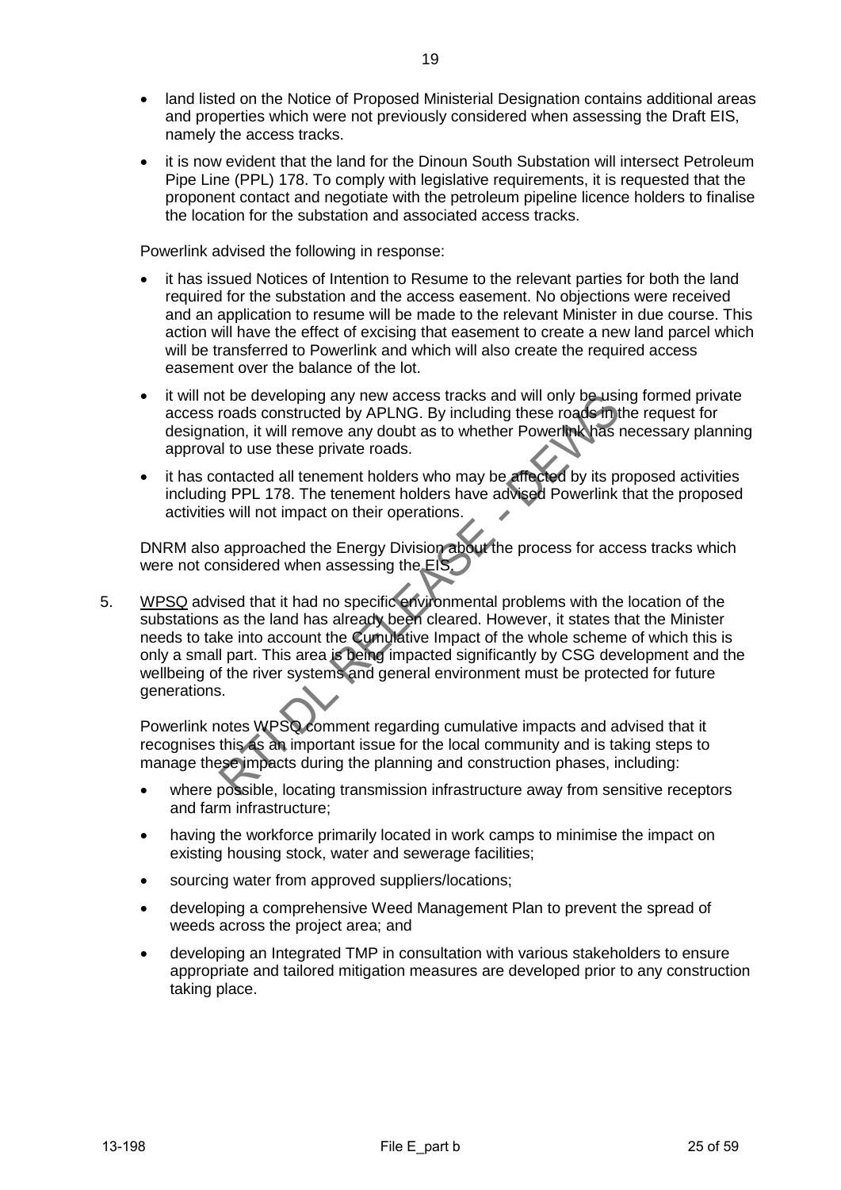- land listed on the Notice of Proposed Ministerial Designation contains additional areas and properties which were not previously considered when assessing the Draft EIS, namely the access tracks.
- it is now evident that the land for the Dinoun South Substation will intersect Petroleum Pipe Line (PPL) 178. To comply with legislative requirements, it is requested that the proponent contact and negotiate with the petroleum pipeline licence holders to finalise the location for the substation and associated access tracks.

Powerlink advised the following in response:

- it has issued Notices of Intention to Resume to the relevant parties for both the land required for the substation and the access easement. No objections were received and an application to resume will be made to the relevant Minister in due course. This action will have the effect of excising that easement to create a new land parcel which will be transferred to Powerlink and which will also create the required access easement over the balance of the lot.
- it will not be developing any new access tracks and will only be using formed private access roads constructed by APLNG. By including these roads in the request for designation, it will remove any doubt as to whether Powerlink has necessary planning approval to use these private roads.
- it has contacted all tenement holders who may be affected by its proposed activities including PPL 178. The tenement holders have advised Powerlink that the proposed activities will not impact on their operations.

DNRM also approached the Energy Division about the process for access tracks which were not considered when assessing the EIS.

5. WPSQ advised that it had no specific environmental problems with the location of the substations as the land has already been cleared. However, it states that the Minister needs to take into account the Cumulative Impact of the whole scheme of which this is only a small part. This area is being impacted significantly by CSG development and the wellbeing of the river systems and general environment must be protected for future generations.

   Powerlink notes WPSQ comment regarding cumulative impacts and advised that it recognises this as an important issue for the local community and is taking steps to manage these impacts during the planning and construction phases, including:

   - where possible, locating transmission infrastructure away from sensitive receptors and farm infrastructure;
   - having the workforce primarily located in work camps to minimise the impact on existing housing stock, water and sewerage facilities;
   - sourcing water from approved suppliers/locations;
   - developing a comprehensive Weed Management Plan to prevent the spread of weeds across the project area; and
   - developing an Integrated TMP in consultation with various stakeholders to ensure appropriate and tailored mitigation measures are developed prior to any construction taking place.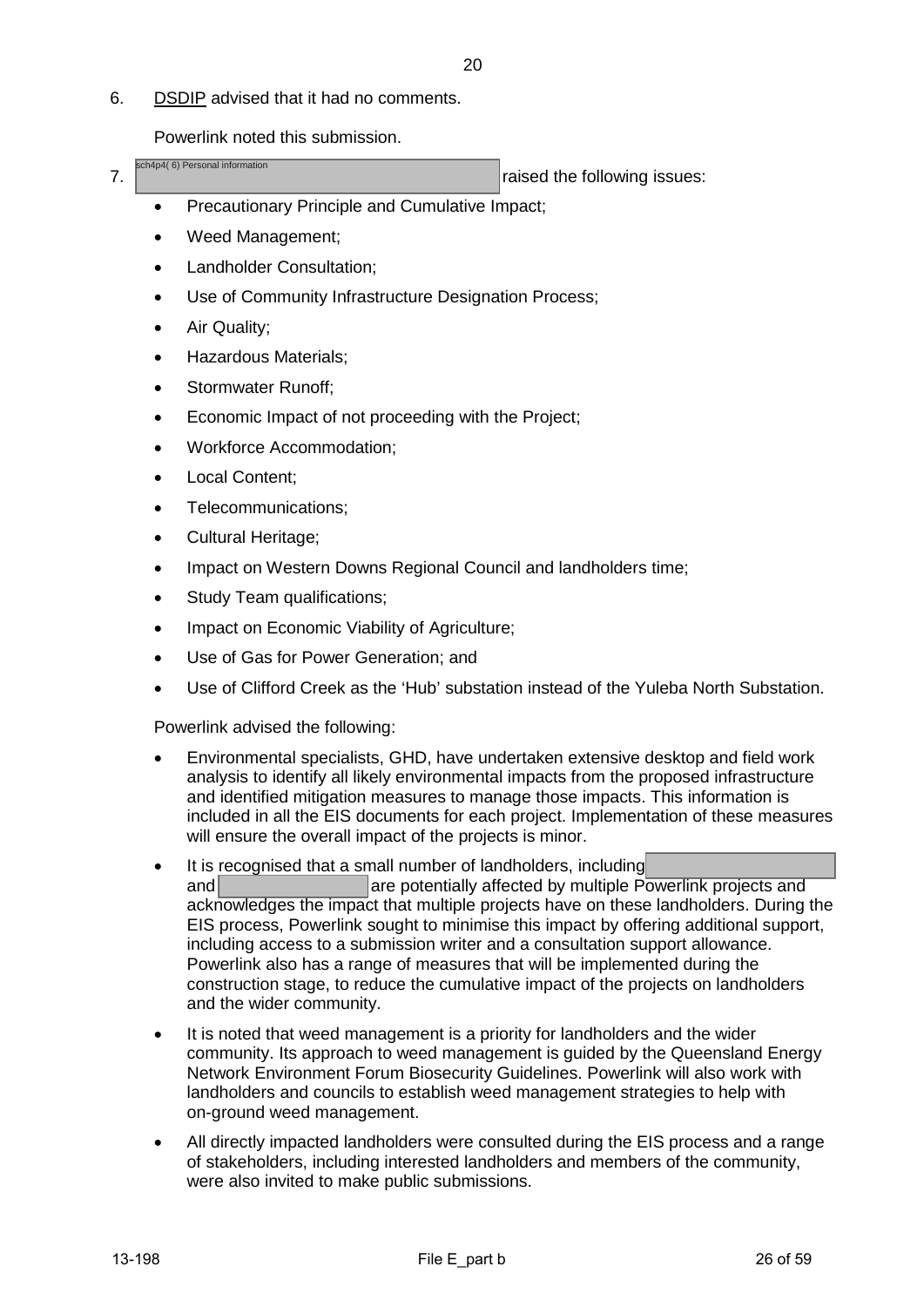6. DSDIP advised that it had no comments.

   Powerlink noted this submission.

7. sch4p4( 6) Personal information raised the following issues:

   - Precautionary Principle and Cumulative Impact;
   - Weed Management;
   - Landholder Consultation;
   - Use of Community Infrastructure Designation Process;
   - Air Quality;
   - Hazardous Materials;
   - Stormwater Runoff;
   - Economic Impact of not proceeding with the Project;
   - Workforce Accommodation;
   - Local Content;
   - Telecommunications;
   - Cultural Heritage;
   - Impact on Western Downs Regional Council and landholders time;
   - Study Team qualifications;
   - Impact on Economic Viability of Agriculture;
   - Use of Gas for Power Generation; and
   - Use of Clifford Creek as the 'Hub' substation instead of the Yuleba North Substation.

   Powerlink advised the following:

   - Environmental specialists, GHD, have undertaken extensive desktop and field work analysis to identify all likely environmental impacts from the proposed infrastructure and identified mitigation measures to manage those impacts. This information is included in all the EIS documents for each project. Implementation of these measures will ensure the overall impact of the projects is minor.
   - It is recognised that a small number of landholders, including [redacted] and [redacted] are potentially affected by multiple Powerlink projects and acknowledges the impact that multiple projects have on these landholders. During the EIS process, Powerlink sought to minimise this impact by offering additional support, including access to a submission writer and a consultation support allowance. Powerlink also has a range of measures that will be implemented during the construction stage, to reduce the cumulative impact of the projects on landholders and the wider community.
   - It is noted that weed management is a priority for landholders and the wider community. Its approach to weed management is guided by the Queensland Energy Network Environment Forum Biosecurity Guidelines. Powerlink will also work with landholders and councils to establish weed management strategies to help with on-ground weed management.
   - All directly impacted landholders were consulted during the EIS process and a range of stakeholders, including interested landholders and members of the community, were also invited to make public submissions.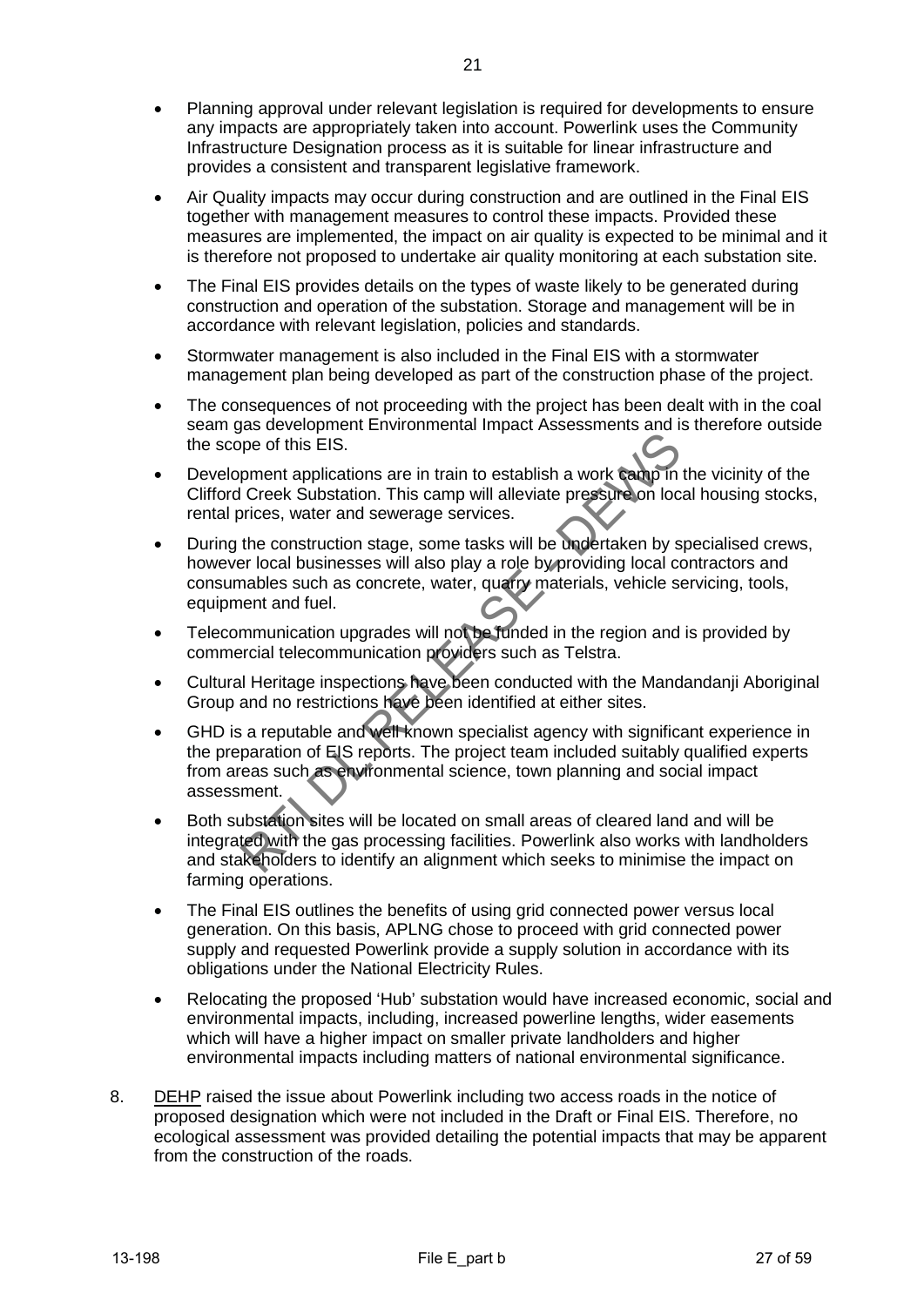- Planning approval under relevant legislation is required for developments to ensure any impacts are appropriately taken into account. Powerlink uses the Community Infrastructure Designation process as it is suitable for linear infrastructure and provides a consistent and transparent legislative framework.
- Air Quality impacts may occur during construction and are outlined in the Final EIS together with management measures to control these impacts. Provided these measures are implemented, the impact on air quality is expected to be minimal and it is therefore not proposed to undertake air quality monitoring at each substation site.
- The Final EIS provides details on the types of waste likely to be generated during construction and operation of the substation. Storage and management will be in accordance with relevant legislation, policies and standards.
- Stormwater management is also included in the Final EIS with a stormwater management plan being developed as part of the construction phase of the project.
- The consequences of not proceeding with the project has been dealt with in the coal seam gas development Environmental Impact Assessments and is therefore outside the scope of this EIS.
- Development applications are in train to establish a work camp in the vicinity of the Clifford Creek Substation. This camp will alleviate pressure on local housing stocks, rental prices, water and sewerage services.
- During the construction stage, some tasks will be undertaken by specialised crews, however local businesses will also play a role by providing local contractors and consumables such as concrete, water, quarry materials, vehicle servicing, tools, equipment and fuel.
- Telecommunication upgrades will not be funded in the region and is provided by commercial telecommunication providers such as Telstra.
- Cultural Heritage inspections have been conducted with the Mandandanji Aboriginal Group and no restrictions have been identified at either sites.
- GHD is a reputable and well known specialist agency with significant experience in the preparation of EIS reports. The project team included suitably qualified experts from areas such as environmental science, town planning and social impact assessment.
- Both substation sites will be located on small areas of cleared land and will be integrated with the gas processing facilities. Powerlink also works with landholders and stakeholders to identify an alignment which seeks to minimise the impact on farming operations.
- The Final EIS outlines the benefits of using grid connected power versus local generation. On this basis, APLNG chose to proceed with grid connected power supply and requested Powerlink provide a supply solution in accordance with its obligations under the National Electricity Rules.
- Relocating the proposed 'Hub' substation would have increased economic, social and environmental impacts, including, increased powerline lengths, wider easements which will have a higher impact on smaller private landholders and higher environmental impacts including matters of national environmental significance.

8. <u>DEHP</u> raised the issue about Powerlink including two access roads in the notice of proposed designation which were not included in the Draft or Final EIS. Therefore, no ecological assessment was provided detailing the potential impacts that may be apparent from the construction of the roads.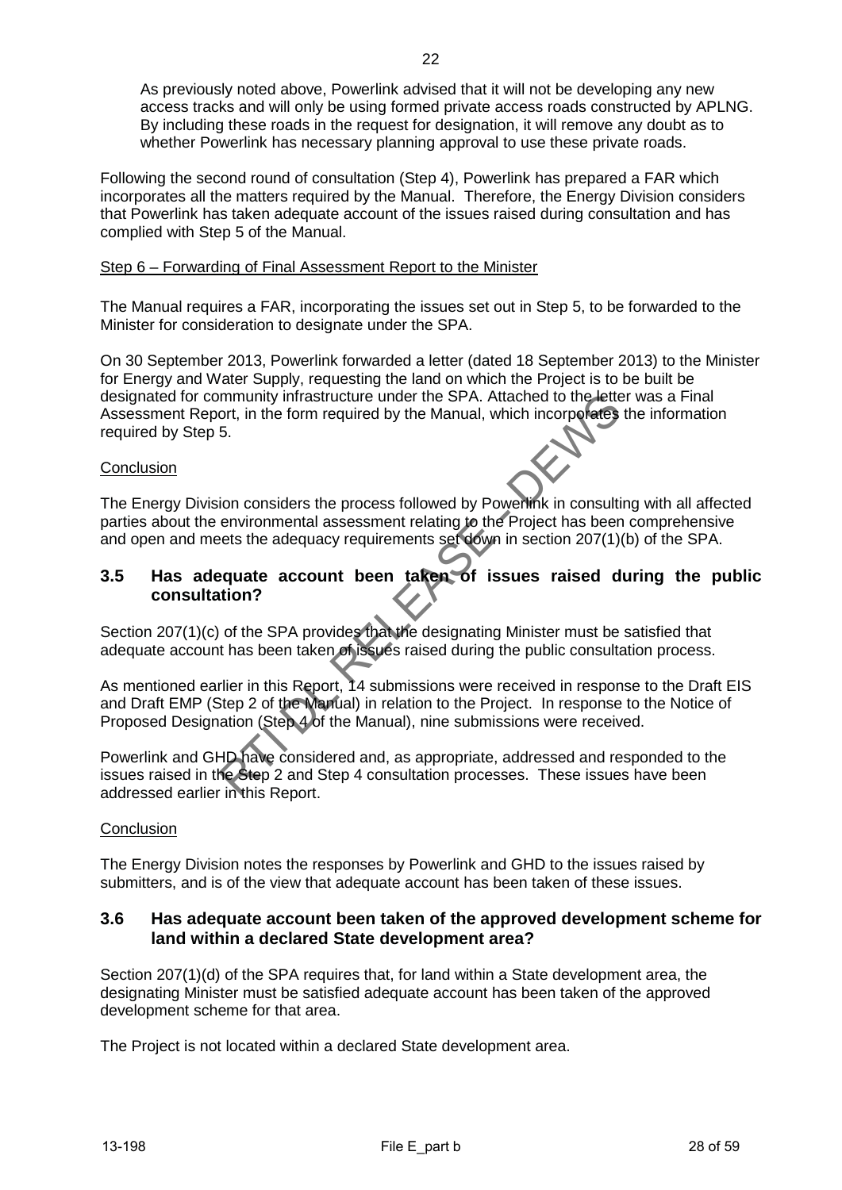As previously noted above, Powerlink advised that it will not be developing any new access tracks and will only be using formed private access roads constructed by APLNG. By including these roads in the request for designation, it will remove any doubt as to whether Powerlink has necessary planning approval to use these private roads.

Following the second round of consultation (Step 4), Powerlink has prepared a FAR which incorporates all the matters required by the Manual. Therefore, the Energy Division considers that Powerlink has taken adequate account of the issues raised during consultation and has complied with Step 5 of the Manual.

Step 6 – Forwarding of Final Assessment Report to the Minister

The Manual requires a FAR, incorporating the issues set out in Step 5, to be forwarded to the Minister for consideration to designate under the SPA.

On 30 September 2013, Powerlink forwarded a letter (dated 18 September 2013) to the Minister for Energy and Water Supply, requesting the land on which the Project is to be built be designated for community infrastructure under the SPA. Attached to the letter was a Final Assessment Report, in the form required by the Manual, which incorporates the information required by Step 5.

Conclusion

The Energy Division considers the process followed by Powerlink in consulting with all affected parties about the environmental assessment relating to the Project has been comprehensive and open and meets the adequacy requirements set down in section 207(1)(b) of the SPA.

## 3.5 Has adequate account been taken of issues raised during the public consultation?

Section 207(1)(c) of the SPA provides that the designating Minister must be satisfied that adequate account has been taken of issues raised during the public consultation process.

As mentioned earlier in this Report, 14 submissions were received in response to the Draft EIS and Draft EMP (Step 2 of the Manual) in relation to the Project. In response to the Notice of Proposed Designation (Step 4 of the Manual), nine submissions were received.

Powerlink and GHD have considered and, as appropriate, addressed and responded to the issues raised in the Step 2 and Step 4 consultation processes. These issues have been addressed earlier in this Report.

Conclusion

The Energy Division notes the responses by Powerlink and GHD to the issues raised by submitters, and is of the view that adequate account has been taken of these issues.

## 3.6 Has adequate account been taken of the approved development scheme for land within a declared State development area?

Section 207(1)(d) of the SPA requires that, for land within a State development area, the designating Minister must be satisfied adequate account has been taken of the approved development scheme for that area.

The Project is not located within a declared State development area.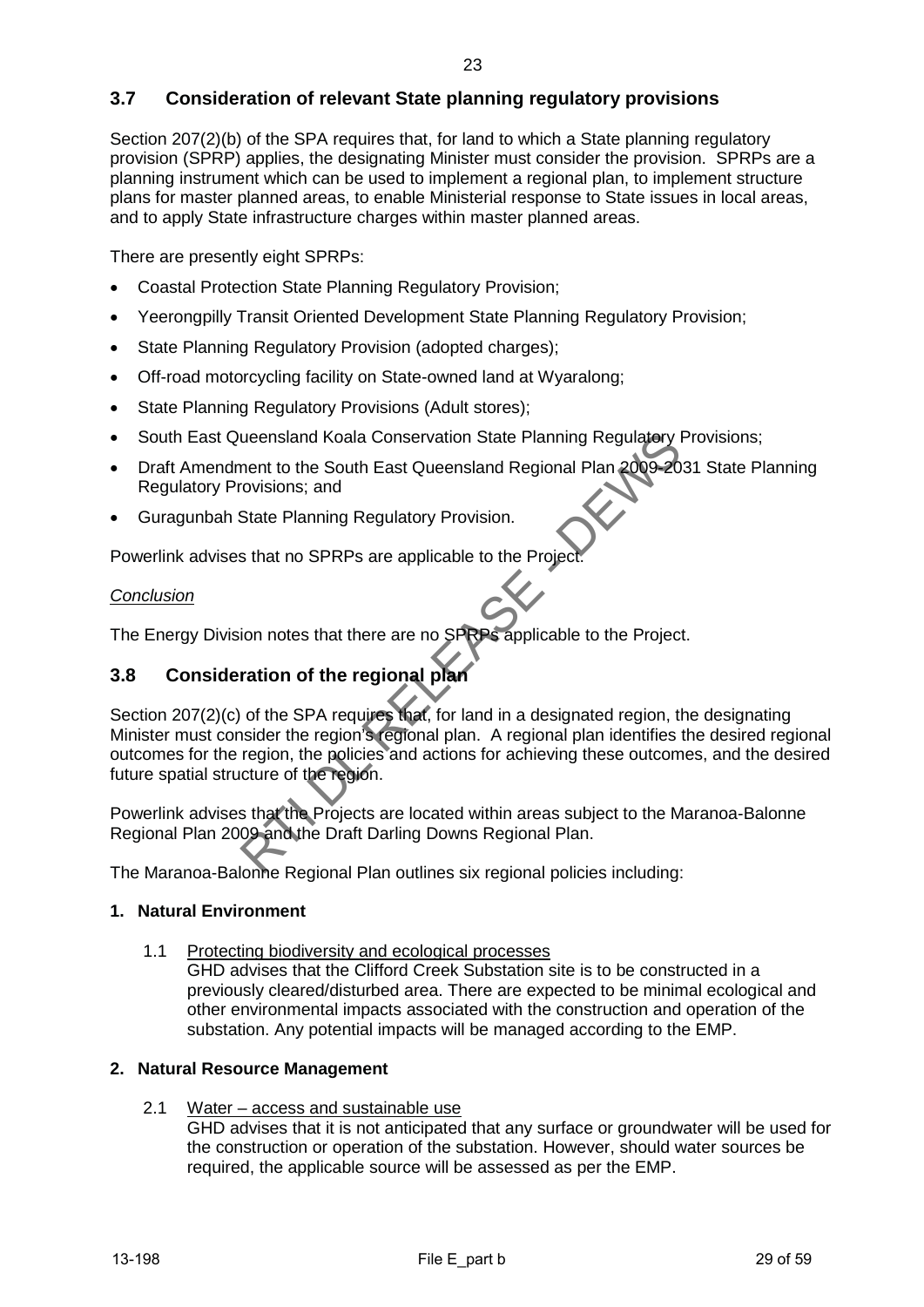## 3.7 Consideration of relevant State planning regulatory provisions

Section 207(2)(b) of the SPA requires that, for land to which a State planning regulatory provision (SPRP) applies, the designating Minister must consider the provision. SPRPs are a planning instrument which can be used to implement a regional plan, to implement structure plans for master planned areas, to enable Ministerial response to State issues in local areas, and to apply State infrastructure charges within master planned areas.

There are presently eight SPRPs:

- Coastal Protection State Planning Regulatory Provision;
- Yeerongpilly Transit Oriented Development State Planning Regulatory Provision;
- State Planning Regulatory Provision (adopted charges);
- Off-road motorcycling facility on State-owned land at Wyaralong;
- State Planning Regulatory Provisions (Adult stores);
- South East Queensland Koala Conservation State Planning Regulatory Provisions;
- Draft Amendment to the South East Queensland Regional Plan 2009-2031 State Planning Regulatory Provisions; and
- Guragunbah State Planning Regulatory Provision.

Powerlink advises that no SPRPs are applicable to the Project.

*Conclusion*

The Energy Division notes that there are no SPRPs applicable to the Project.

## 3.8 Consideration of the regional plan

Section 207(2)(c) of the SPA requires that, for land in a designated region, the designating Minister must consider the region's regional plan. A regional plan identifies the desired regional outcomes for the region, the policies and actions for achieving these outcomes, and the desired future spatial structure of the region.

Powerlink advises that the Projects are located within areas subject to the Maranoa-Balonne Regional Plan 2009 and the Draft Darling Downs Regional Plan.

The Maranoa-Balonne Regional Plan outlines six regional policies including:

**1. Natural Environment**

1.1 Protecting biodiversity and ecological processes
GHD advises that the Clifford Creek Substation site is to be constructed in a previously cleared/disturbed area. There are expected to be minimal ecological and other environmental impacts associated with the construction and operation of the substation. Any potential impacts will be managed according to the EMP.

**2. Natural Resource Management**

2.1 Water – access and sustainable use
GHD advises that it is not anticipated that any surface or groundwater will be used for the construction or operation of the substation. However, should water sources be required, the applicable source will be assessed as per the EMP.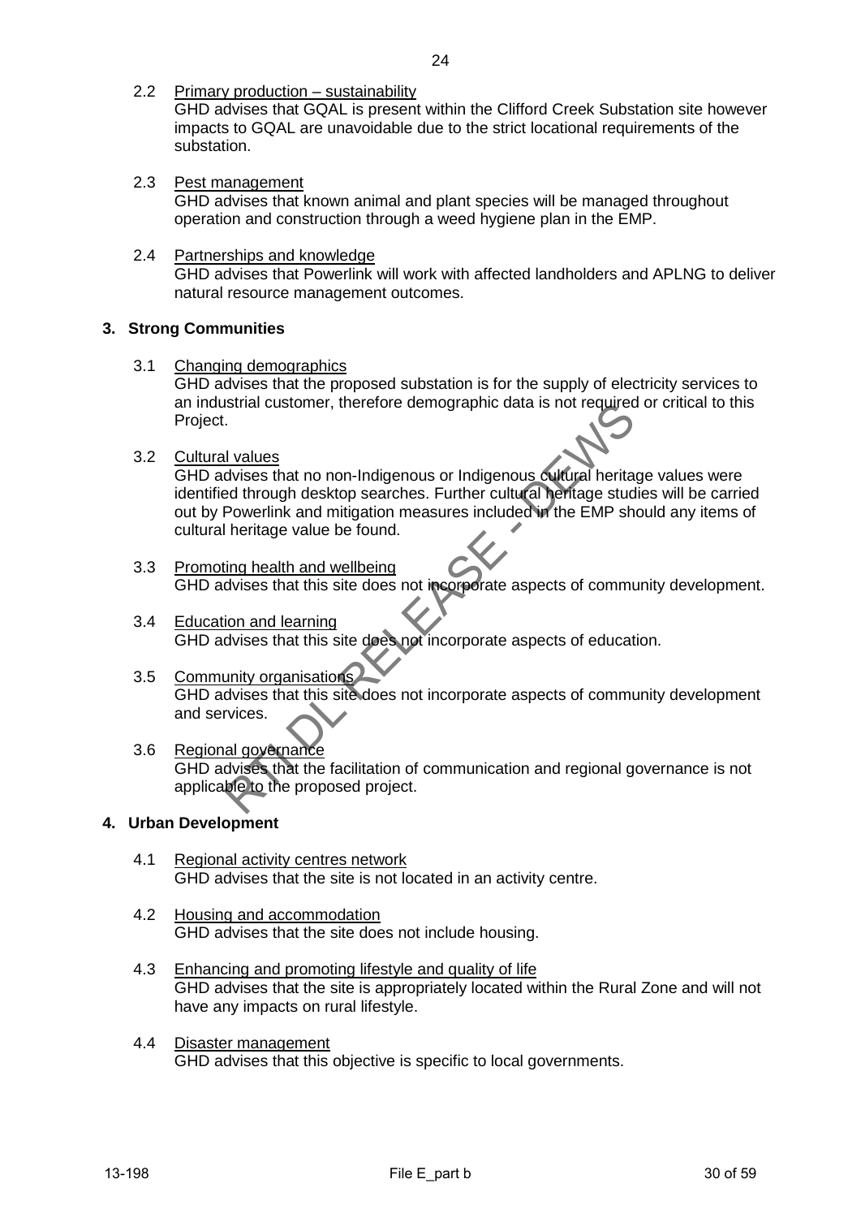2.2 Primary production – sustainability
GHD advises that GQAL is present within the Clifford Creek Substation site however impacts to GQAL are unavoidable due to the strict locational requirements of the substation.

2.3 Pest management
GHD advises that known animal and plant species will be managed throughout operation and construction through a weed hygiene plan in the EMP.

2.4 Partnerships and knowledge
GHD advises that Powerlink will work with affected landholders and APLNG to deliver natural resource management outcomes.

**3. Strong Communities**

3.1 Changing demographics
GHD advises that the proposed substation is for the supply of electricity services to an industrial customer, therefore demographic data is not required or critical to this Project.

3.2 Cultural values
GHD advises that no non-Indigenous or Indigenous cultural heritage values were identified through desktop searches. Further cultural heritage studies will be carried out by Powerlink and mitigation measures included in the EMP should any items of cultural heritage value be found.

3.3 Promoting health and wellbeing
GHD advises that this site does not incorporate aspects of community development.

3.4 Education and learning
GHD advises that this site does not incorporate aspects of education.

3.5 Community organisations
GHD advises that this site does not incorporate aspects of community development and services.

3.6 Regional governance
GHD advises that the facilitation of communication and regional governance is not applicable to the proposed project.

**4. Urban Development**

4.1 Regional activity centres network
GHD advises that the site is not located in an activity centre.

4.2 Housing and accommodation
GHD advises that the site does not include housing.

4.3 Enhancing and promoting lifestyle and quality of life
GHD advises that the site is appropriately located within the Rural Zone and will not have any impacts on rural lifestyle.

4.4 Disaster management
GHD advises that this objective is specific to local governments.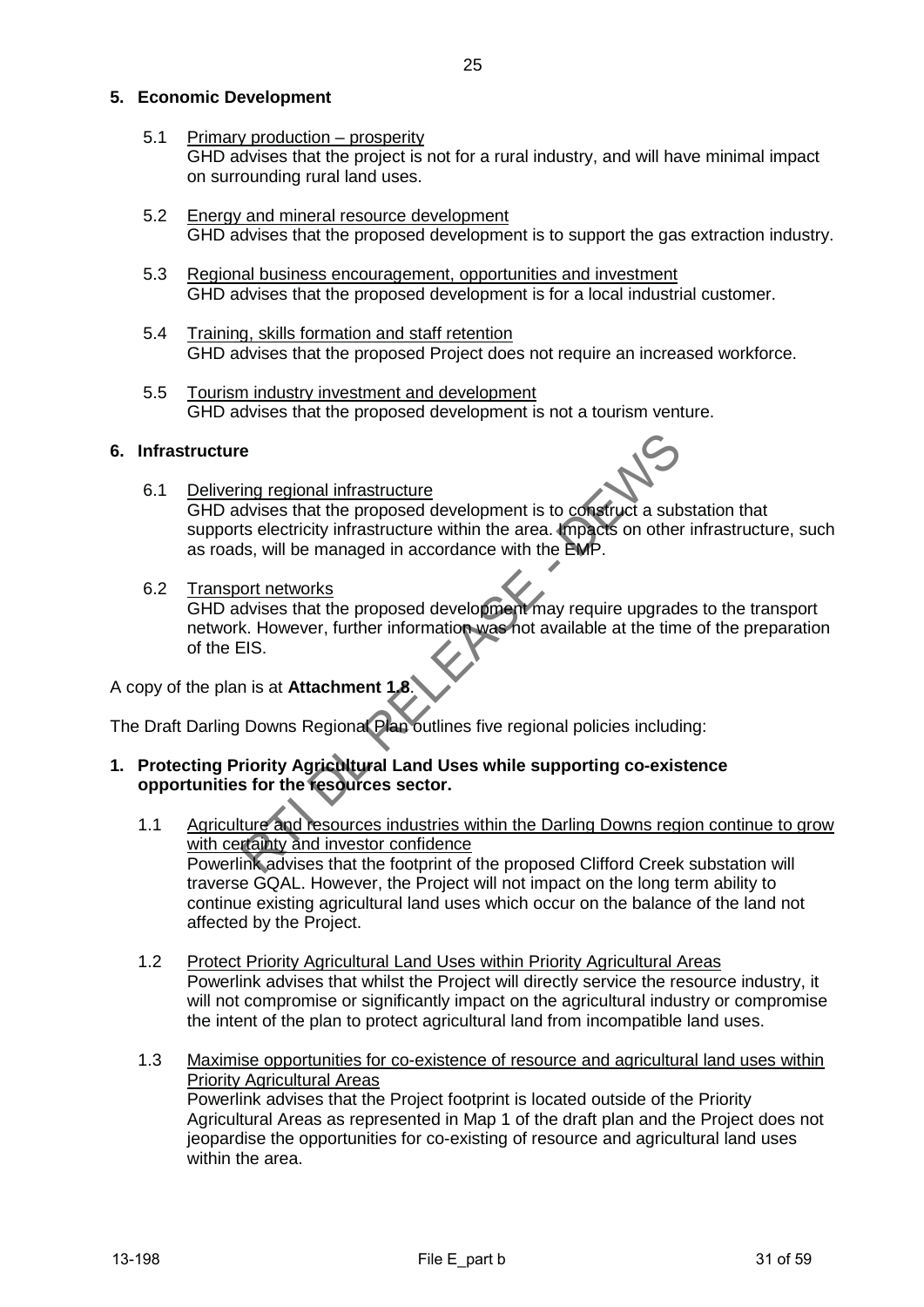## 5. Economic Development

5.1 Primary production – prosperity
GHD advises that the project is not for a rural industry, and will have minimal impact on surrounding rural land uses.

5.2 Energy and mineral resource development
GHD advises that the proposed development is to support the gas extraction industry.

5.3 Regional business encouragement, opportunities and investment
GHD advises that the proposed development is for a local industrial customer.

5.4 Training, skills formation and staff retention
GHD advises that the proposed Project does not require an increased workforce.

5.5 Tourism industry investment and development
GHD advises that the proposed development is not a tourism venture.

## 6. Infrastructure

6.1 Delivering regional infrastructure
GHD advises that the proposed development is to construct a substation that supports electricity infrastructure within the area. Impacts on other infrastructure, such as roads, will be managed in accordance with the EMP.

6.2 Transport networks
GHD advises that the proposed development may require upgrades to the transport network. However, further information was not available at the time of the preparation of the EIS.

A copy of the plan is at **Attachment 1.8**.

The Draft Darling Downs Regional Plan outlines five regional policies including:

## 1. Protecting Priority Agricultural Land Uses while supporting co-existence opportunities for the resources sector.

1.1 Agriculture and resources industries within the Darling Downs region continue to grow with certainty and investor confidence
Powerlink advises that the footprint of the proposed Clifford Creek substation will traverse GQAL. However, the Project will not impact on the long term ability to continue existing agricultural land uses which occur on the balance of the land not affected by the Project.

1.2 Protect Priority Agricultural Land Uses within Priority Agricultural Areas
Powerlink advises that whilst the Project will directly service the resource industry, it will not compromise or significantly impact on the agricultural industry or compromise the intent of the plan to protect agricultural land from incompatible land uses.

1.3 Maximise opportunities for co-existence of resource and agricultural land uses within Priority Agricultural Areas
Powerlink advises that the Project footprint is located outside of the Priority Agricultural Areas as represented in Map 1 of the draft plan and the Project does not jeopardise the opportunities for co-existing of resource and agricultural land uses within the area.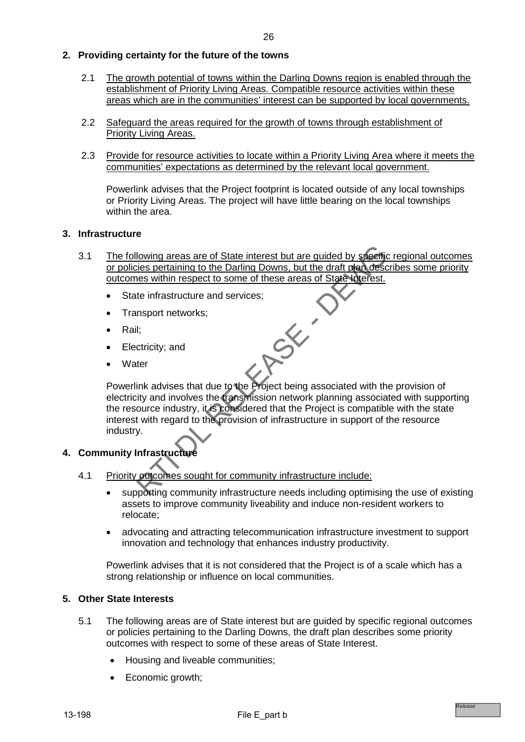**2. Providing certainty for the future of the towns**

2.1 <u>The growth potential of towns within the Darling Downs region is enabled through the establishment of Priority Living Areas. Compatible resource activities within these areas which are in the communities' interest can be supported by local governments.</u>

2.2 <u>Safeguard the areas required for the growth of towns through establishment of Priority Living Areas.</u>

2.3 <u>Provide for resource activities to locate within a Priority Living Area where it meets the communities' expectations as determined by the relevant local government.</u>

Powerlink advises that the Project footprint is located outside of any local townships or Priority Living Areas. The project will have little bearing on the local townships within the area.

**3. Infrastructure**

3.1 <u>The following areas are of State interest but are guided by specific regional outcomes or policies pertaining to the Darling Downs, but the draft plan describes some priority outcomes within respect to some of these areas of State Interest.</u>

- State infrastructure and services;
- Transport networks;
- Rail;
- Electricity; and
- Water

Powerlink advises that due to the Project being associated with the provision of electricity and involves the transmission network planning associated with supporting the resource industry, it is considered that the Project is compatible with the state interest with regard to the provision of infrastructure in support of the resource industry.

**4. Community Infrastructure**

4.1 <u>Priority outcomes sought for community infrastructure include:</u>

- supporting community infrastructure needs including optimising the use of existing assets to improve community liveability and induce non-resident workers to relocate;
- advocating and attracting telecommunication infrastructure investment to support innovation and technology that enhances industry productivity.

Powerlink advises that it is not considered that the Project is of a scale which has a strong relationship or influence on local communities.

**5. Other State Interests**

5.1 The following areas are of State interest but are guided by specific regional outcomes or policies pertaining to the Darling Downs, the draft plan describes some priority outcomes with respect to some of these areas of State Interest.

- Housing and liveable communities;
- Economic growth;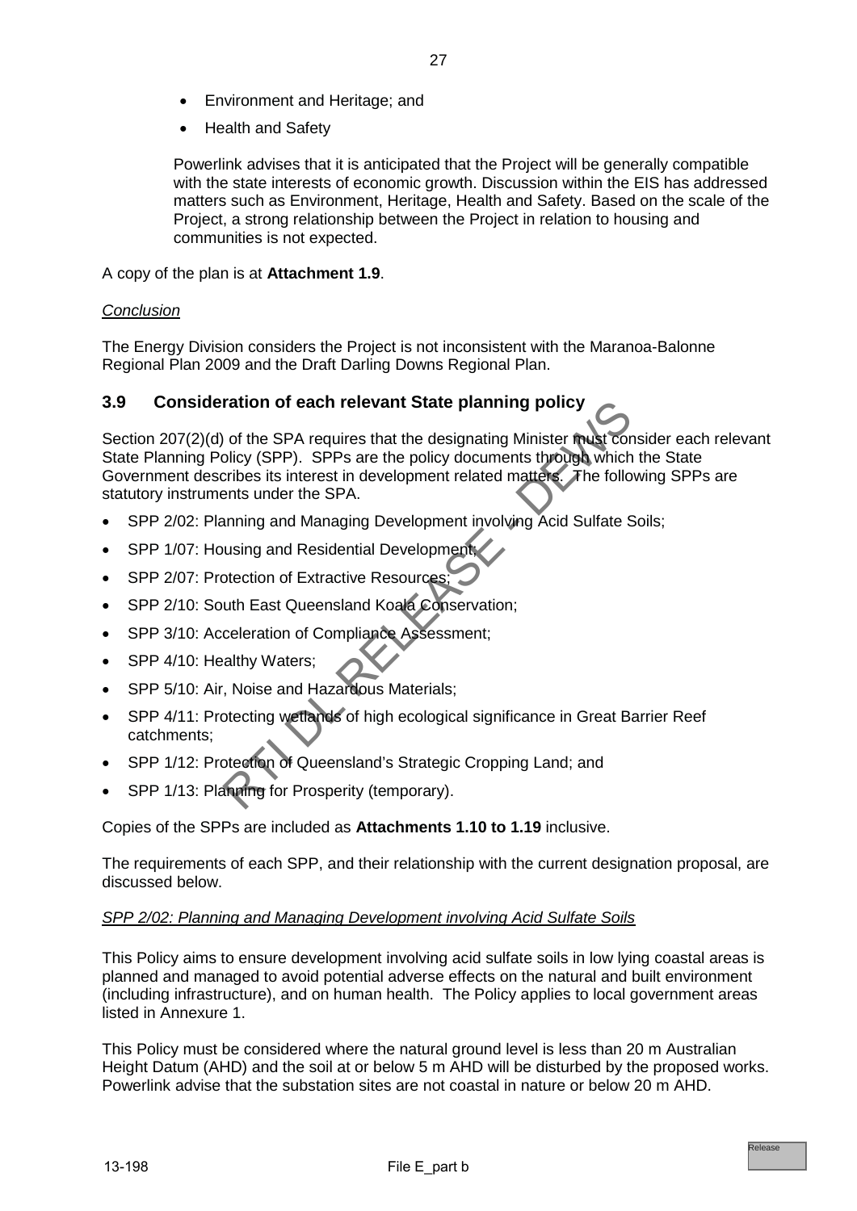- Environment and Heritage; and
- Health and Safety

Powerlink advises that it is anticipated that the Project will be generally compatible with the state interests of economic growth. Discussion within the EIS has addressed matters such as Environment, Heritage, Health and Safety. Based on the scale of the Project, a strong relationship between the Project in relation to housing and communities is not expected.

A copy of the plan is at **Attachment 1.9**.

*Conclusion*

The Energy Division considers the Project is not inconsistent with the Maranoa-Balonne Regional Plan 2009 and the Draft Darling Downs Regional Plan.

## 3.9 Consideration of each relevant State planning policy

Section 207(2)(d) of the SPA requires that the designating Minister must consider each relevant State Planning Policy (SPP). SPPs are the policy documents through which the State Government describes its interest in development related matters. The following SPPs are statutory instruments under the SPA.

- SPP 2/02: Planning and Managing Development involving Acid Sulfate Soils;
- SPP 1/07: Housing and Residential Development;
- SPP 2/07: Protection of Extractive Resources;
- SPP 2/10: South East Queensland Koala Conservation;
- SPP 3/10: Acceleration of Compliance Assessment;
- SPP 4/10: Healthy Waters;
- SPP 5/10: Air, Noise and Hazardous Materials;
- SPP 4/11: Protecting wetlands of high ecological significance in Great Barrier Reef catchments;
- SPP 1/12: Protection of Queensland's Strategic Cropping Land; and
- SPP 1/13: Planning for Prosperity (temporary).

Copies of the SPPs are included as **Attachments 1.10 to 1.19** inclusive.

The requirements of each SPP, and their relationship with the current designation proposal, are discussed below.

*SPP 2/02: Planning and Managing Development involving Acid Sulfate Soils*

This Policy aims to ensure development involving acid sulfate soils in low lying coastal areas is planned and managed to avoid potential adverse effects on the natural and built environment (including infrastructure), and on human health. The Policy applies to local government areas listed in Annexure 1.

This Policy must be considered where the natural ground level is less than 20 m Australian Height Datum (AHD) and the soil at or below 5 m AHD will be disturbed by the proposed works. Powerlink advise that the substation sites are not coastal in nature or below 20 m AHD.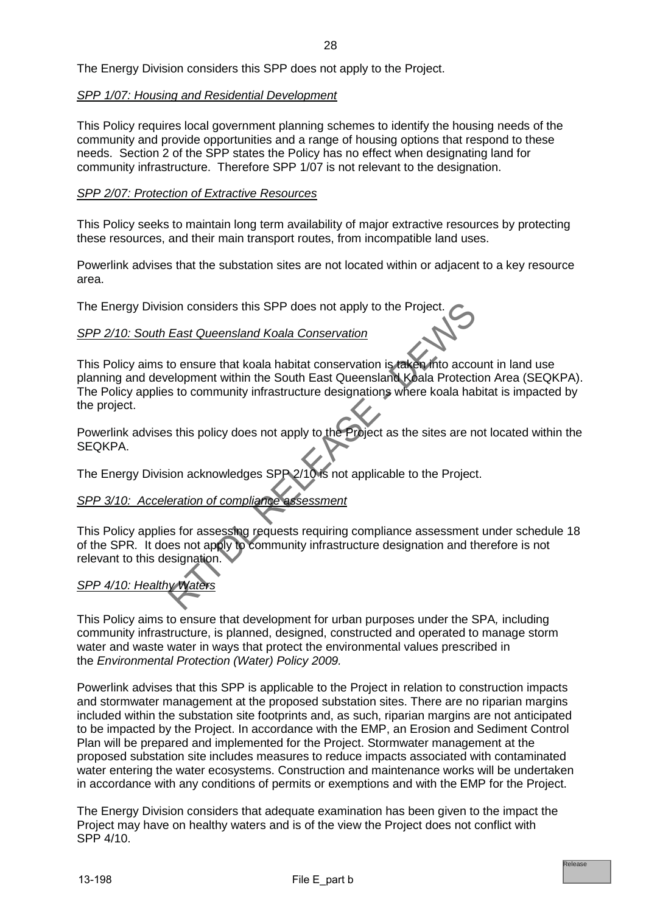The Energy Division considers this SPP does not apply to the Project.

*SPP 1/07: Housing and Residential Development*

This Policy requires local government planning schemes to identify the housing needs of the community and provide opportunities and a range of housing options that respond to these needs. Section 2 of the SPP states the Policy has no effect when designating land for community infrastructure. Therefore SPP 1/07 is not relevant to the designation.

*SPP 2/07: Protection of Extractive Resources*

This Policy seeks to maintain long term availability of major extractive resources by protecting these resources, and their main transport routes, from incompatible land uses.

Powerlink advises that the substation sites are not located within or adjacent to a key resource area.

The Energy Division considers this SPP does not apply to the Project.

*SPP 2/10: South East Queensland Koala Conservation*

This Policy aims to ensure that koala habitat conservation is taken into account in land use planning and development within the South East Queensland Koala Protection Area (SEQKPA). The Policy applies to community infrastructure designations where koala habitat is impacted by the project.

Powerlink advises this policy does not apply to the Project as the sites are not located within the SEQKPA.

The Energy Division acknowledges SPP 2/10 is not applicable to the Project.

*SPP 3/10: Acceleration of compliance assessment*

This Policy applies for assessing requests requiring compliance assessment under schedule 18 of the SPR. It does not apply to community infrastructure designation and therefore is not relevant to this designation.

*SPP 4/10: Healthy Waters*

This Policy aims to ensure that development for urban purposes under the SPA, including community infrastructure, is planned, designed, constructed and operated to manage storm water and waste water in ways that protect the environmental values prescribed in the *Environmental Protection (Water) Policy 2009.*

Powerlink advises that this SPP is applicable to the Project in relation to construction impacts and stormwater management at the proposed substation sites. There are no riparian margins included within the substation site footprints and, as such, riparian margins are not anticipated to be impacted by the Project. In accordance with the EMP, an Erosion and Sediment Control Plan will be prepared and implemented for the Project. Stormwater management at the proposed substation site includes measures to reduce impacts associated with contaminated water entering the water ecosystems. Construction and maintenance works will be undertaken in accordance with any conditions of permits or exemptions and with the EMP for the Project.

The Energy Division considers that adequate examination has been given to the impact the Project may have on healthy waters and is of the view the Project does not conflict with SPP 4/10.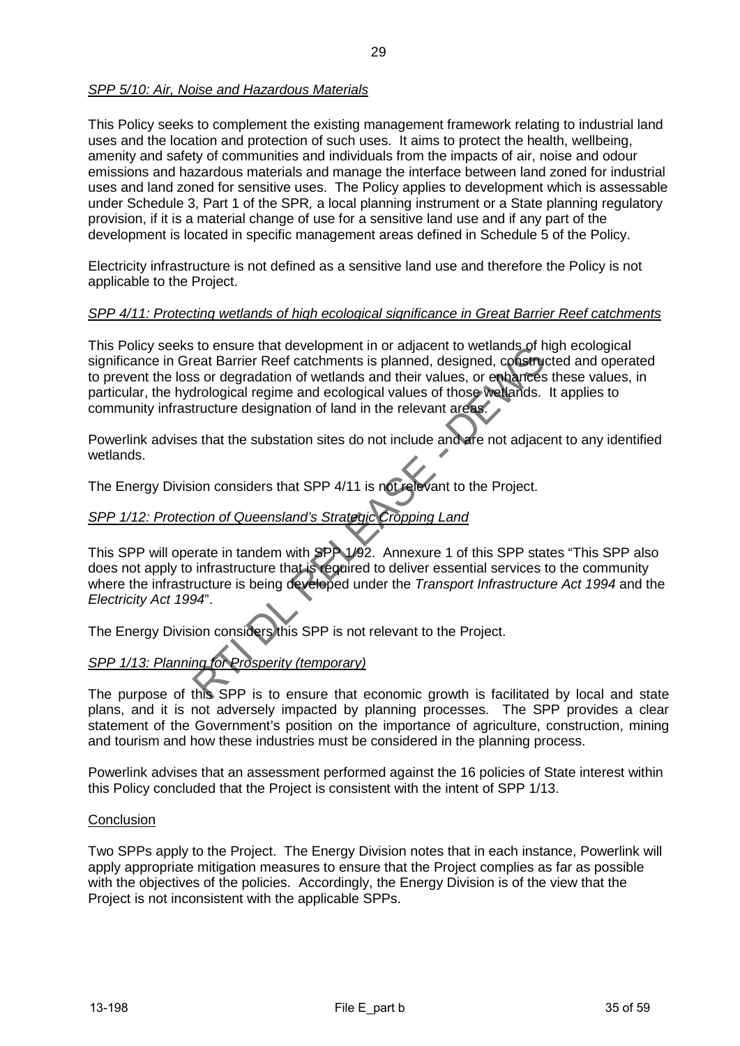*SPP 5/10: Air, Noise and Hazardous Materials*

This Policy seeks to complement the existing management framework relating to industrial land uses and the location and protection of such uses. It aims to protect the health, wellbeing, amenity and safety of communities and individuals from the impacts of air, noise and odour emissions and hazardous materials and manage the interface between land zoned for industrial uses and land zoned for sensitive uses. The Policy applies to development which is assessable under Schedule 3, Part 1 of the SPR, a local planning instrument or a State planning regulatory provision, if it is a material change of use for a sensitive land use and if any part of the development is located in specific management areas defined in Schedule 5 of the Policy.

Electricity infrastructure is not defined as a sensitive land use and therefore the Policy is not applicable to the Project.

*SPP 4/11: Protecting wetlands of high ecological significance in Great Barrier Reef catchments*

This Policy seeks to ensure that development in or adjacent to wetlands of high ecological significance in Great Barrier Reef catchments is planned, designed, constructed and operated to prevent the loss or degradation of wetlands and their values, or enhances these values, in particular, the hydrological regime and ecological values of those wetlands. It applies to community infrastructure designation of land in the relevant areas.

Powerlink advises that the substation sites do not include and are not adjacent to any identified wetlands.

The Energy Division considers that SPP 4/11 is not relevant to the Project.

*SPP 1/12: Protection of Queensland's Strategic Cropping Land*

This SPP will operate in tandem with SPP 1/92. Annexure 1 of this SPP states "This SPP also does not apply to infrastructure that is required to deliver essential services to the community where the infrastructure is being developed under the *Transport Infrastructure Act 1994* and the *Electricity Act 1994*".

The Energy Division considers this SPP is not relevant to the Project.

*SPP 1/13: Planning for Prosperity (temporary)*

The purpose of this SPP is to ensure that economic growth is facilitated by local and state plans, and it is not adversely impacted by planning processes. The SPP provides a clear statement of the Government's position on the importance of agriculture, construction, mining and tourism and how these industries must be considered in the planning process.

Powerlink advises that an assessment performed against the 16 policies of State interest within this Policy concluded that the Project is consistent with the intent of SPP 1/13.

Conclusion

Two SPPs apply to the Project. The Energy Division notes that in each instance, Powerlink will apply appropriate mitigation measures to ensure that the Project complies as far as possible with the objectives of the policies. Accordingly, the Energy Division is of the view that the Project is not inconsistent with the applicable SPPs.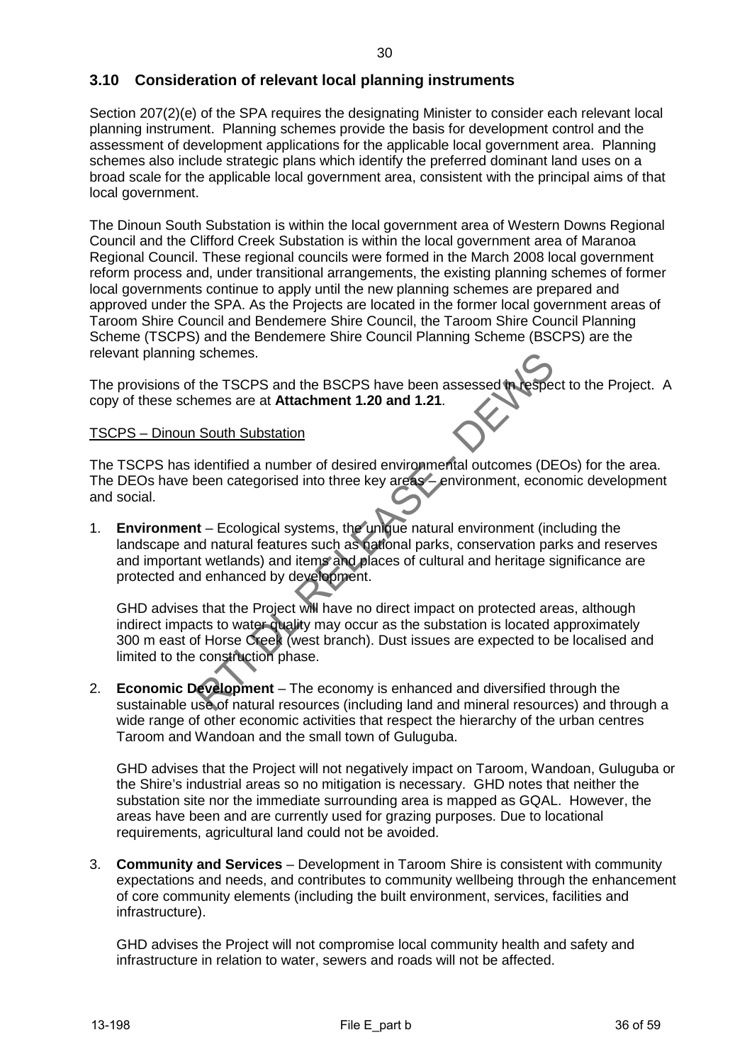## 3.10 Consideration of relevant local planning instruments

Section 207(2)(e) of the SPA requires the designating Minister to consider each relevant local planning instrument. Planning schemes provide the basis for development control and the assessment of development applications for the applicable local government area. Planning schemes also include strategic plans which identify the preferred dominant land uses on a broad scale for the applicable local government area, consistent with the principal aims of that local government.

The Dinoun South Substation is within the local government area of Western Downs Regional Council and the Clifford Creek Substation is within the local government area of Maranoa Regional Council. These regional councils were formed in the March 2008 local government reform process and, under transitional arrangements, the existing planning schemes of former local governments continue to apply until the new planning schemes are prepared and approved under the SPA. As the Projects are located in the former local government areas of Taroom Shire Council and Bendemere Shire Council, the Taroom Shire Council Planning Scheme (TSCPS) and the Bendemere Shire Council Planning Scheme (BSCPS) are the relevant planning schemes.

The provisions of the TSCPS and the BSCPS have been assessed in respect to the Project. A copy of these schemes are at **Attachment 1.20 and 1.21**.

TSCPS – Dinoun South Substation

The TSCPS has identified a number of desired environmental outcomes (DEOs) for the area. The DEOs have been categorised into three key areas – environment, economic development and social.

1. **Environment** – Ecological systems, the unique natural environment (including the landscape and natural features such as national parks, conservation parks and reserves and important wetlands) and items and places of cultural and heritage significance are protected and enhanced by development.

   GHD advises that the Project will have no direct impact on protected areas, although indirect impacts to water quality may occur as the substation is located approximately 300 m east of Horse Creek (west branch). Dust issues are expected to be localised and limited to the construction phase.

2. **Economic Development** – The economy is enhanced and diversified through the sustainable use of natural resources (including land and mineral resources) and through a wide range of other economic activities that respect the hierarchy of the urban centres Taroom and Wandoan and the small town of Guluguba.

   GHD advises that the Project will not negatively impact on Taroom, Wandoan, Guluguba or the Shire's industrial areas so no mitigation is necessary. GHD notes that neither the substation site nor the immediate surrounding area is mapped as GQAL. However, the areas have been and are currently used for grazing purposes. Due to locational requirements, agricultural land could not be avoided.

3. **Community and Services** – Development in Taroom Shire is consistent with community expectations and needs, and contributes to community wellbeing through the enhancement of core community elements (including the built environment, services, facilities and infrastructure).

   GHD advises the Project will not compromise local community health and safety and infrastructure in relation to water, sewers and roads will not be affected.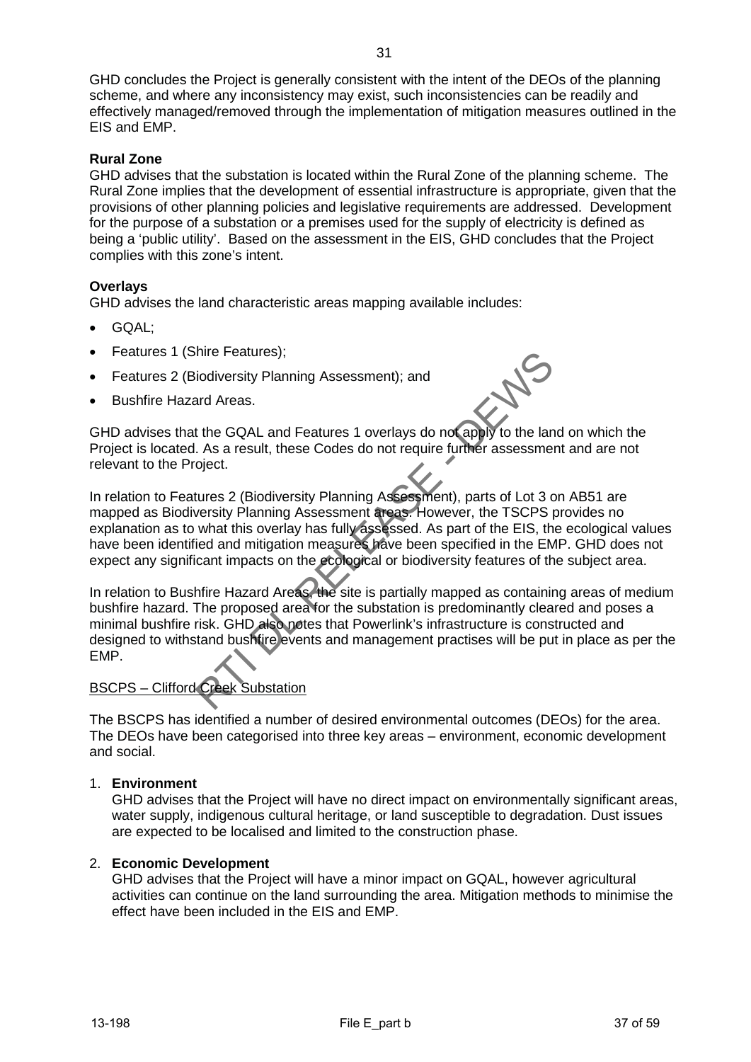GHD concludes the Project is generally consistent with the intent of the DEOs of the planning scheme, and where any inconsistency may exist, such inconsistencies can be readily and effectively managed/removed through the implementation of mitigation measures outlined in the EIS and EMP.

**Rural Zone**

GHD advises that the substation is located within the Rural Zone of the planning scheme. The Rural Zone implies that the development of essential infrastructure is appropriate, given that the provisions of other planning policies and legislative requirements are addressed. Development for the purpose of a substation or a premises used for the supply of electricity is defined as being a 'public utility'. Based on the assessment in the EIS, GHD concludes that the Project complies with this zone's intent.

**Overlays**

GHD advises the land characteristic areas mapping available includes:

- GQAL;
- Features 1 (Shire Features);
- Features 2 (Biodiversity Planning Assessment); and
- Bushfire Hazard Areas.

GHD advises that the GQAL and Features 1 overlays do not apply to the land on which the Project is located. As a result, these Codes do not require further assessment and are not relevant to the Project.

In relation to Features 2 (Biodiversity Planning Assessment), parts of Lot 3 on AB51 are mapped as Biodiversity Planning Assessment areas. However, the TSCPS provides no explanation as to what this overlay has fully assessed. As part of the EIS, the ecological values have been identified and mitigation measures have been specified in the EMP. GHD does not expect any significant impacts on the ecological or biodiversity features of the subject area.

In relation to Bushfire Hazard Areas, the site is partially mapped as containing areas of medium bushfire hazard. The proposed area for the substation is predominantly cleared and poses a minimal bushfire risk. GHD also notes that Powerlink's infrastructure is constructed and designed to withstand bushfire events and management practises will be put in place as per the EMP.

<u>BSCPS – Clifford Creek Substation</u>

The BSCPS has identified a number of desired environmental outcomes (DEOs) for the area. The DEOs have been categorised into three key areas – environment, economic development and social.

1. **Environment**
   GHD advises that the Project will have no direct impact on environmentally significant areas, water supply, indigenous cultural heritage, or land susceptible to degradation. Dust issues are expected to be localised and limited to the construction phase.

2. **Economic Development**
   GHD advises that the Project will have a minor impact on GQAL, however agricultural activities can continue on the land surrounding the area. Mitigation methods to minimise the effect have been included in the EIS and EMP.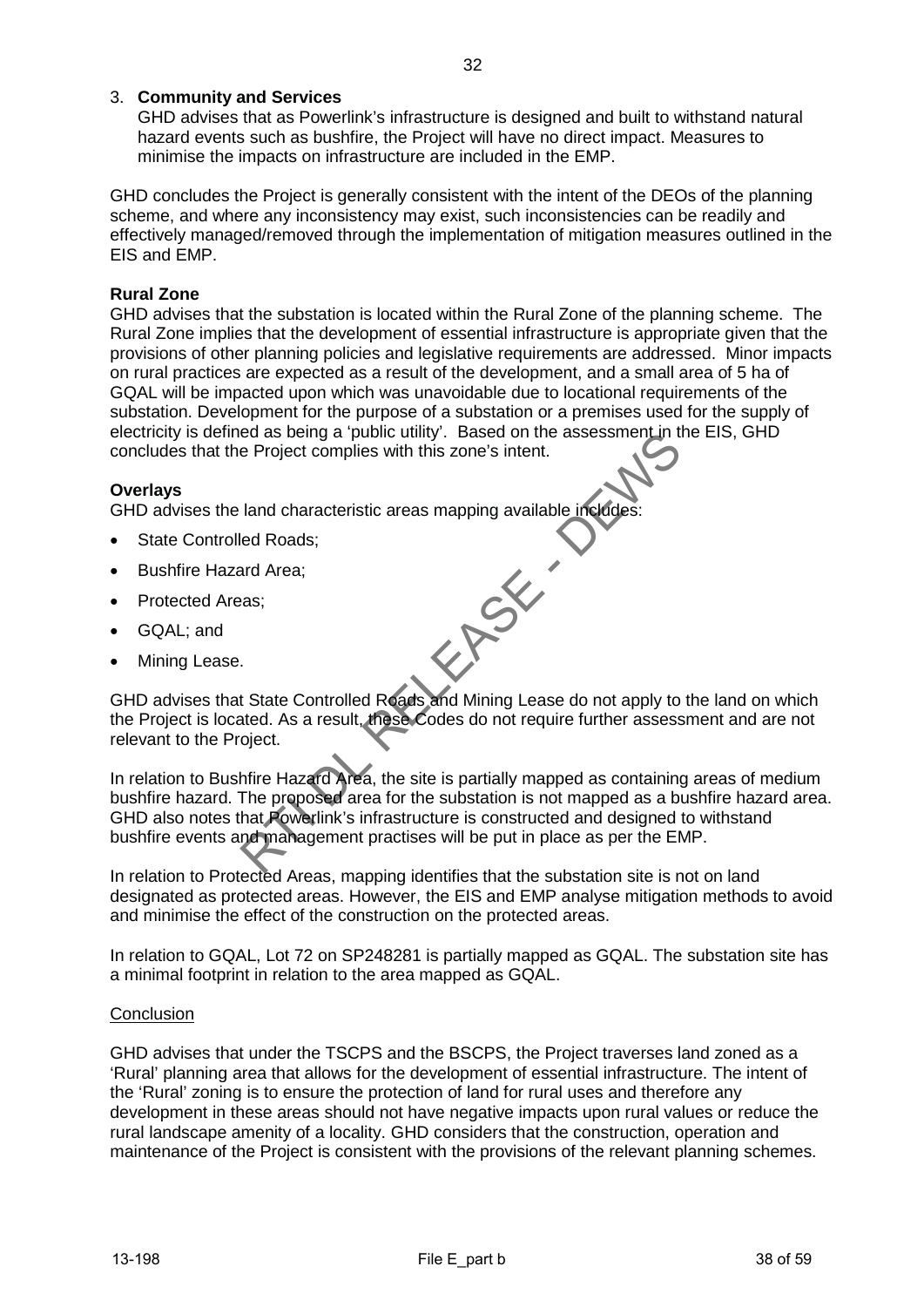3. **Community and Services**
   GHD advises that as Powerlink's infrastructure is designed and built to withstand natural hazard events such as bushfire, the Project will have no direct impact. Measures to minimise the impacts on infrastructure are included in the EMP.

GHD concludes the Project is generally consistent with the intent of the DEOs of the planning scheme, and where any inconsistency may exist, such inconsistencies can be readily and effectively managed/removed through the implementation of mitigation measures outlined in the EIS and EMP.

**Rural Zone**

GHD advises that the substation is located within the Rural Zone of the planning scheme. The Rural Zone implies that the development of essential infrastructure is appropriate given that the provisions of other planning policies and legislative requirements are addressed. Minor impacts on rural practices are expected as a result of the development, and a small area of 5 ha of GQAL will be impacted upon which was unavoidable due to locational requirements of the substation. Development for the purpose of a substation or a premises used for the supply of electricity is defined as being a 'public utility'. Based on the assessment in the EIS, GHD concludes that the Project complies with this zone's intent.

**Overlays**

GHD advises the land characteristic areas mapping available includes:

- State Controlled Roads;
- Bushfire Hazard Area;
- Protected Areas;
- GQAL; and
- Mining Lease.

GHD advises that State Controlled Roads and Mining Lease do not apply to the land on which the Project is located. As a result, these Codes do not require further assessment and are not relevant to the Project.

In relation to Bushfire Hazard Area, the site is partially mapped as containing areas of medium bushfire hazard. The proposed area for the substation is not mapped as a bushfire hazard area. GHD also notes that Powerlink's infrastructure is constructed and designed to withstand bushfire events and management practises will be put in place as per the EMP.

In relation to Protected Areas, mapping identifies that the substation site is not on land designated as protected areas. However, the EIS and EMP analyse mitigation methods to avoid and minimise the effect of the construction on the protected areas.

In relation to GQAL, Lot 72 on SP248281 is partially mapped as GQAL. The substation site has a minimal footprint in relation to the area mapped as GQAL.

Conclusion

GHD advises that under the TSCPS and the BSCPS, the Project traverses land zoned as a 'Rural' planning area that allows for the development of essential infrastructure. The intent of the 'Rural' zoning is to ensure the protection of land for rural uses and therefore any development in these areas should not have negative impacts upon rural values or reduce the rural landscape amenity of a locality. GHD considers that the construction, operation and maintenance of the Project is consistent with the provisions of the relevant planning schemes.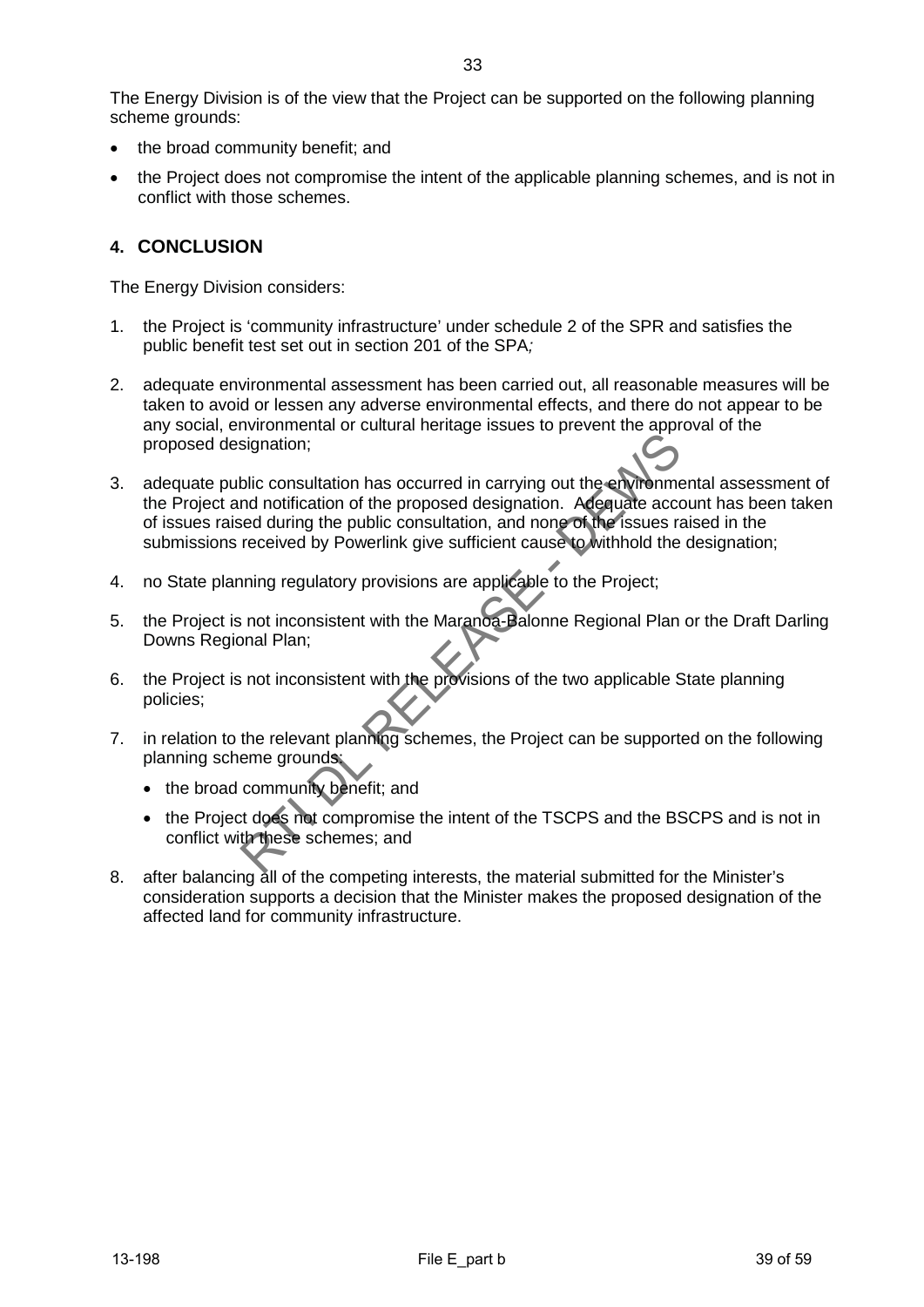The Energy Division is of the view that the Project can be supported on the following planning scheme grounds:

- the broad community benefit; and
- the Project does not compromise the intent of the applicable planning schemes, and is not in conflict with those schemes.

## 4. CONCLUSION

The Energy Division considers:

1. the Project is 'community infrastructure' under schedule 2 of the SPR and satisfies the public benefit test set out in section 201 of the SPA;

2. adequate environmental assessment has been carried out, all reasonable measures will be taken to avoid or lessen any adverse environmental effects, and there do not appear to be any social, environmental or cultural heritage issues to prevent the approval of the proposed designation;

3. adequate public consultation has occurred in carrying out the environmental assessment of the Project and notification of the proposed designation. Adequate account has been taken of issues raised during the public consultation, and none of the issues raised in the submissions received by Powerlink give sufficient cause to withhold the designation;

4. no State planning regulatory provisions are applicable to the Project;

5. the Project is not inconsistent with the Maranoa-Balonne Regional Plan or the Draft Darling Downs Regional Plan;

6. the Project is not inconsistent with the provisions of the two applicable State planning policies;

7. in relation to the relevant planning schemes, the Project can be supported on the following planning scheme grounds:
   - the broad community benefit; and
   - the Project does not compromise the intent of the TSCPS and the BSCPS and is not in conflict with these schemes; and

8. after balancing all of the competing interests, the material submitted for the Minister's consideration supports a decision that the Minister makes the proposed designation of the affected land for community infrastructure.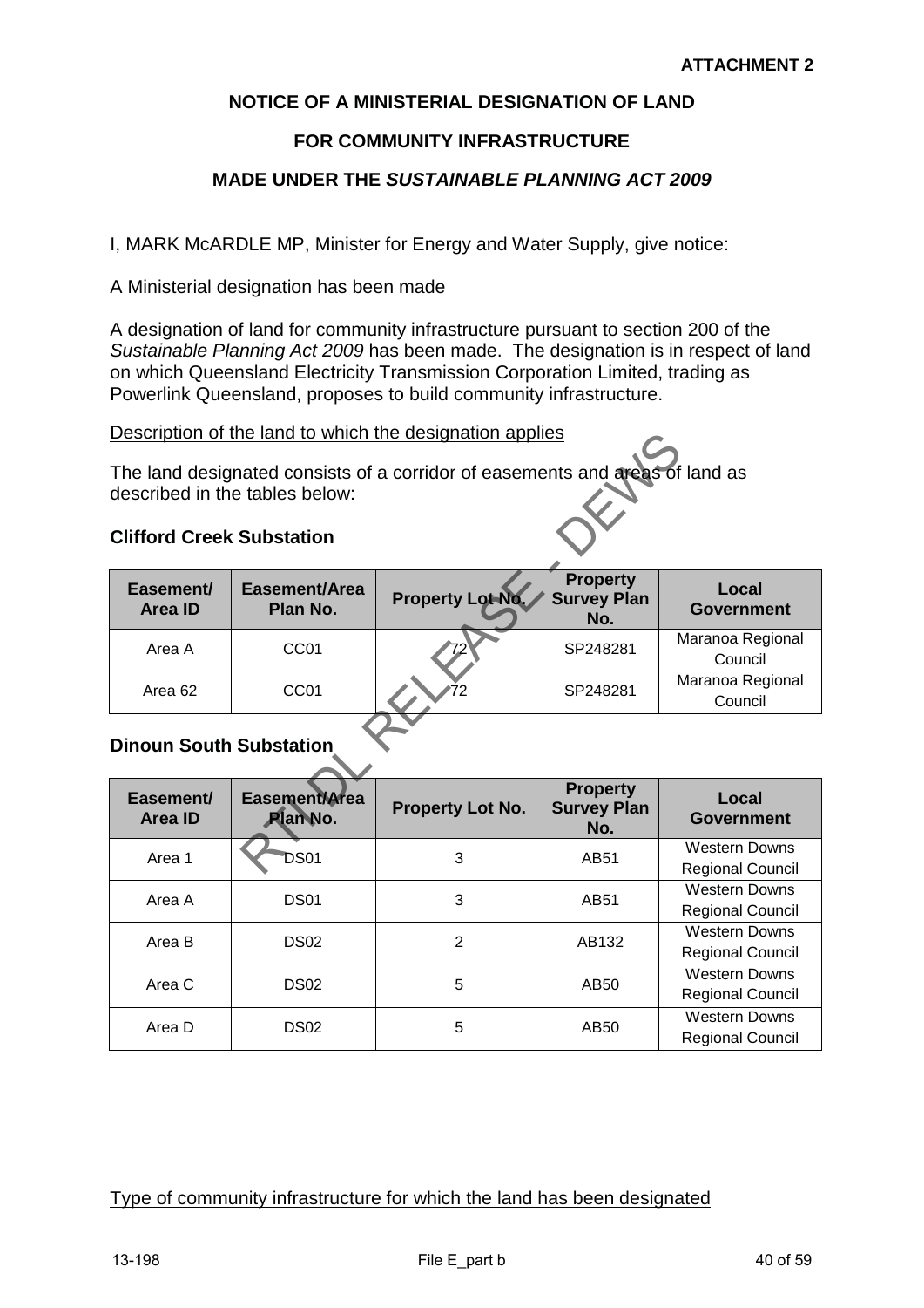**ATTACHMENT 2**

## NOTICE OF A MINISTERIAL DESIGNATION OF LAND

## FOR COMMUNITY INFRASTRUCTURE

## MADE UNDER THE *SUSTAINABLE PLANNING ACT 2009*

I, MARK McARDLE MP, Minister for Energy and Water Supply, give notice:

A Ministerial designation has been made

A designation of land for community infrastructure pursuant to section 200 of the *Sustainable Planning Act 2009* has been made. The designation is in respect of land on which Queensland Electricity Transmission Corporation Limited, trading as Powerlink Queensland, proposes to build community infrastructure.

Description of the land to which the designation applies

The land designated consists of a corridor of easements and areas of land as described in the tables below:

**Clifford Creek Substation**

| Easement/ Area ID | Easement/Area Plan No. | Property Lot No. | Property Survey Plan No. | Local Government |
|---|---|---|---|---|
| Area A | CC01 | 72 | SP248281 | Maranoa Regional Council |
| Area 62 | CC01 | 72 | SP248281 | Maranoa Regional Council |

**Dinoun South Substation**

| Easement/ Area ID | Easement/Area Plan No. | Property Lot No. | Property Survey Plan No. | Local Government |
|---|---|---|---|---|
| Area 1 | DS01 | 3 | AB51 | Western Downs Regional Council |
| Area A | DS01 | 3 | AB51 | Western Downs Regional Council |
| Area B | DS02 | 2 | AB132 | Western Downs Regional Council |
| Area C | DS02 | 5 | AB50 | Western Downs Regional Council |
| Area D | DS02 | 5 | AB50 | Western Downs Regional Council |

Type of community infrastructure for which the land has been designated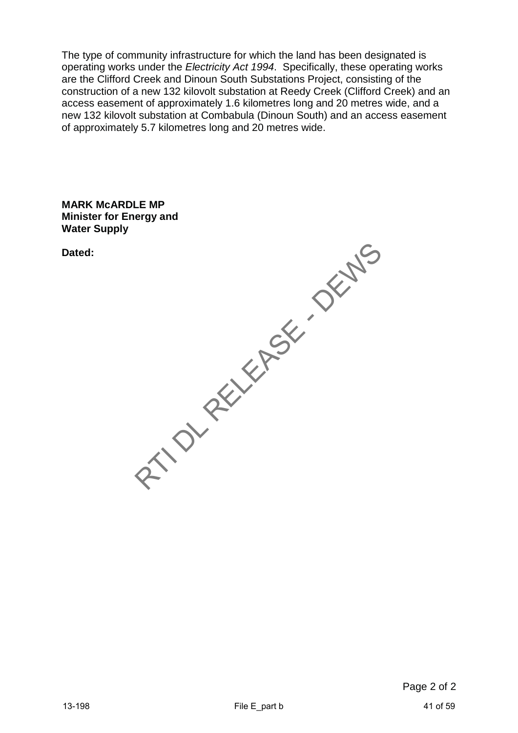The type of community infrastructure for which the land has been designated is operating works under the *Electricity Act 1994*. Specifically, these operating works are the Clifford Creek and Dinoun South Substations Project, consisting of the construction of a new 132 kilovolt substation at Reedy Creek (Clifford Creek) and an access easement of approximately 1.6 kilometres long and 20 metres wide, and a new 132 kilovolt substation at Combabula (Dinoun South) and an access easement of approximately 5.7 kilometres long and 20 metres wide.

**MARK McARDLE MP**
**Minister for Energy and Water Supply**

**Dated:**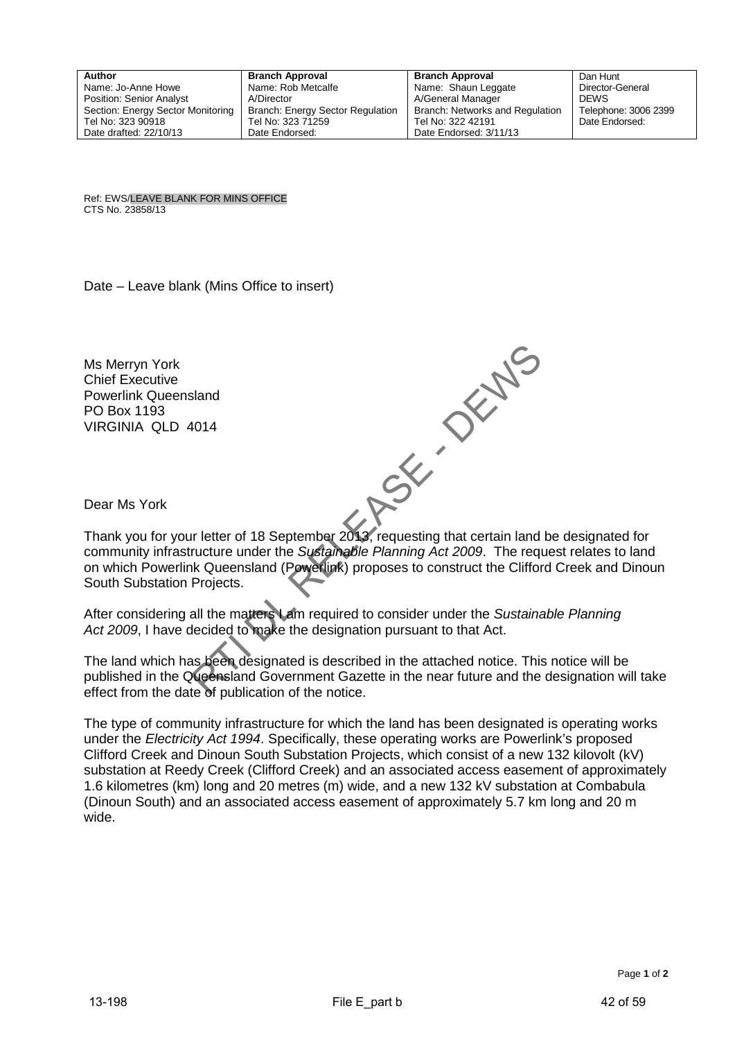| Author | Branch Approval | Branch Approval | Dan Hunt |
|---|---|---|---|
| Name: Jo-Anne Howe | Name: Rob Metcalfe | Name: Shaun Leggate | Director-General |
| Position: Senior Analyst | A/Director | A/General Manager | DEWS |
| Section: Energy Sector Monitoring | Branch: Energy Sector Regulation | Branch: Networks and Regulation | Telephone: 3006 2399 |
| Tel No: 323 90918 | Tel No: 323 71259 | Tel No: 322 42191 | Date Endorsed: |
| Date drafted: 22/10/13 | Date Endorsed: | Date Endorsed: 3/11/13 | |

Ref: EWS/LEAVE BLANK FOR MINS OFFICE
CTS No. 23858/13

Date – Leave blank (Mins Office to insert)

Ms Merryn York
Chief Executive
Powerlink Queensland
PO Box 1193
VIRGINIA QLD 4014

Dear Ms York

Thank you for your letter of 18 September 2013, requesting that certain land be designated for community infrastructure under the *Sustainable Planning Act 2009*. The request relates to land on which Powerlink Queensland (Powerlink) proposes to construct the Clifford Creek and Dinoun South Substation Projects.

After considering all the matters I am required to consider under the *Sustainable Planning Act 2009*, I have decided to make the designation pursuant to that Act.

The land which has been designated is described in the attached notice. This notice will be published in the Queensland Government Gazette in the near future and the designation will take effect from the date of publication of the notice.

The type of community infrastructure for which the land has been designated is operating works under the *Electricity Act 1994*. Specifically, these operating works are Powerlink's proposed Clifford Creek and Dinoun South Substation Projects, which consist of a new 132 kilovolt (kV) substation at Reedy Creek (Clifford Creek) and an associated access easement of approximately 1.6 kilometres (km) long and 20 metres (m) wide, and a new 132 kV substation at Combabula (Dinoun South) and an associated access easement of approximately 5.7 km long and 20 m wide.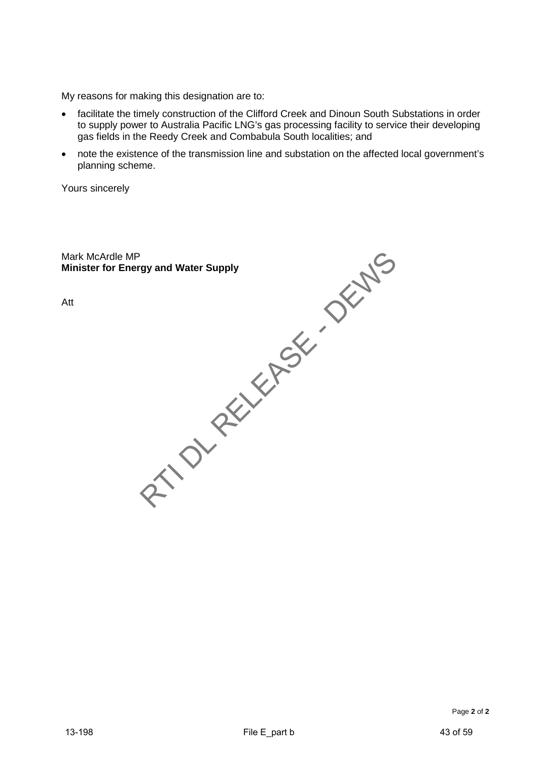My reasons for making this designation are to:

- facilitate the timely construction of the Clifford Creek and Dinoun South Substations in order to supply power to Australia Pacific LNG's gas processing facility to service their developing gas fields in the Reedy Creek and Combabula South localities; and
- note the existence of the transmission line and substation on the affected local government's planning scheme.

Yours sincerely

Mark McArdle MP
**Minister for Energy and Water Supply**

Att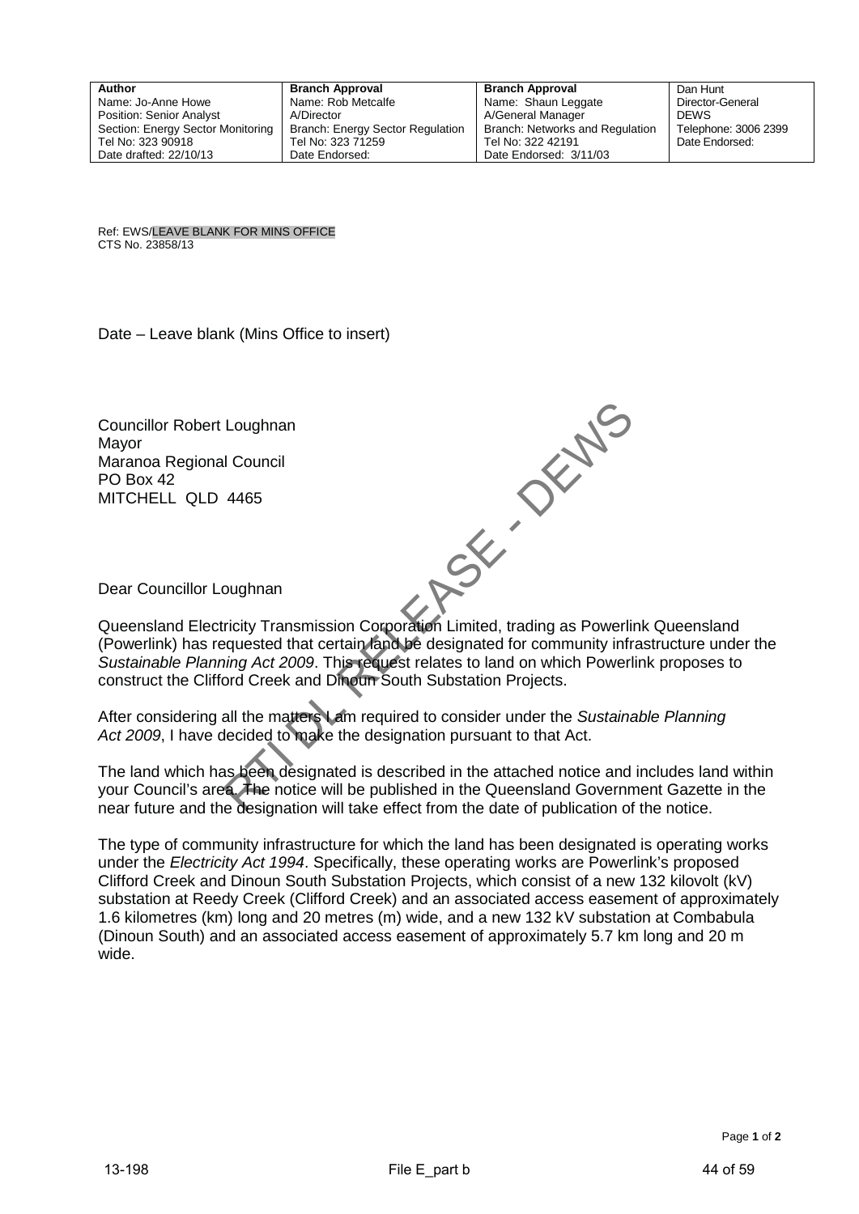| Author | Branch Approval | Branch Approval | Dan Hunt |
|---|---|---|---|
| Name: Jo-Anne Howe | Name: Rob Metcalfe | Name: Shaun Leggate | Director-General |
| Position: Senior Analyst | A/Director | A/General Manager | DEWS |
| Section: Energy Sector Monitoring | Branch: Energy Sector Regulation | Branch: Networks and Regulation | Telephone: 3006 2399 |
| Tel No: 323 90918 | Tel No: 323 71259 | Tel No: 322 42191 | Date Endorsed: |
| Date drafted: 22/10/13 | Date Endorsed: | Date Endorsed: 3/11/03 | |

Ref: EWS/LEAVE BLANK FOR MINS OFFICE
CTS No. 23858/13

Date – Leave blank (Mins Office to insert)

Councillor Robert Loughnan
Mayor
Maranoa Regional Council
PO Box 42
MITCHELL QLD 4465

Dear Councillor Loughnan

Queensland Electricity Transmission Corporation Limited, trading as Powerlink Queensland (Powerlink) has requested that certain land be designated for community infrastructure under the *Sustainable Planning Act 2009*. This request relates to land on which Powerlink proposes to construct the Clifford Creek and Dinoun South Substation Projects.

After considering all the matters I am required to consider under the *Sustainable Planning Act 2009*, I have decided to make the designation pursuant to that Act.

The land which has been designated is described in the attached notice and includes land within your Council's area. The notice will be published in the Queensland Government Gazette in the near future and the designation will take effect from the date of publication of the notice.

The type of community infrastructure for which the land has been designated is operating works under the *Electricity Act 1994*. Specifically, these operating works are Powerlink's proposed Clifford Creek and Dinoun South Substation Projects, which consist of a new 132 kilovolt (kV) substation at Reedy Creek (Clifford Creek) and an associated access easement of approximately 1.6 kilometres (km) long and 20 metres (m) wide, and a new 132 kV substation at Combabula (Dinoun South) and an associated access easement of approximately 5.7 km long and 20 m wide.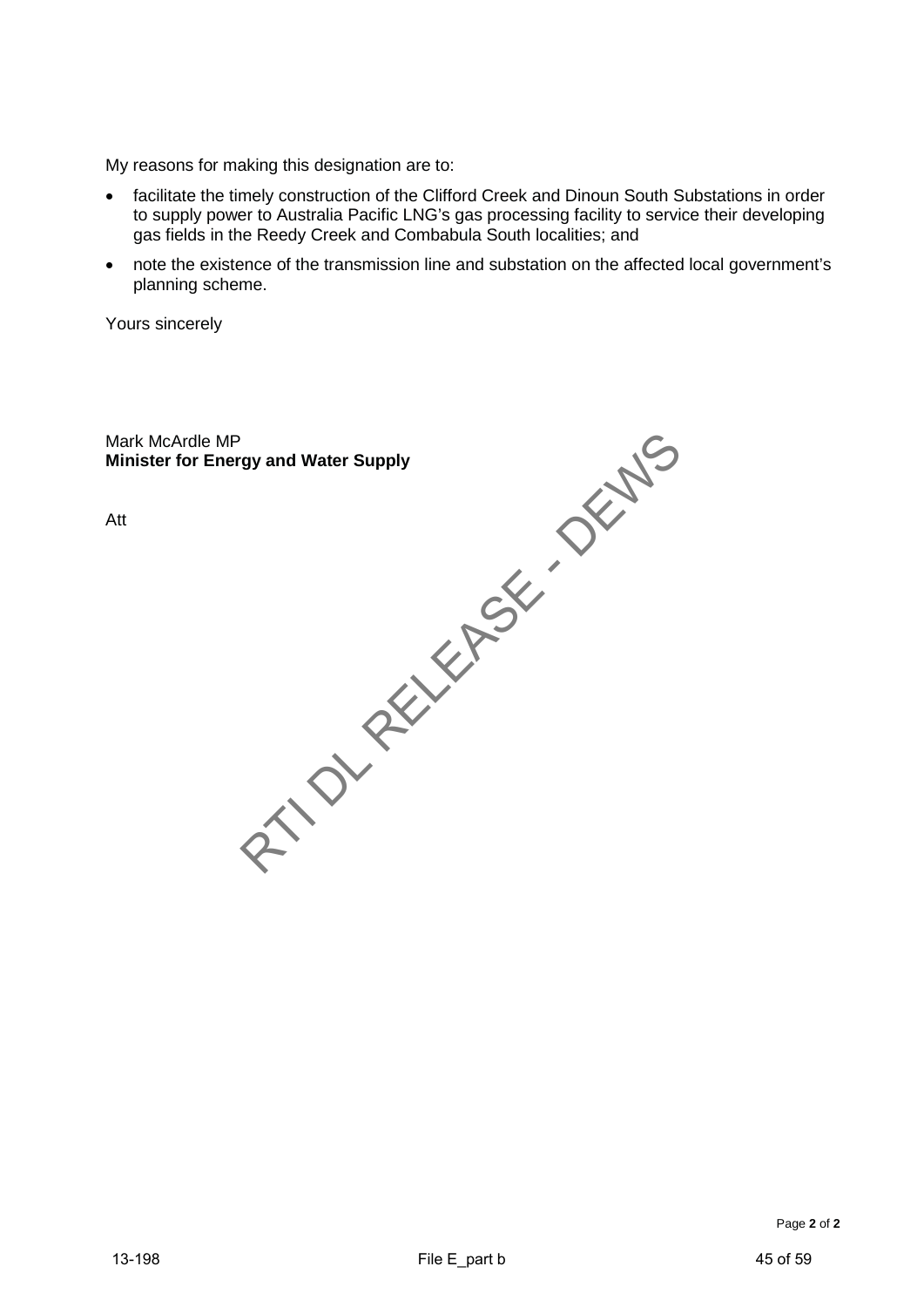My reasons for making this designation are to:

- facilitate the timely construction of the Clifford Creek and Dinoun South Substations in order to supply power to Australia Pacific LNG's gas processing facility to service their developing gas fields in the Reedy Creek and Combabula South localities; and
- note the existence of the transmission line and substation on the affected local government's planning scheme.

Yours sincerely

Mark McArdle MP
**Minister for Energy and Water Supply**

Att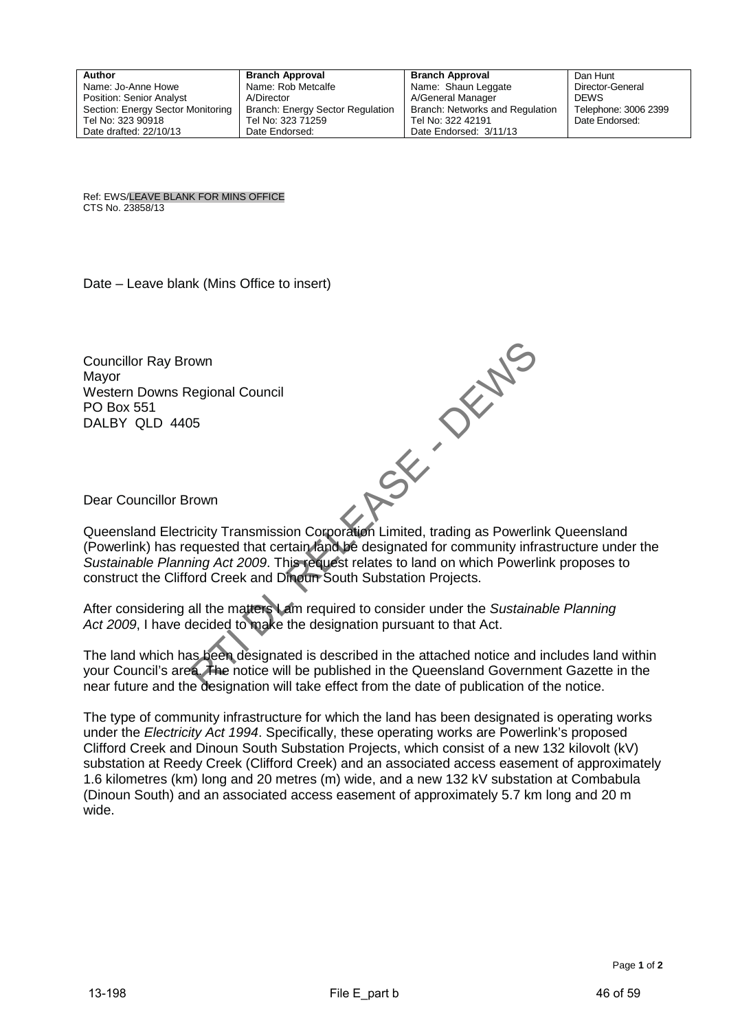| Author | Branch Approval | Branch Approval | Dan Hunt |
|---|---|---|---|
| Name: Jo-Anne Howe | Name: Rob Metcalfe | Name: Shaun Leggate | Director-General |
| Position: Senior Analyst | A/Director | A/General Manager | DEWS |
| Section: Energy Sector Monitoring | Branch: Energy Sector Regulation | Branch: Networks and Regulation | Telephone: 3006 2399 |
| Tel No: 323 90918 | Tel No: 323 71259 | Tel No: 322 42191 | Date Endorsed: |
| Date drafted: 22/10/13 | Date Endorsed: | Date Endorsed: 3/11/13 | |

Ref: EWS/LEAVE BLANK FOR MINS OFFICE
CTS No. 23858/13

Date – Leave blank (Mins Office to insert)

Councillor Ray Brown
Mayor
Western Downs Regional Council
PO Box 551
DALBY QLD 4405

Dear Councillor Brown

Queensland Electricity Transmission Corporation Limited, trading as Powerlink Queensland (Powerlink) has requested that certain land be designated for community infrastructure under the *Sustainable Planning Act 2009*. This request relates to land on which Powerlink proposes to construct the Clifford Creek and Dinoun South Substation Projects.

After considering all the matters I am required to consider under the *Sustainable Planning Act 2009*, I have decided to make the designation pursuant to that Act.

The land which has been designated is described in the attached notice and includes land within your Council's area. The notice will be published in the Queensland Government Gazette in the near future and the designation will take effect from the date of publication of the notice.

The type of community infrastructure for which the land has been designated is operating works under the *Electricity Act 1994*. Specifically, these operating works are Powerlink's proposed Clifford Creek and Dinoun South Substation Projects, which consist of a new 132 kilovolt (kV) substation at Reedy Creek (Clifford Creek) and an associated access easement of approximately 1.6 kilometres (km) long and 20 metres (m) wide, and a new 132 kV substation at Combabula (Dinoun South) and an associated access easement of approximately 5.7 km long and 20 m wide.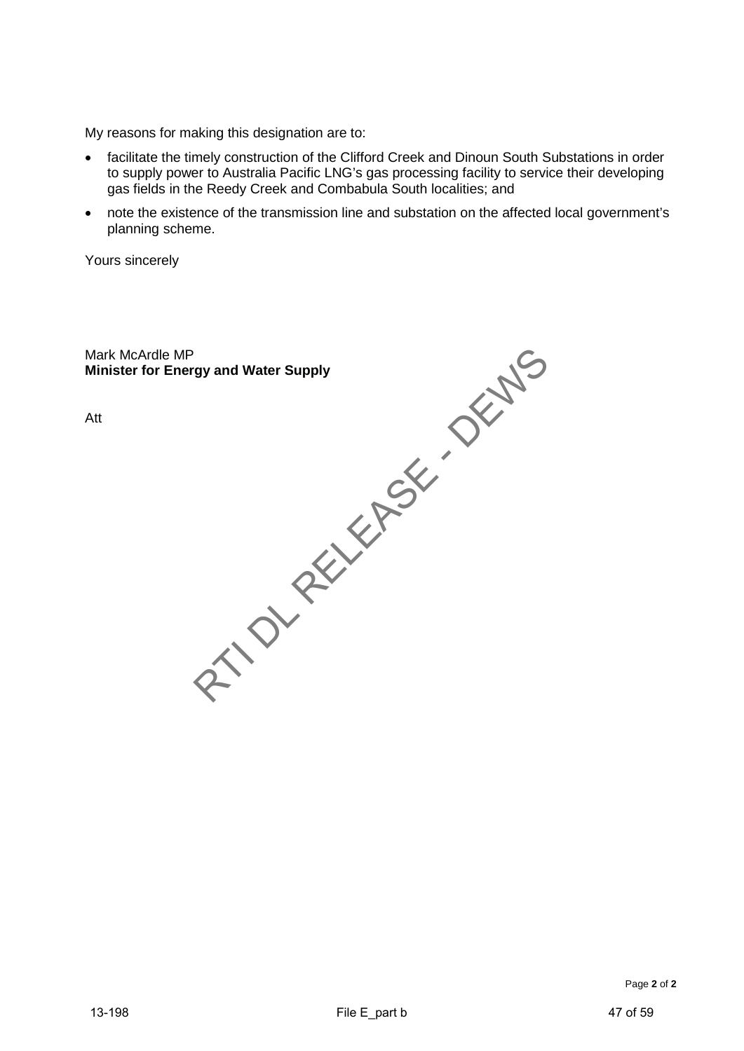My reasons for making this designation are to:

- facilitate the timely construction of the Clifford Creek and Dinoun South Substations in order to supply power to Australia Pacific LNG's gas processing facility to service their developing gas fields in the Reedy Creek and Combabula South localities; and
- note the existence of the transmission line and substation on the affected local government's planning scheme.

Yours sincerely

Mark McArdle MP
**Minister for Energy and Water Supply**

Att

RTI DL RELEASE - DEWS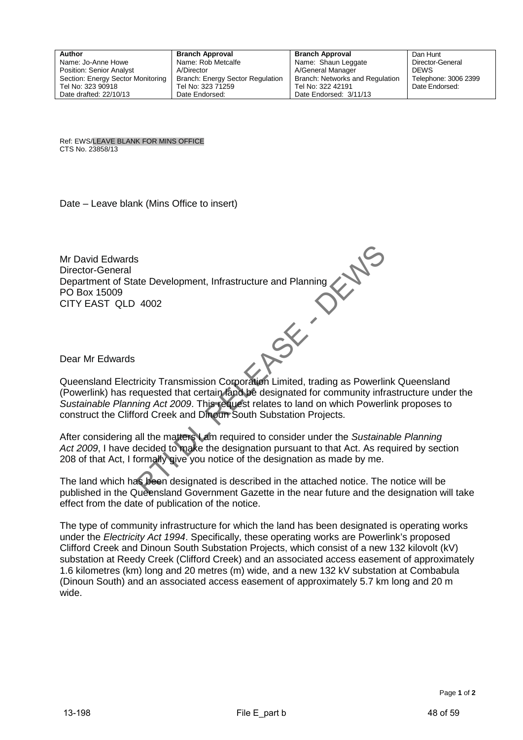| Author | Branch Approval | Branch Approval | Dan Hunt |
|---|---|---|---|
| Name: Jo-Anne Howe | Name: Rob Metcalfe | Name: Shaun Leggate | Director-General |
| Position: Senior Analyst | A/Director | A/General Manager | DEWS |
| Section: Energy Sector Monitoring | Branch: Energy Sector Regulation | Branch: Networks and Regulation | Telephone: 3006 2399 |
| Tel No: 323 90918 | Tel No: 323 71259 | Tel No: 322 42191 | Date Endorsed: |
| Date drafted: 22/10/13 | Date Endorsed: | Date Endorsed: 3/11/13 | |

Ref: EWS/LEAVE BLANK FOR MINS OFFICE
CTS No. 23858/13

Date – Leave blank (Mins Office to insert)

Mr David Edwards
Director-General
Department of State Development, Infrastructure and Planning
PO Box 15009
CITY EAST QLD 4002

Dear Mr Edwards

Queensland Electricity Transmission Corporation Limited, trading as Powerlink Queensland (Powerlink) has requested that certain land be designated for community infrastructure under the *Sustainable Planning Act 2009*. This request relates to land on which Powerlink proposes to construct the Clifford Creek and Dinoun South Substation Projects.

After considering all the matters I am required to consider under the *Sustainable Planning Act 2009*, I have decided to make the designation pursuant to that Act. As required by section 208 of that Act, I formally give you notice of the designation as made by me.

The land which has been designated is described in the attached notice. The notice will be published in the Queensland Government Gazette in the near future and the designation will take effect from the date of publication of the notice.

The type of community infrastructure for which the land has been designated is operating works under the *Electricity Act 1994*. Specifically, these operating works are Powerlink's proposed Clifford Creek and Dinoun South Substation Projects, which consist of a new 132 kilovolt (kV) substation at Reedy Creek (Clifford Creek) and an associated access easement of approximately 1.6 kilometres (km) long and 20 metres (m) wide, and a new 132 kV substation at Combabula (Dinoun South) and an associated access easement of approximately 5.7 km long and 20 m wide.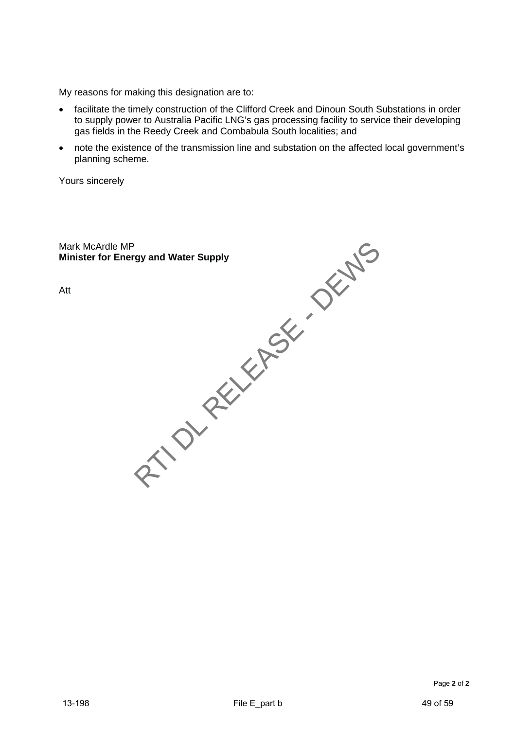My reasons for making this designation are to:

- facilitate the timely construction of the Clifford Creek and Dinoun South Substations in order to supply power to Australia Pacific LNG's gas processing facility to service their developing gas fields in the Reedy Creek and Combabula South localities; and
- note the existence of the transmission line and substation on the affected local government's planning scheme.

Yours sincerely

Mark McArdle MP
**Minister for Energy and Water Supply**

Att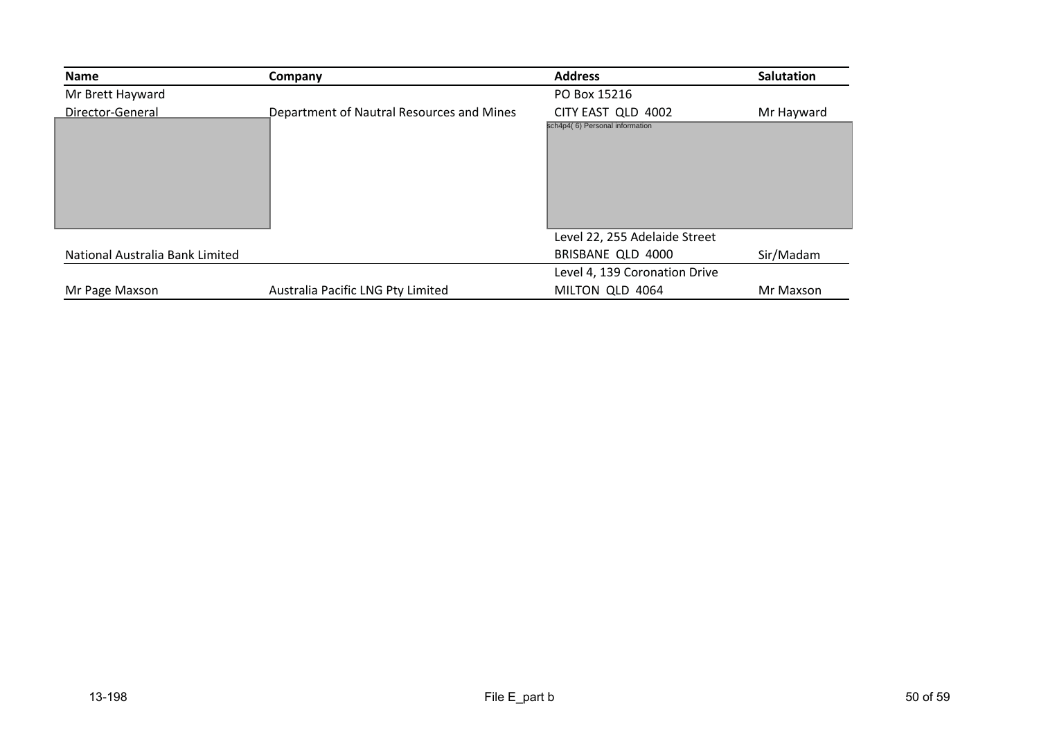| Name | Company | Address | Salutation |
|---|---|---|---|
| Mr Brett Hayward<br>Director-General | Department of Nautral Resources and Mines | PO Box 15216<br>CITY EAST QLD 4002 | Mr Hayward |
| | | sch4p4( 6) Personal information | |
| National Australia Bank Limited | | Level 22, 255 Adelaide Street<br>BRISBANE QLD 4000 | Sir/Madam |
| Mr Page Maxson | Australia Pacific LNG Pty Limited | Level 4, 139 Coronation Drive<br>MILTON QLD 4064 | Mr Maxson |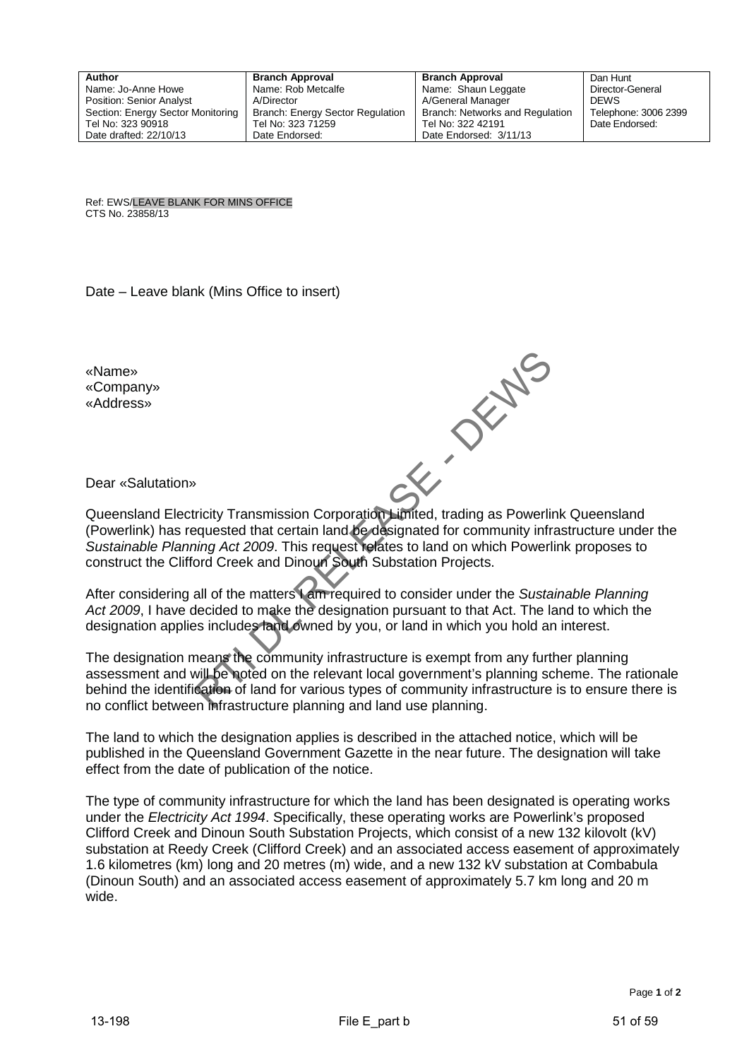| Author | Branch Approval | Branch Approval | Dan Hunt |
| --- | --- | --- | --- |
| Name: Jo-Anne Howe | Name: Rob Metcalfe | Name: Shaun Leggate | Director-General |
| Position: Senior Analyst | A/Director | A/General Manager | DEWS |
| Section: Energy Sector Monitoring | Branch: Energy Sector Regulation | Branch: Networks and Regulation | Telephone: 3006 2399 |
| Tel No: 323 90918 | Tel No: 323 71259 | Tel No: 322 42191 | Date Endorsed: |
| Date drafted: 22/10/13 | Date Endorsed: | Date Endorsed: 3/11/13 | |

Ref: EWS/LEAVE BLANK FOR MINS OFFICE
CTS No. 23858/13

Date – Leave blank (Mins Office to insert)

«Name»
«Company»
«Address»

Dear «Salutation»

Queensland Electricity Transmission Corporation Limited, trading as Powerlink Queensland (Powerlink) has requested that certain land be designated for community infrastructure under the *Sustainable Planning Act 2009*. This request relates to land on which Powerlink proposes to construct the Clifford Creek and Dinoun South Substation Projects.

After considering all of the matters I am required to consider under the *Sustainable Planning Act 2009*, I have decided to make the designation pursuant to that Act. The land to which the designation applies includes land owned by you, or land in which you hold an interest.

The designation means the community infrastructure is exempt from any further planning assessment and will be noted on the relevant local government's planning scheme. The rationale behind the identification of land for various types of community infrastructure is to ensure there is no conflict between infrastructure planning and land use planning.

The land to which the designation applies is described in the attached notice, which will be published in the Queensland Government Gazette in the near future. The designation will take effect from the date of publication of the notice.

The type of community infrastructure for which the land has been designated is operating works under the *Electricity Act 1994*. Specifically, these operating works are Powerlink's proposed Clifford Creek and Dinoun South Substation Projects, which consist of a new 132 kilovolt (kV) substation at Reedy Creek (Clifford Creek) and an associated access easement of approximately 1.6 kilometres (km) long and 20 metres (m) wide, and a new 132 kV substation at Combabula (Dinoun South) and an associated access easement of approximately 5.7 km long and 20 m wide.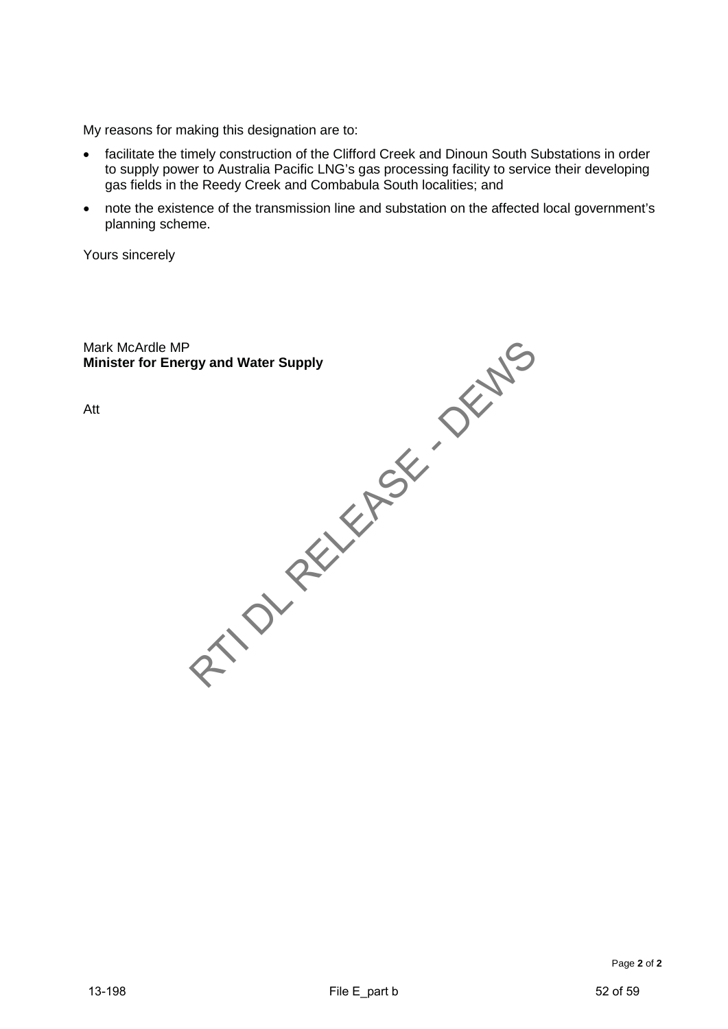My reasons for making this designation are to:

- facilitate the timely construction of the Clifford Creek and Dinoun South Substations in order to supply power to Australia Pacific LNG's gas processing facility to service their developing gas fields in the Reedy Creek and Combabula South localities; and
- note the existence of the transmission line and substation on the affected local government's planning scheme.

Yours sincerely

Mark McArdle MP
**Minister for Energy and Water Supply**

Att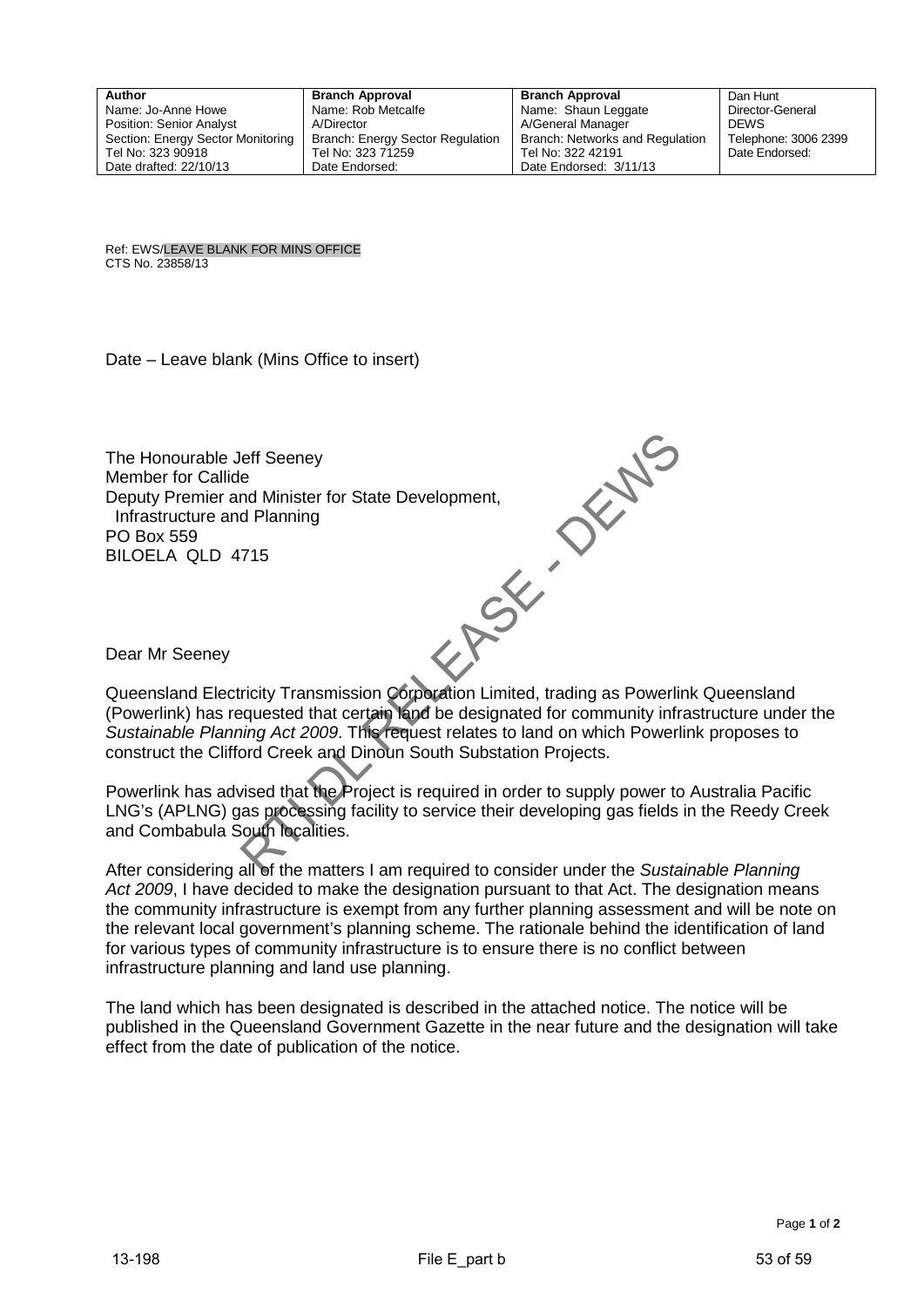| Author | Branch Approval | Branch Approval | Dan Hunt |
| --- | --- | --- | --- |
| Name: Jo-Anne Howe | Name: Rob Metcalfe | Name: Shaun Leggate | Director-General |
| Position: Senior Analyst | A/Director | A/General Manager | DEWS |
| Section: Energy Sector Monitoring | Branch: Energy Sector Regulation | Branch: Networks and Regulation | Telephone: 3006 2399 |
| Tel No: 323 90918 | Tel No: 323 71259 | Tel No: 322 42191 | Date Endorsed: |
| Date drafted: 22/10/13 | Date Endorsed: | Date Endorsed: 3/11/13 | |

Ref: EWS/LEAVE BLANK FOR MINS OFFICE
CTS No. 23858/13

Date – Leave blank (Mins Office to insert)

The Honourable Jeff Seeney
Member for Callide
Deputy Premier and Minister for State Development,
Infrastructure and Planning
PO Box 559
BILOELA QLD 4715

Dear Mr Seeney

Queensland Electricity Transmission Corporation Limited, trading as Powerlink Queensland (Powerlink) has requested that certain land be designated for community infrastructure under the *Sustainable Planning Act 2009*. This request relates to land on which Powerlink proposes to construct the Clifford Creek and Dinoun South Substation Projects.

Powerlink has advised that the Project is required in order to supply power to Australia Pacific LNG's (APLNG) gas processing facility to service their developing gas fields in the Reedy Creek and Combabula South localities.

After considering all of the matters I am required to consider under the *Sustainable Planning Act 2009*, I have decided to make the designation pursuant to that Act. The designation means the community infrastructure is exempt from any further planning assessment and will be note on the relevant local government's planning scheme. The rationale behind the identification of land for various types of community infrastructure is to ensure there is no conflict between infrastructure planning and land use planning.

The land which has been designated is described in the attached notice. The notice will be published in the Queensland Government Gazette in the near future and the designation will take effect from the date of publication of the notice.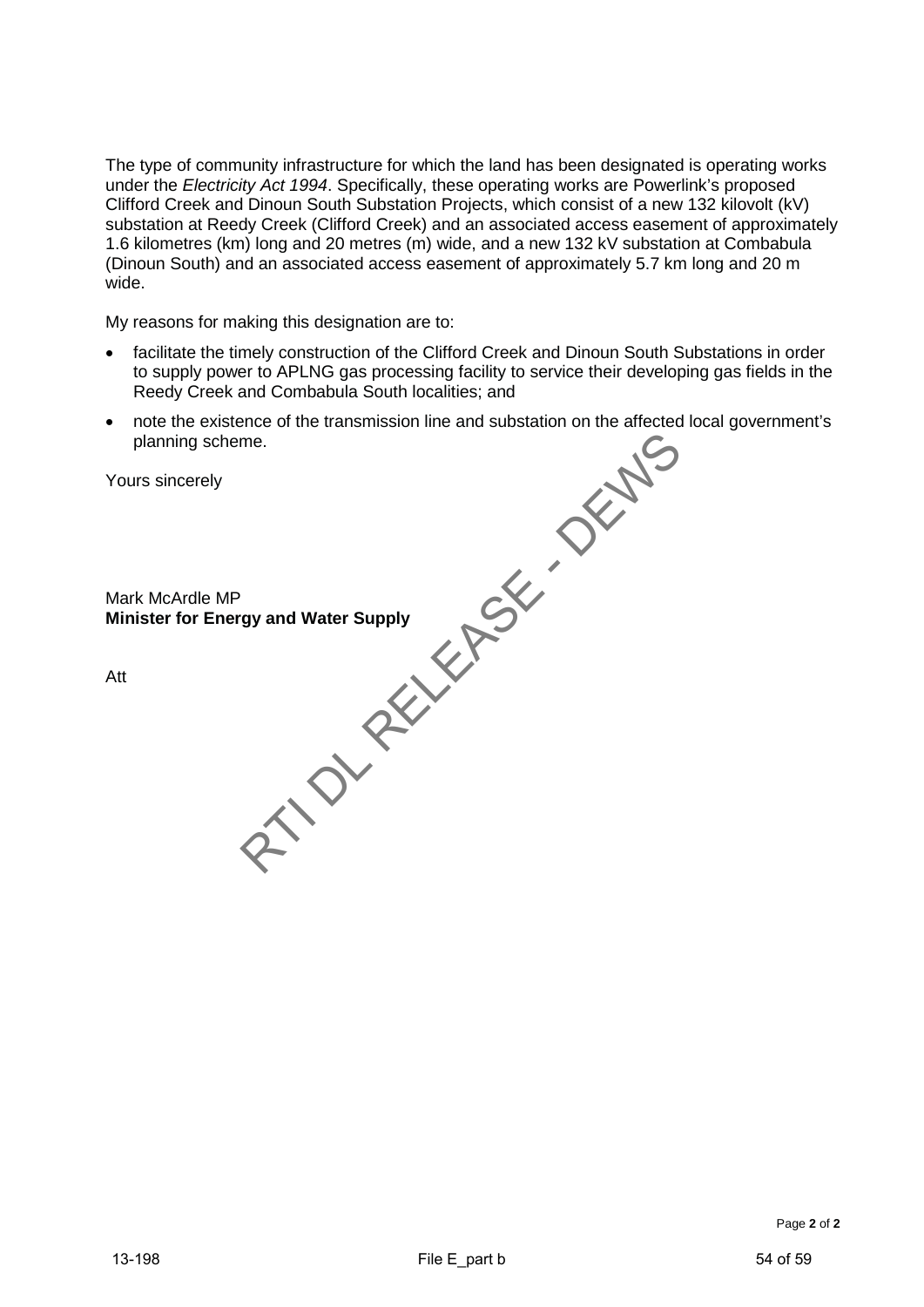The type of community infrastructure for which the land has been designated is operating works under the *Electricity Act 1994*. Specifically, these operating works are Powerlink's proposed Clifford Creek and Dinoun South Substation Projects, which consist of a new 132 kilovolt (kV) substation at Reedy Creek (Clifford Creek) and an associated access easement of approximately 1.6 kilometres (km) long and 20 metres (m) wide, and a new 132 kV substation at Combabula (Dinoun South) and an associated access easement of approximately 5.7 km long and 20 m wide.

My reasons for making this designation are to:

- facilitate the timely construction of the Clifford Creek and Dinoun South Substations in order to supply power to APLNG gas processing facility to service their developing gas fields in the Reedy Creek and Combabula South localities; and
- note the existence of the transmission line and substation on the affected local government's planning scheme.

Yours sincerely

Mark McArdle MP
**Minister for Energy and Water Supply**

Att

RTI DL RELEASE - DEWS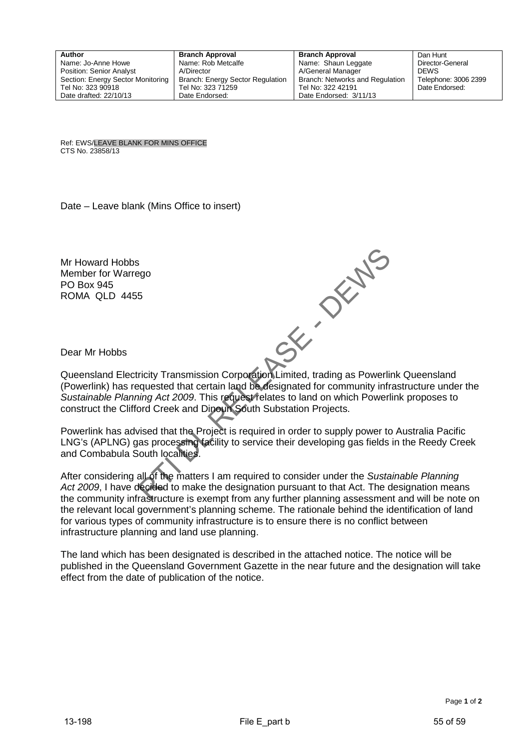| Author | Branch Approval | Branch Approval | Dan Hunt |
|---|---|---|---|
| Name: Jo-Anne Howe | Name: Rob Metcalfe | Name: Shaun Leggate | Director-General |
| Position: Senior Analyst | A/Director | A/General Manager | DEWS |
| Section: Energy Sector Monitoring | Branch: Energy Sector Regulation | Branch: Networks and Regulation | Telephone: 3006 2399 |
| Tel No: 323 90918 | Tel No: 323 71259 | Tel No: 322 42191 | Date Endorsed: |
| Date drafted: 22/10/13 | Date Endorsed: | Date Endorsed: 3/11/13 | |

Ref: EWS/LEAVE BLANK FOR MINS OFFICE
CTS No. 23858/13

Date – Leave blank (Mins Office to insert)

Mr Howard Hobbs
Member for Warrego
PO Box 945
ROMA QLD 4455

Dear Mr Hobbs

Queensland Electricity Transmission Corporation Limited, trading as Powerlink Queensland (Powerlink) has requested that certain land be designated for community infrastructure under the *Sustainable Planning Act 2009*. This request relates to land on which Powerlink proposes to construct the Clifford Creek and Dinoun South Substation Projects.

Powerlink has advised that the Project is required in order to supply power to Australia Pacific LNG's (APLNG) gas processing facility to service their developing gas fields in the Reedy Creek and Combabula South localities.

After considering all of the matters I am required to consider under the *Sustainable Planning Act 2009*, I have decided to make the designation pursuant to that Act. The designation means the community infrastructure is exempt from any further planning assessment and will be note on the relevant local government's planning scheme. The rationale behind the identification of land for various types of community infrastructure is to ensure there is no conflict between infrastructure planning and land use planning.

The land which has been designated is described in the attached notice. The notice will be published in the Queensland Government Gazette in the near future and the designation will take effect from the date of publication of the notice.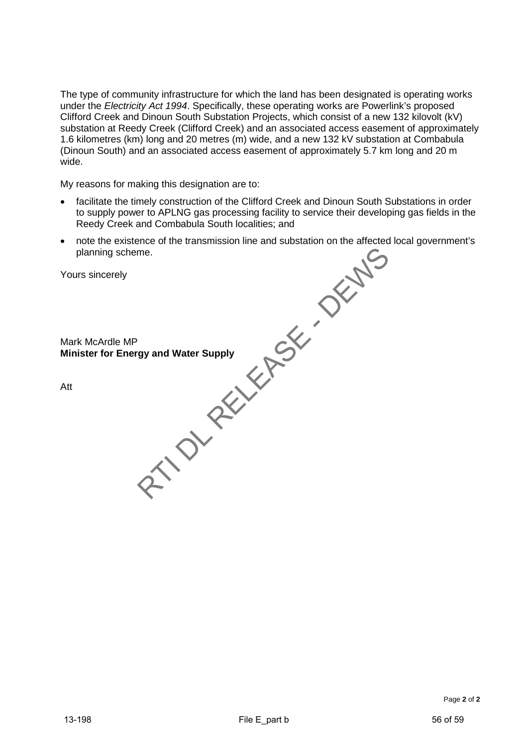The type of community infrastructure for which the land has been designated is operating works under the *Electricity Act 1994*. Specifically, these operating works are Powerlink's proposed Clifford Creek and Dinoun South Substation Projects, which consist of a new 132 kilovolt (kV) substation at Reedy Creek (Clifford Creek) and an associated access easement of approximately 1.6 kilometres (km) long and 20 metres (m) wide, and a new 132 kV substation at Combabula (Dinoun South) and an associated access easement of approximately 5.7 km long and 20 m wide.

My reasons for making this designation are to:

- facilitate the timely construction of the Clifford Creek and Dinoun South Substations in order to supply power to APLNG gas processing facility to service their developing gas fields in the Reedy Creek and Combabula South localities; and
- note the existence of the transmission line and substation on the affected local government's planning scheme.

Yours sincerely

Mark McArdle MP
**Minister for Energy and Water Supply**

Att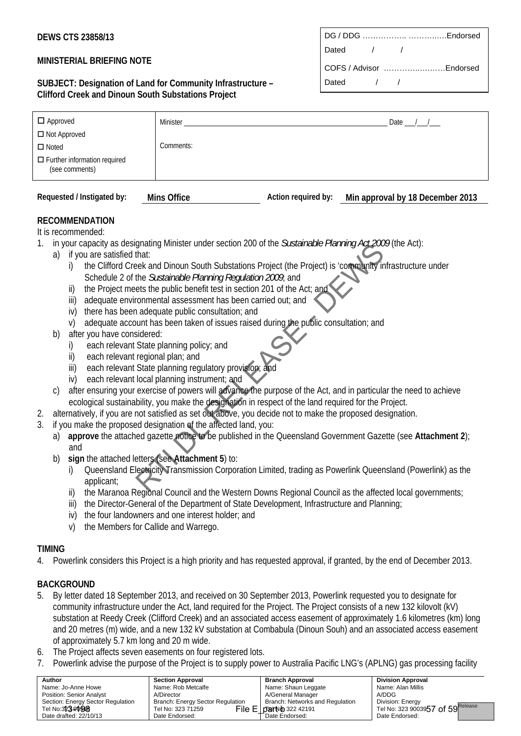**DEWS CTS 23858/13**

**MINISTERIAL BRIEFING NOTE**

**SUBJECT: Designation of Land for Community Infrastructure – Clifford Creek and Dinoun South Substations Project**

| DG / DDG …………….. …………..…Endorsed |
|---|
| Dated / / |
| COFS / Advisor ………….………Endorsed |
| Dated / / |

| ☐ Approved<br>☐ Not Approved<br>☐ Noted<br>☐ Further information required (see comments) | Minister ______________________ Date ___/___/___<br><br>Comments: |
|---|---|

**Requested / Instigated by:** Mins Office **Action required by:** Min approval by 18 December 2013

**RECOMMENDATION**

It is recommended:

1. in your capacity as designating Minister under section 200 of the *Sustainable Planning Act 2009* (the Act):
   a) if you are satisfied that:
      i) the Clifford Creek and Dinoun South Substations Project (the Project) is 'community infrastructure under Schedule 2 of the *Sustainable Planning Regulation 2009*; and
      ii) the Project meets the public benefit test in section 201 of the Act; and
      iii) adequate environmental assessment has been carried out; and
      iv) there has been adequate public consultation; and
      v) adequate account has been taken of issues raised during the public consultation; and
   b) after you have considered:
      i) each relevant State planning policy; and
      ii) each relevant regional plan; and
      iii) each relevant State planning regulatory provision; and
      iv) each relevant local planning instrument; and
   c) after ensuring your exercise of powers will advance the purpose of the Act, and in particular the need to achieve ecological sustainability, you make the designation in respect of the land required for the Project.
2. alternatively, if you are not satisfied as set out above, you decide not to make the proposed designation.
3. if you make the proposed designation of the affected land, you:
   a) **approve** the attached gazette notice to be published in the Queensland Government Gazette (see **Attachment 2**); and
   b) **sign** the attached letters (see **Attachment 5**) to:
      i) Queensland Electricity Transmission Corporation Limited, trading as Powerlink Queensland (Powerlink) as the applicant;
      ii) the Maranoa Regional Council and the Western Downs Regional Council as the affected local governments;
      iii) the Director-General of the Department of State Development, Infrastructure and Planning;
      iv) the four landowners and one interest holder; and
      v) the Members for Callide and Warrego.

**TIMING**

4. Powerlink considers this Project is a high priority and has requested approval, if granted, by the end of December 2013.

**BACKGROUND**

5. By letter dated 18 September 2013, and received on 30 September 2013, Powerlink requested you to designate for community infrastructure under the Act, land required for the Project. The Project consists of a new 132 kilovolt (kV) substation at Reedy Creek (Clifford Creek) and an associated access easement of approximately 1.6 kilometres (km) long and 20 metres (m) wide, and a new 132 kV substation at Combabula (Dinoun Souh) and an associated access easement of approximately 5.7 km long and 20 m wide.
6. The Project affects seven easements on four registered lots.
7. Powerlink advise the purpose of the Project is to supply power to Australia Pacific LNG's (APLNG) gas processing facility

| Author | Section Approval | Branch Approval | Division Approval |
|---|---|---|---|
| Name: Jo-Anne Howe | Name: Rob Metcalfe | Name: Shaun Leggate | Name: Alan Millis |
| Position: Senior Analyst | A/Director | A/General Manager | A/DDG |
| Section: Energy Sector Regulation | Branch: Energy Sector Regulation | Branch: Networks and Regulation | Division: Energy |
| Tel No: 323 40198 | Tel No: 323 71259 | Tel No: 322 42191 | Tel No: 323 90039 |
| Date drafted: 22/10/13 | Date Endorsed: | Date Endorsed: | Date Endorsed: |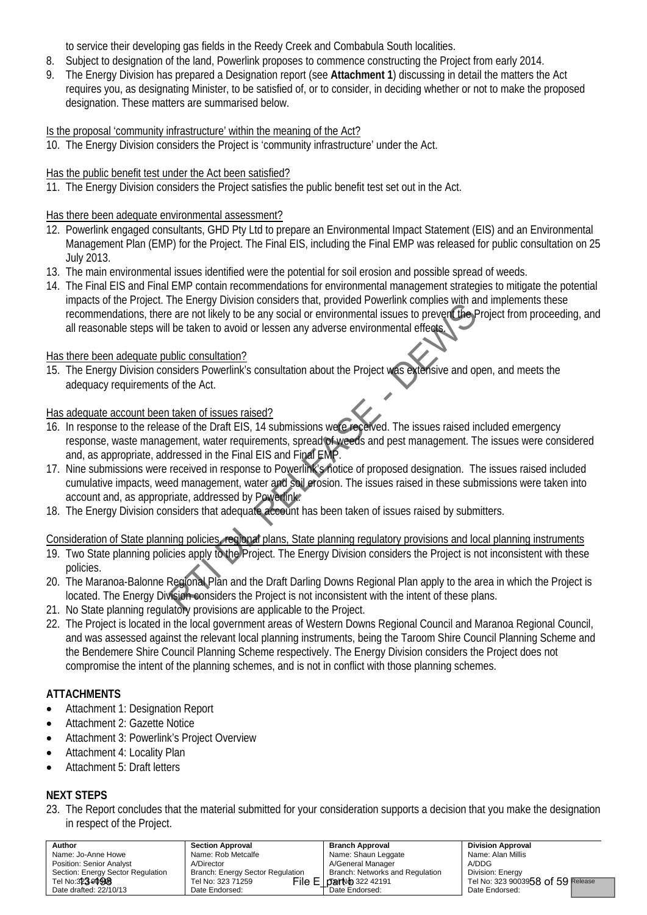to service their developing gas fields in the Reedy Creek and Combabula South localities.

8. Subject to designation of the land, Powerlink proposes to commence constructing the Project from early 2014.
9. The Energy Division has prepared a Designation report (see **Attachment 1**) discussing in detail the matters the Act requires you, as designating Minister, to be satisfied of, or to consider, in deciding whether or not to make the proposed designation. These matters are summarised below.

Is the proposal 'community infrastructure' within the meaning of the Act?

10. The Energy Division considers the Project is 'community infrastructure' under the Act.

Has the public benefit test under the Act been satisfied?

11. The Energy Division considers the Project satisfies the public benefit test set out in the Act.

Has there been adequate environmental assessment?

12. Powerlink engaged consultants, GHD Pty Ltd to prepare an Environmental Impact Statement (EIS) and an Environmental Management Plan (EMP) for the Project. The Final EIS, including the Final EMP was released for public consultation on 25 July 2013.
13. The main environmental issues identified were the potential for soil erosion and possible spread of weeds.
14. The Final EIS and Final EMP contain recommendations for environmental management strategies to mitigate the potential impacts of the Project. The Energy Division considers that, provided Powerlink complies with and implements these recommendations, there are not likely to be any social or environmental issues to prevent the Project from proceeding, and all reasonable steps will be taken to avoid or lessen any adverse environmental effects.

Has there been adequate public consultation?

15. The Energy Division considers Powerlink's consultation about the Project was extensive and open, and meets the adequacy requirements of the Act.

Has adequate account been taken of issues raised?

16. In response to the release of the Draft EIS, 14 submissions were received. The issues raised included emergency response, waste management, water requirements, spread of weeds and pest management. The issues were considered and, as appropriate, addressed in the Final EIS and Final EMP.
17. Nine submissions were received in response to Powerlink's notice of proposed designation. The issues raised included cumulative impacts, weed management, water and soil erosion. The issues raised in these submissions were taken into account and, as appropriate, addressed by Powerlink.
18. The Energy Division considers that adequate account has been taken of issues raised by submitters.

Consideration of State planning policies, regional plans, State planning regulatory provisions and local planning instruments

19. Two State planning policies apply to the Project. The Energy Division considers the Project is not inconsistent with these policies.
20. The Maranoa-Balonne Regional Plan and the Draft Darling Downs Regional Plan apply to the area in which the Project is located. The Energy Division considers the Project is not inconsistent with the intent of these plans.
21. No State planning regulatory provisions are applicable to the Project.
22. The Project is located in the local government areas of Western Downs Regional Council and Maranoa Regional Council, and was assessed against the relevant local planning instruments, being the Taroom Shire Council Planning Scheme and the Bendemere Shire Council Planning Scheme respectively. The Energy Division considers the Project does not compromise the intent of the planning schemes, and is not in conflict with those planning schemes.

**ATTACHMENTS**

- Attachment 1: Designation Report
- Attachment 2: Gazette Notice
- Attachment 3: Powerlink's Project Overview
- Attachment 4: Locality Plan
- Attachment 5: Draft letters

**NEXT STEPS**

23. The Report concludes that the material submitted for your consideration supports a decision that you make the designation in respect of the Project.

| **Author** | **Section Approval** | **Branch Approval** | **Division Approval** |
|---|---|---|---|
| Name: Jo-Anne Howe | Name: Rob Metcalfe | Name: Shaun Leggate | Name: Alan Millis |
| Position: Senior Analyst | A/Director | A/General Manager | A/DDG |
| Section: Energy Sector Regulation | Branch: Energy Sector Regulation | Branch: Networks and Regulation | Division: Energy |
| Tel No: 323 ... | Tel No: 323 71259 | Tel No: 322 42191 | Tel No: 323 90039 |
| Date drafted: 22/10/13 | Date Endorsed: | Date Endorsed: | Date Endorsed: |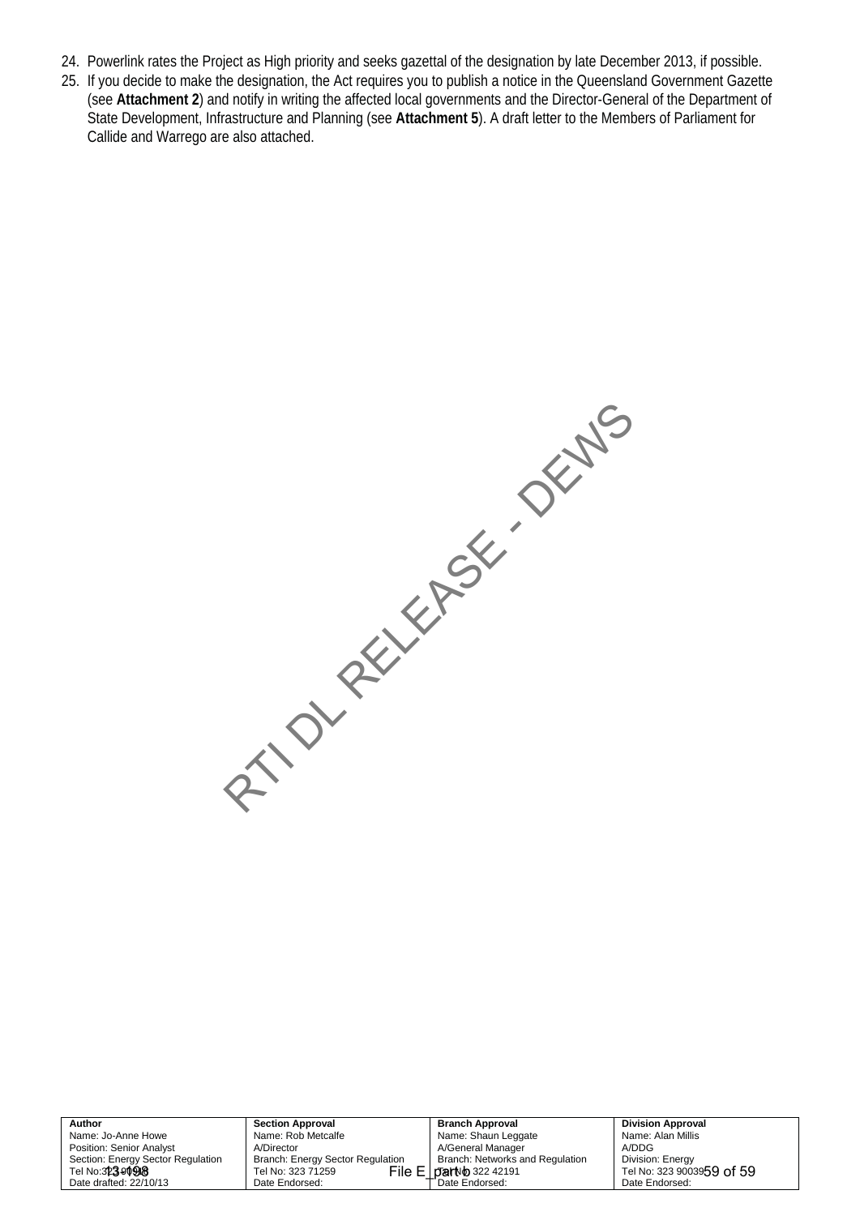24. Powerlink rates the Project as High priority and seeks gazettal of the designation by late December 2013, if possible.
25. If you decide to make the designation, the Act requires you to publish a notice in the Queensland Government Gazette (see **Attachment 2**) and notify in writing the affected local governments and the Director-General of the Department of State Development, Infrastructure and Planning (see **Attachment 5**). A draft letter to the Members of Parliament for Callide and Warrego are also attached.

| **Author** | **Section Approval** | **Branch Approval** | **Division Approval** |
|---|---|---|---|
| Name: Jo-Anne Howe | Name: Rob Metcalfe | Name: Shaun Leggate | Name: Alan Millis |
| Position: Senior Analyst | A/Director | A/General Manager | A/DDG |
| Section: Energy Sector Regulation | Branch: Energy Sector Regulation | Branch: Networks and Regulation | Division: Energy |
| Tel No: 323 40098 | Tel No: 323 71259 | Tel No: 322 42191 | Tel No: 323 90039 |
| Date drafted: 22/10/13 | Date Endorsed: | Date Endorsed: | Date Endorsed: |